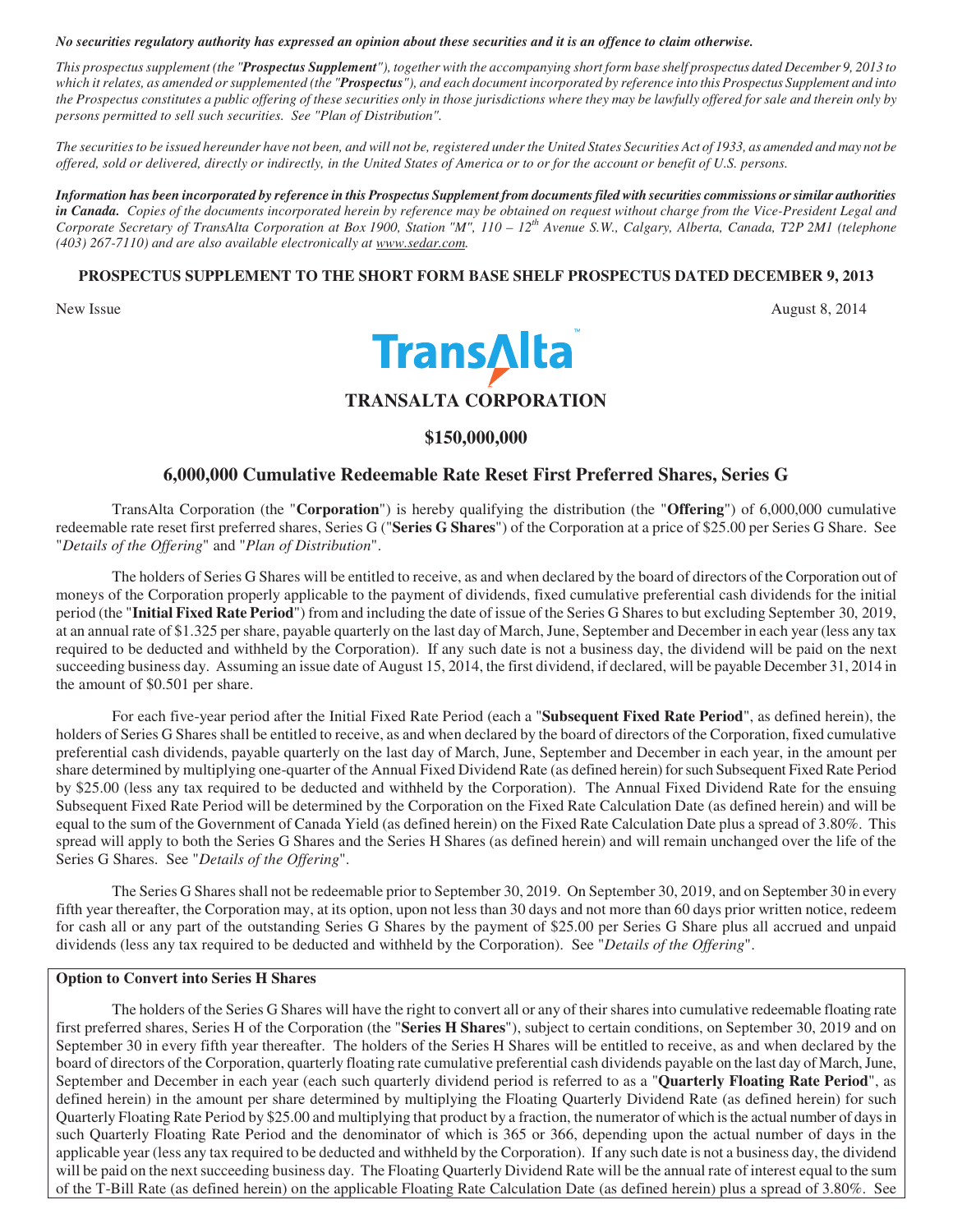***No securities regulatory authority has expressed an opinion about these securities and it is an offence to claim otherwise.***

*This prospectus supplement (the "**Prospectus Supplement**"), together with the accompanying short form base shelf prospectus dated December 9, 2013 to which it relates, as amended or supplemented (the "**Prospectus**"), and each document incorporated by reference into this Prospectus Supplement and into the Prospectus constitutes a public offering of these securities only in those jurisdictions where they may be lawfully offered for sale and therein only by persons permitted to sell such securities. See "Plan of Distribution".*

*The securities to be issued hereunder have not been, and will not be, registered under the United States Securities Act of 1933, as amended and may not be offered, sold or delivered, directly or indirectly, in the United States of America or to or for the account or benefit of U.S. persons.*

***Information has been incorporated by reference in this Prospectus Supplement from documents filed with securities commissions or similar authorities in Canada.*** *Copies of the documents incorporated herein by reference may be obtained on request without charge from the Vice-President Legal and Corporate Secretary of TransAlta Corporation at Box 1900, Station "M", 110 – 12th Avenue S.W., Calgary, Alberta, Canada, T2P 2M1 (telephone (403) 267-7110) and are also available electronically at www.sedar.com.*

**PROSPECTUS SUPPLEMENT TO THE SHORT FORM BASE SHELF PROSPECTUS DATED DECEMBER 9, 2013**

New Issue — August 8, 2014

TransAlta™

# TRANSALTA CORPORATION

## $150,000,000

## 6,000,000 Cumulative Redeemable Rate Reset First Preferred Shares, Series G

TransAlta Corporation (the "**Corporation**") is hereby qualifying the distribution (the "**Offering**") of 6,000,000 cumulative redeemable rate reset first preferred shares, Series G ("**Series G Shares**") of the Corporation at a price of $25.00 per Series G Share. See "*Details of the Offering*" and "*Plan of Distribution*".

The holders of Series G Shares will be entitled to receive, as and when declared by the board of directors of the Corporation out of moneys of the Corporation properly applicable to the payment of dividends, fixed cumulative preferential cash dividends for the initial period (the "**Initial Fixed Rate Period**") from and including the date of issue of the Series G Shares to but excluding September 30, 2019, at an annual rate of $1.325 per share, payable quarterly on the last day of March, June, September and December in each year (less any tax required to be deducted and withheld by the Corporation). If any such date is not a business day, the dividend will be paid on the next succeeding business day. Assuming an issue date of August 15, 2014, the first dividend, if declared, will be payable December 31, 2014 in the amount of $0.501 per share.

For each five-year period after the Initial Fixed Rate Period (each a "**Subsequent Fixed Rate Period**", as defined herein), the holders of Series G Shares shall be entitled to receive, as and when declared by the board of directors of the Corporation, fixed cumulative preferential cash dividends, payable quarterly on the last day of March, June, September and December in each year, in the amount per share determined by multiplying one-quarter of the Annual Fixed Dividend Rate (as defined herein) for such Subsequent Fixed Rate Period by $25.00 (less any tax required to be deducted and withheld by the Corporation). The Annual Fixed Dividend Rate for the ensuing Subsequent Fixed Rate Period will be determined by the Corporation on the Fixed Rate Calculation Date (as defined herein) and will be equal to the sum of the Government of Canada Yield (as defined herein) on the Fixed Rate Calculation Date plus a spread of 3.80%. This spread will apply to both the Series G Shares and the Series H Shares (as defined herein) and will remain unchanged over the life of the Series G Shares. See "*Details of the Offering*".

The Series G Shares shall not be redeemable prior to September 30, 2019. On September 30, 2019, and on September 30 in every fifth year thereafter, the Corporation may, at its option, upon not less than 30 days and not more than 60 days prior written notice, redeem for cash all or any part of the outstanding Series G Shares by the payment of $25.00 per Series G Share plus all accrued and unpaid dividends (less any tax required to be deducted and withheld by the Corporation). See "*Details of the Offering*".

**Option to Convert into Series H Shares**

The holders of the Series G Shares will have the right to convert all or any of their shares into cumulative redeemable floating rate first preferred shares, Series H of the Corporation (the "**Series H Shares**"), subject to certain conditions, on September 30, 2019 and on September 30 in every fifth year thereafter. The holders of the Series H Shares will be entitled to receive, as and when declared by the board of directors of the Corporation, quarterly floating rate cumulative preferential cash dividends payable on the last day of March, June, September and December in each year (each such quarterly dividend period is referred to as a "**Quarterly Floating Rate Period**", as defined herein) in the amount per share determined by multiplying the Floating Quarterly Dividend Rate (as defined herein) for such Quarterly Floating Rate Period by $25.00 and multiplying that product by a fraction, the numerator of which is the actual number of days in such Quarterly Floating Rate Period and the denominator of which is 365 or 366, depending upon the actual number of days in the applicable year (less any tax required to be deducted and withheld by the Corporation). If any such date is not a business day, the dividend will be paid on the next succeeding business day. The Floating Quarterly Dividend Rate will be the annual rate of interest equal to the sum of the T-Bill Rate (as defined herein) on the applicable Floating Rate Calculation Date (as defined herein) plus a spread of 3.80%. See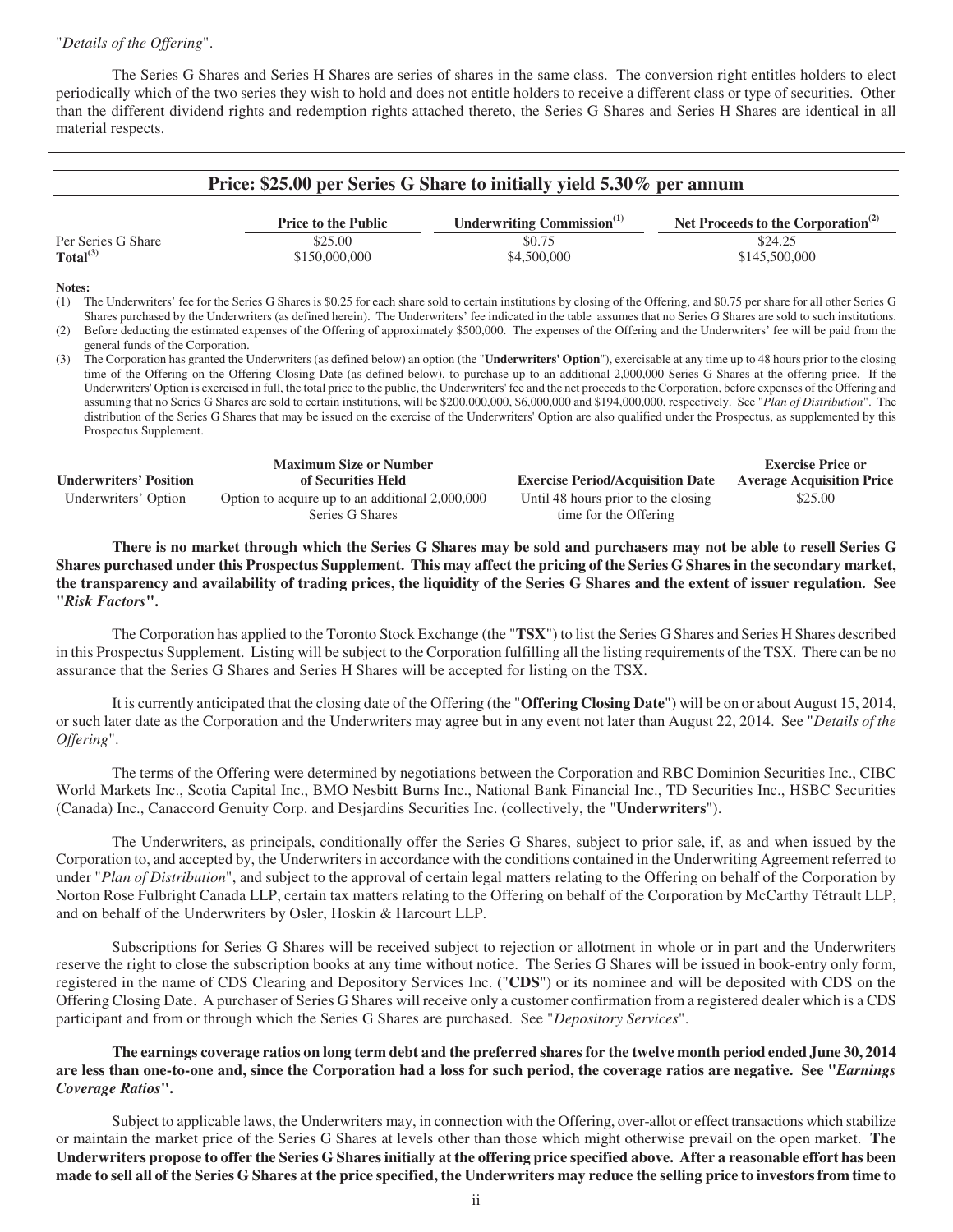"*Details of the Offering*".

The Series G Shares and Series H Shares are series of shares in the same class. The conversion right entitles holders to elect periodically which of the two series they wish to hold and does not entitle holders to receive a different class or type of securities. Other than the different dividend rights and redemption rights attached thereto, the Series G Shares and Series H Shares are identical in all material respects.

## Price: $25.00 per Series G Share to initially yield 5.30% per annum

| | Price to the Public | Underwriting Commission[(1)] | Net Proceeds to the Corporation[(2)] |
|---|---|---|---|
| Per Series G Share | $25.00 | $0.75 | $24.25 |
| **Total**[(3)] | $150,000,000 | $4,500,000 | $145,500,000 |

**Notes:**

(1) The Underwriters' fee for the Series G Shares is $0.25 for each share sold to certain institutions by closing of the Offering, and $0.75 per share for all other Series G Shares purchased by the Underwriters (as defined herein). The Underwriters' fee indicated in the table assumes that no Series G Shares are sold to such institutions.

(2) Before deducting the estimated expenses of the Offering of approximately $500,000. The expenses of the Offering and the Underwriters' fee will be paid from the general funds of the Corporation.

(3) The Corporation has granted the Underwriters (as defined below) an option (the "**Underwriters' Option**"), exercisable at any time up to 48 hours prior to the closing time of the Offering on the Offering Closing Date (as defined below), to purchase up to an additional 2,000,000 Series G Shares at the offering price. If the Underwriters' Option is exercised in full, the total price to the public, the Underwriters' fee and the net proceeds to the Corporation, before expenses of the Offering and assuming that no Series G Shares are sold to certain institutions, will be $200,000,000, $6,000,000 and $194,000,000, respectively. See "*Plan of Distribution*". The distribution of the Series G Shares that may be issued on the exercise of the Underwriters' Option are also qualified under the Prospectus, as supplemented by this Prospectus Supplement.

| Underwriters' Position | Maximum Size or Number of Securities Held | Exercise Period/Acquisition Date | Exercise Price or Average Acquisition Price |
|---|---|---|---|
| Underwriters' Option | Option to acquire up to an additional 2,000,000 Series G Shares | Until 48 hours prior to the closing time for the Offering | $25.00 |

**There is no market through which the Series G Shares may be sold and purchasers may not be able to resell Series G Shares purchased under this Prospectus Supplement. This may affect the pricing of the Series G Shares in the secondary market, the transparency and availability of trading prices, the liquidity of the Series G Shares and the extent of issuer regulation. See "*Risk Factors*".**

The Corporation has applied to the Toronto Stock Exchange (the "**TSX**") to list the Series G Shares and Series H Shares described in this Prospectus Supplement. Listing will be subject to the Corporation fulfilling all the listing requirements of the TSX. There can be no assurance that the Series G Shares and Series H Shares will be accepted for listing on the TSX.

It is currently anticipated that the closing date of the Offering (the "**Offering Closing Date**") will be on or about August 15, 2014, or such later date as the Corporation and the Underwriters may agree but in any event not later than August 22, 2014. See "*Details of the Offering*".

The terms of the Offering were determined by negotiations between the Corporation and RBC Dominion Securities Inc., CIBC World Markets Inc., Scotia Capital Inc., BMO Nesbitt Burns Inc., National Bank Financial Inc., TD Securities Inc., HSBC Securities (Canada) Inc., Canaccord Genuity Corp. and Desjardins Securities Inc. (collectively, the "**Underwriters**").

The Underwriters, as principals, conditionally offer the Series G Shares, subject to prior sale, if, as and when issued by the Corporation to, and accepted by, the Underwriters in accordance with the conditions contained in the Underwriting Agreement referred to under "*Plan of Distribution*", and subject to the approval of certain legal matters relating to the Offering on behalf of the Corporation by Norton Rose Fulbright Canada LLP, certain tax matters relating to the Offering on behalf of the Corporation by McCarthy Tétrault LLP, and on behalf of the Underwriters by Osler, Hoskin & Harcourt LLP.

Subscriptions for Series G Shares will be received subject to rejection or allotment in whole or in part and the Underwriters reserve the right to close the subscription books at any time without notice. The Series G Shares will be issued in book-entry only form, registered in the name of CDS Clearing and Depository Services Inc. ("**CDS**") or its nominee and will be deposited with CDS on the Offering Closing Date. A purchaser of Series G Shares will receive only a customer confirmation from a registered dealer which is a CDS participant and from or through which the Series G Shares are purchased. See "*Depository Services*".

**The earnings coverage ratios on long term debt and the preferred shares for the twelve month period ended June 30, 2014 are less than one-to-one and, since the Corporation had a loss for such period, the coverage ratios are negative. See "*Earnings Coverage Ratios*".**

Subject to applicable laws, the Underwriters may, in connection with the Offering, over-allot or effect transactions which stabilize or maintain the market price of the Series G Shares at levels other than those which might otherwise prevail on the open market. **The Underwriters propose to offer the Series G Shares initially at the offering price specified above. After a reasonable effort has been made to sell all of the Series G Shares at the price specified, the Underwriters may reduce the selling price to investors from time to**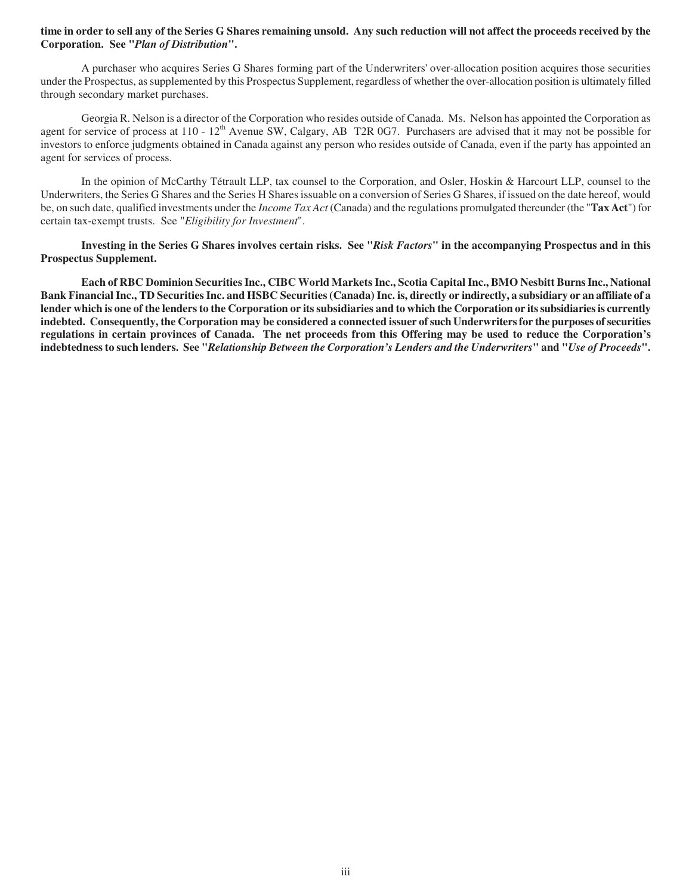**time in order to sell any of the Series G Shares remaining unsold. Any such reduction will not affect the proceeds received by the Corporation. See "*Plan of Distribution*".**

A purchaser who acquires Series G Shares forming part of the Underwriters' over-allocation position acquires those securities under the Prospectus, as supplemented by this Prospectus Supplement, regardless of whether the over-allocation position is ultimately filled through secondary market purchases.

Georgia R. Nelson is a director of the Corporation who resides outside of Canada. Ms. Nelson has appointed the Corporation as agent for service of process at 110 - 12th Avenue SW, Calgary, AB T2R 0G7. Purchasers are advised that it may not be possible for investors to enforce judgments obtained in Canada against any person who resides outside of Canada, even if the party has appointed an agent for services of process.

In the opinion of McCarthy Tétrault LLP, tax counsel to the Corporation, and Osler, Hoskin & Harcourt LLP, counsel to the Underwriters, the Series G Shares and the Series H Shares issuable on a conversion of Series G Shares, if issued on the date hereof, would be, on such date, qualified investments under the *Income Tax Act* (Canada) and the regulations promulgated thereunder (the "**Tax Act**") for certain tax-exempt trusts. See "*Eligibility for Investment*".

**Investing in the Series G Shares involves certain risks. See "*Risk Factors*" in the accompanying Prospectus and in this Prospectus Supplement.**

**Each of RBC Dominion Securities Inc., CIBC World Markets Inc., Scotia Capital Inc., BMO Nesbitt Burns Inc., National Bank Financial Inc., TD Securities Inc. and HSBC Securities (Canada) Inc. is, directly or indirectly, a subsidiary or an affiliate of a lender which is one of the lenders to the Corporation or its subsidiaries and to which the Corporation or its subsidiaries is currently indebted. Consequently, the Corporation may be considered a connected issuer of such Underwriters for the purposes of securities regulations in certain provinces of Canada. The net proceeds from this Offering may be used to reduce the Corporation's indebtedness to such lenders. See "*Relationship Between the Corporation's Lenders and the Underwriters*" and "*Use of Proceeds*".**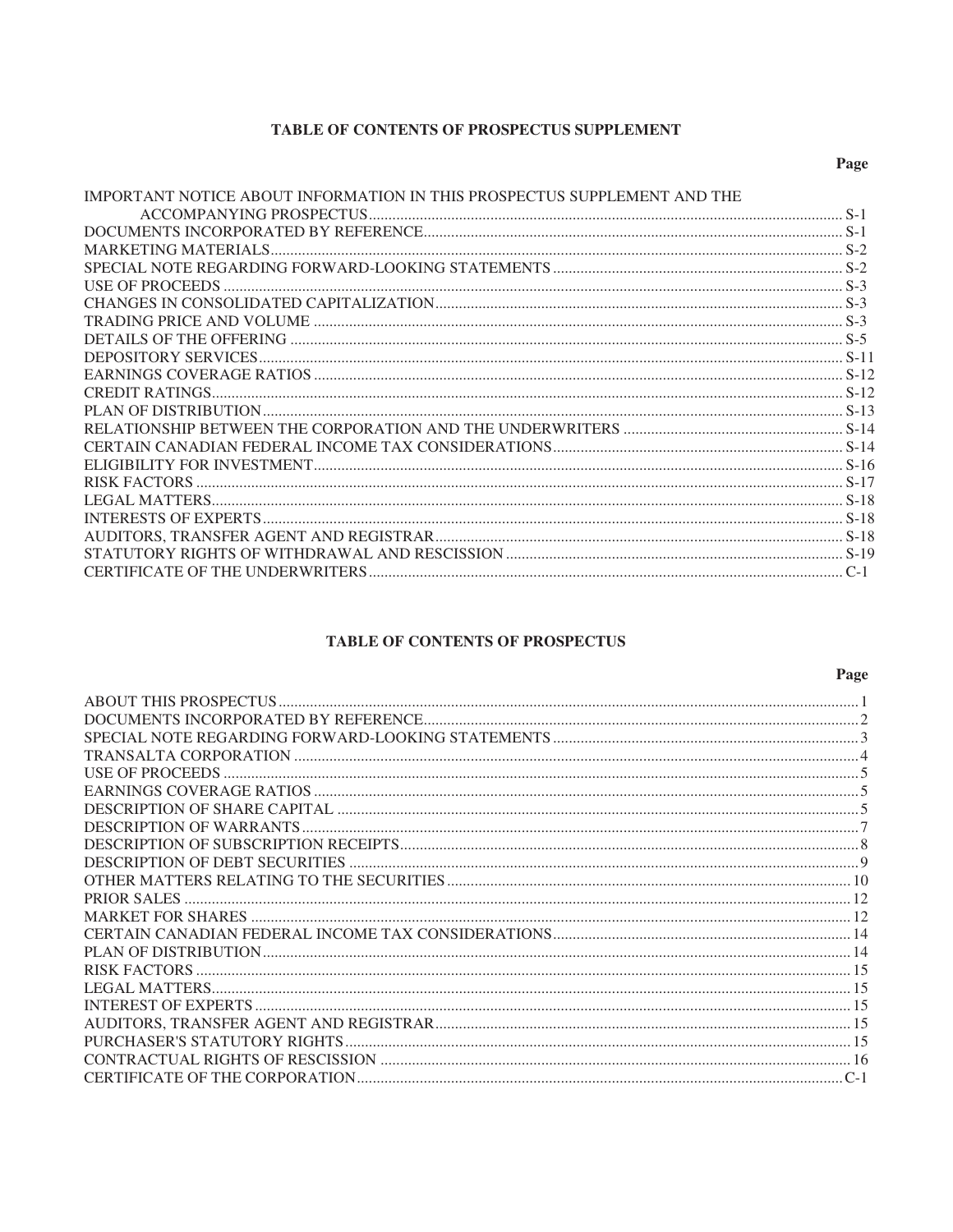## TABLE OF CONTENTS OF PROSPECTUS SUPPLEMENT

| | Page |
|---|---|
| IMPORTANT NOTICE ABOUT INFORMATION IN THIS PROSPECTUS SUPPLEMENT AND THE ACCOMPANYING PROSPECTUS | S-1 |
| DOCUMENTS INCORPORATED BY REFERENCE | S-1 |
| MARKETING MATERIALS | S-2 |
| SPECIAL NOTE REGARDING FORWARD-LOOKING STATEMENTS | S-2 |
| USE OF PROCEEDS | S-3 |
| CHANGES IN CONSOLIDATED CAPITALIZATION | S-3 |
| TRADING PRICE AND VOLUME | S-3 |
| DETAILS OF THE OFFERING | S-5 |
| DEPOSITORY SERVICES | S-11 |
| EARNINGS COVERAGE RATIOS | S-12 |
| CREDIT RATINGS | S-12 |
| PLAN OF DISTRIBUTION | S-13 |
| RELATIONSHIP BETWEEN THE CORPORATION AND THE UNDERWRITERS | S-14 |
| CERTAIN CANADIAN FEDERAL INCOME TAX CONSIDERATIONS | S-14 |
| ELIGIBILITY FOR INVESTMENT | S-16 |
| RISK FACTORS | S-17 |
| LEGAL MATTERS | S-18 |
| INTERESTS OF EXPERTS | S-18 |
| AUDITORS, TRANSFER AGENT AND REGISTRAR | S-18 |
| STATUTORY RIGHTS OF WITHDRAWAL AND RESCISSION | S-19 |
| CERTIFICATE OF THE UNDERWRITERS | C-1 |

## TABLE OF CONTENTS OF PROSPECTUS

| | Page |
|---|---|
| ABOUT THIS PROSPECTUS | 1 |
| DOCUMENTS INCORPORATED BY REFERENCE | 2 |
| SPECIAL NOTE REGARDING FORWARD-LOOKING STATEMENTS | 3 |
| TRANSALTA CORPORATION | 4 |
| USE OF PROCEEDS | 5 |
| EARNINGS COVERAGE RATIOS | 5 |
| DESCRIPTION OF SHARE CAPITAL | 5 |
| DESCRIPTION OF WARRANTS | 7 |
| DESCRIPTION OF SUBSCRIPTION RECEIPTS | 8 |
| DESCRIPTION OF DEBT SECURITIES | 9 |
| OTHER MATTERS RELATING TO THE SECURITIES | 10 |
| PRIOR SALES | 12 |
| MARKET FOR SHARES | 12 |
| CERTAIN CANADIAN FEDERAL INCOME TAX CONSIDERATIONS | 14 |
| PLAN OF DISTRIBUTION | 14 |
| RISK FACTORS | 15 |
| LEGAL MATTERS | 15 |
| INTEREST OF EXPERTS | 15 |
| AUDITORS, TRANSFER AGENT AND REGISTRAR | 15 |
| PURCHASER'S STATUTORY RIGHTS | 15 |
| CONTRACTUAL RIGHTS OF RESCISSION | 16 |
| CERTIFICATE OF THE CORPORATION | C-1 |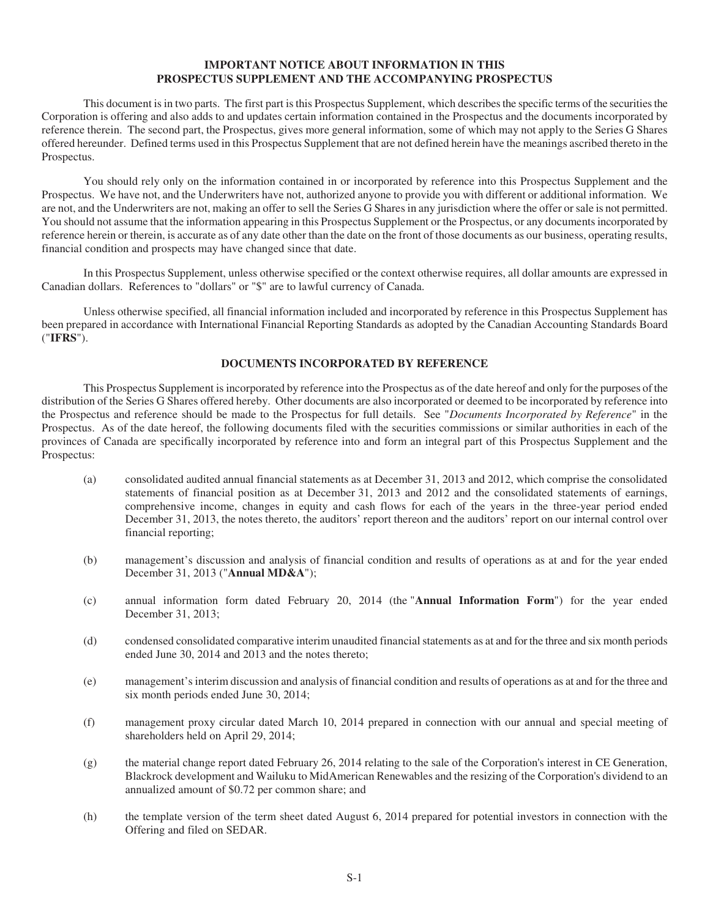## IMPORTANT NOTICE ABOUT INFORMATION IN THIS PROSPECTUS SUPPLEMENT AND THE ACCOMPANYING PROSPECTUS

This document is in two parts. The first part is this Prospectus Supplement, which describes the specific terms of the securities the Corporation is offering and also adds to and updates certain information contained in the Prospectus and the documents incorporated by reference therein. The second part, the Prospectus, gives more general information, some of which may not apply to the Series G Shares offered hereunder. Defined terms used in this Prospectus Supplement that are not defined herein have the meanings ascribed thereto in the Prospectus.

You should rely only on the information contained in or incorporated by reference into this Prospectus Supplement and the Prospectus. We have not, and the Underwriters have not, authorized anyone to provide you with different or additional information. We are not, and the Underwriters are not, making an offer to sell the Series G Shares in any jurisdiction where the offer or sale is not permitted. You should not assume that the information appearing in this Prospectus Supplement or the Prospectus, or any documents incorporated by reference herein or therein, is accurate as of any date other than the date on the front of those documents as our business, operating results, financial condition and prospects may have changed since that date.

In this Prospectus Supplement, unless otherwise specified or the context otherwise requires, all dollar amounts are expressed in Canadian dollars. References to "dollars" or "$" are to lawful currency of Canada.

Unless otherwise specified, all financial information included and incorporated by reference in this Prospectus Supplement has been prepared in accordance with International Financial Reporting Standards as adopted by the Canadian Accounting Standards Board ("**IFRS**").

## DOCUMENTS INCORPORATED BY REFERENCE

This Prospectus Supplement is incorporated by reference into the Prospectus as of the date hereof and only for the purposes of the distribution of the Series G Shares offered hereby. Other documents are also incorporated or deemed to be incorporated by reference into the Prospectus and reference should be made to the Prospectus for full details. See "*Documents Incorporated by Reference*" in the Prospectus. As of the date hereof, the following documents filed with the securities commissions or similar authorities in each of the provinces of Canada are specifically incorporated by reference into and form an integral part of this Prospectus Supplement and the Prospectus:

(a) consolidated audited annual financial statements as at December 31, 2013 and 2012, which comprise the consolidated statements of financial position as at December 31, 2013 and 2012 and the consolidated statements of earnings, comprehensive income, changes in equity and cash flows for each of the years in the three-year period ended December 31, 2013, the notes thereto, the auditors' report thereon and the auditors' report on our internal control over financial reporting;

(b) management's discussion and analysis of financial condition and results of operations as at and for the year ended December 31, 2013 ("**Annual MD&A**");

(c) annual information form dated February 20, 2014 (the "**Annual Information Form**") for the year ended December 31, 2013;

(d) condensed consolidated comparative interim unaudited financial statements as at and for the three and six month periods ended June 30, 2014 and 2013 and the notes thereto;

(e) management's interim discussion and analysis of financial condition and results of operations as at and for the three and six month periods ended June 30, 2014;

(f) management proxy circular dated March 10, 2014 prepared in connection with our annual and special meeting of shareholders held on April 29, 2014;

(g) the material change report dated February 26, 2014 relating to the sale of the Corporation's interest in CE Generation, Blackrock development and Wailuku to MidAmerican Renewables and the resizing of the Corporation's dividend to an annualized amount of $0.72 per common share; and

(h) the template version of the term sheet dated August 6, 2014 prepared for potential investors in connection with the Offering and filed on SEDAR.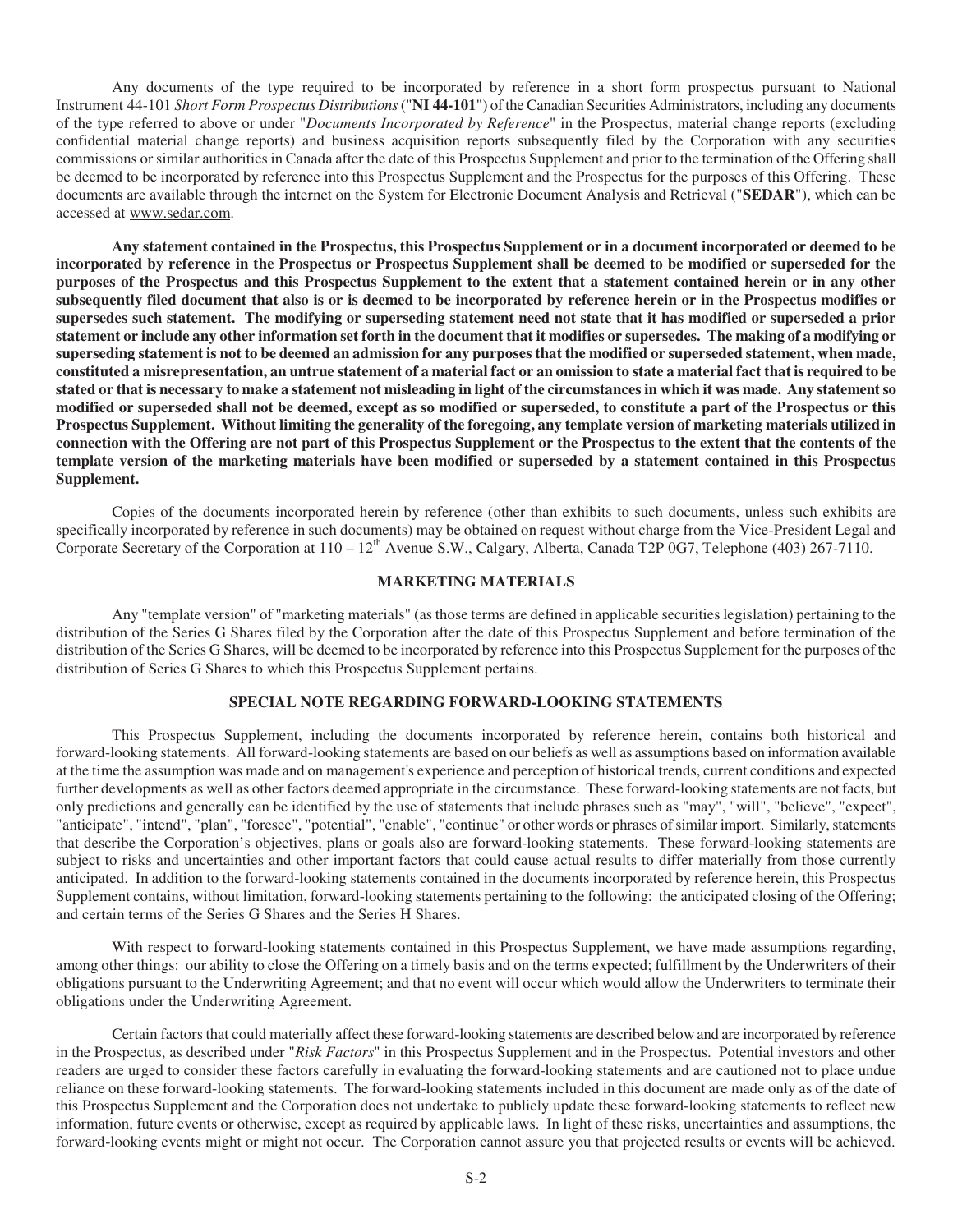Any documents of the type required to be incorporated by reference in a short form prospectus pursuant to National Instrument 44-101 *Short Form Prospectus Distributions* ("**NI 44-101**") of the Canadian Securities Administrators, including any documents of the type referred to above or under "*Documents Incorporated by Reference*" in the Prospectus, material change reports (excluding confidential material change reports) and business acquisition reports subsequently filed by the Corporation with any securities commissions or similar authorities in Canada after the date of this Prospectus Supplement and prior to the termination of the Offering shall be deemed to be incorporated by reference into this Prospectus Supplement and the Prospectus for the purposes of this Offering. These documents are available through the internet on the System for Electronic Document Analysis and Retrieval ("**SEDAR**"), which can be accessed at www.sedar.com.

**Any statement contained in the Prospectus, this Prospectus Supplement or in a document incorporated or deemed to be incorporated by reference in the Prospectus or Prospectus Supplement shall be deemed to be modified or superseded for the purposes of the Prospectus and this Prospectus Supplement to the extent that a statement contained herein or in any other subsequently filed document that also is or is deemed to be incorporated by reference herein or in the Prospectus modifies or supersedes such statement. The modifying or superseding statement need not state that it has modified or superseded a prior statement or include any other information set forth in the document that it modifies or supersedes. The making of a modifying or superseding statement is not to be deemed an admission for any purposes that the modified or superseded statement, when made, constituted a misrepresentation, an untrue statement of a material fact or an omission to state a material fact that is required to be stated or that is necessary to make a statement not misleading in light of the circumstances in which it was made. Any statement so modified or superseded shall not be deemed, except as so modified or superseded, to constitute a part of the Prospectus or this Prospectus Supplement. Without limiting the generality of the foregoing, any template version of marketing materials utilized in connection with the Offering are not part of this Prospectus Supplement or the Prospectus to the extent that the contents of the template version of the marketing materials have been modified or superseded by a statement contained in this Prospectus Supplement.**

Copies of the documents incorporated herein by reference (other than exhibits to such documents, unless such exhibits are specifically incorporated by reference in such documents) may be obtained on request without charge from the Vice-President Legal and Corporate Secretary of the Corporation at 110 – 12th Avenue S.W., Calgary, Alberta, Canada T2P 0G7, Telephone (403) 267-7110.

## MARKETING MATERIALS

Any "template version" of "marketing materials" (as those terms are defined in applicable securities legislation) pertaining to the distribution of the Series G Shares filed by the Corporation after the date of this Prospectus Supplement and before termination of the distribution of the Series G Shares, will be deemed to be incorporated by reference into this Prospectus Supplement for the purposes of the distribution of Series G Shares to which this Prospectus Supplement pertains.

## SPECIAL NOTE REGARDING FORWARD-LOOKING STATEMENTS

This Prospectus Supplement, including the documents incorporated by reference herein, contains both historical and forward-looking statements. All forward-looking statements are based on our beliefs as well as assumptions based on information available at the time the assumption was made and on management's experience and perception of historical trends, current conditions and expected further developments as well as other factors deemed appropriate in the circumstance. These forward-looking statements are not facts, but only predictions and generally can be identified by the use of statements that include phrases such as "may", "will", "believe", "expect", "anticipate", "intend", "plan", "foresee", "potential", "enable", "continue" or other words or phrases of similar import. Similarly, statements that describe the Corporation's objectives, plans or goals also are forward-looking statements. These forward-looking statements are subject to risks and uncertainties and other important factors that could cause actual results to differ materially from those currently anticipated. In addition to the forward-looking statements contained in the documents incorporated by reference herein, this Prospectus Supplement contains, without limitation, forward-looking statements pertaining to the following: the anticipated closing of the Offering; and certain terms of the Series G Shares and the Series H Shares.

With respect to forward-looking statements contained in this Prospectus Supplement, we have made assumptions regarding, among other things: our ability to close the Offering on a timely basis and on the terms expected; fulfillment by the Underwriters of their obligations pursuant to the Underwriting Agreement; and that no event will occur which would allow the Underwriters to terminate their obligations under the Underwriting Agreement.

Certain factors that could materially affect these forward-looking statements are described below and are incorporated by reference in the Prospectus, as described under "*Risk Factors*" in this Prospectus Supplement and in the Prospectus. Potential investors and other readers are urged to consider these factors carefully in evaluating the forward-looking statements and are cautioned not to place undue reliance on these forward-looking statements. The forward-looking statements included in this document are made only as of the date of this Prospectus Supplement and the Corporation does not undertake to publicly update these forward-looking statements to reflect new information, future events or otherwise, except as required by applicable laws. In light of these risks, uncertainties and assumptions, the forward-looking events might or might not occur. The Corporation cannot assure you that projected results or events will be achieved.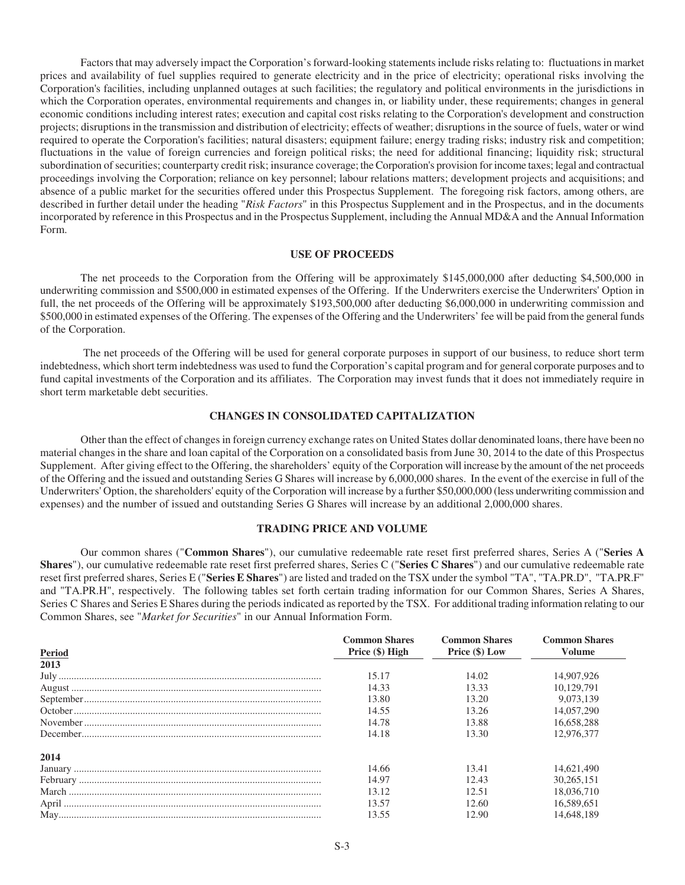Factors that may adversely impact the Corporation's forward-looking statements include risks relating to: fluctuations in market prices and availability of fuel supplies required to generate electricity and in the price of electricity; operational risks involving the Corporation's facilities, including unplanned outages at such facilities; the regulatory and political environments in the jurisdictions in which the Corporation operates, environmental requirements and changes in, or liability under, these requirements; changes in general economic conditions including interest rates; execution and capital cost risks relating to the Corporation's development and construction projects; disruptions in the transmission and distribution of electricity; effects of weather; disruptions in the source of fuels, water or wind required to operate the Corporation's facilities; natural disasters; equipment failure; energy trading risks; industry risk and competition; fluctuations in the value of foreign currencies and foreign political risks; the need for additional financing; liquidity risk; structural subordination of securities; counterparty credit risk; insurance coverage; the Corporation's provision for income taxes; legal and contractual proceedings involving the Corporation; reliance on key personnel; labour relations matters; development projects and acquisitions; and absence of a public market for the securities offered under this Prospectus Supplement. The foregoing risk factors, among others, are described in further detail under the heading "*Risk Factors*" in this Prospectus Supplement and in the Prospectus, and in the documents incorporated by reference in this Prospectus and in the Prospectus Supplement, including the Annual MD&A and the Annual Information Form.

## USE OF PROCEEDS

The net proceeds to the Corporation from the Offering will be approximately $145,000,000 after deducting $4,500,000 in underwriting commission and $500,000 in estimated expenses of the Offering. If the Underwriters exercise the Underwriters' Option in full, the net proceeds of the Offering will be approximately $193,500,000 after deducting $6,000,000 in underwriting commission and $500,000 in estimated expenses of the Offering. The expenses of the Offering and the Underwriters' fee will be paid from the general funds of the Corporation.

The net proceeds of the Offering will be used for general corporate purposes in support of our business, to reduce short term indebtedness, which short term indebtedness was used to fund the Corporation's capital program and for general corporate purposes and to fund capital investments of the Corporation and its affiliates. The Corporation may invest funds that it does not immediately require in short term marketable debt securities.

## CHANGES IN CONSOLIDATED CAPITALIZATION

Other than the effect of changes in foreign currency exchange rates on United States dollar denominated loans, there have been no material changes in the share and loan capital of the Corporation on a consolidated basis from June 30, 2014 to the date of this Prospectus Supplement. After giving effect to the Offering, the shareholders' equity of the Corporation will increase by the amount of the net proceeds of the Offering and the issued and outstanding Series G Shares will increase by 6,000,000 shares. In the event of the exercise in full of the Underwriters' Option, the shareholders' equity of the Corporation will increase by a further $50,000,000 (less underwriting commission and expenses) and the number of issued and outstanding Series G Shares will increase by an additional 2,000,000 shares.

## TRADING PRICE AND VOLUME

Our common shares ("**Common Shares**"), our cumulative redeemable rate reset first preferred shares, Series A ("**Series A Shares**"), our cumulative redeemable rate reset first preferred shares, Series C ("**Series C Shares**") and our cumulative redeemable rate reset first preferred shares, Series E ("**Series E Shares**") are listed and traded on the TSX under the symbol "TA", "TA.PR.D", "TA.PR.F" and "TA.PR.H", respectively. The following tables set forth certain trading information for our Common Shares, Series A Shares, Series C Shares and Series E Shares during the periods indicated as reported by the TSX. For additional trading information relating to our Common Shares, see "*Market for Securities*" in our Annual Information Form.

| Period | Common Shares Price ($) High | Common Shares Price ($) Low | Common Shares Volume |
|---|---|---|---|
| **2013** | | | |
| July | 15.17 | 14.02 | 14,907,926 |
| August | 14.33 | 13.33 | 10,129,791 |
| September | 13.80 | 13.20 | 9,073,139 |
| October | 14.55 | 13.26 | 14,057,290 |
| November | 14.78 | 13.88 | 16,658,288 |
| December | 14.18 | 13.30 | 12,976,377 |
| **2014** | | | |
| January | 14.66 | 13.41 | 14,621,490 |
| February | 14.97 | 12.43 | 30,265,151 |
| March | 13.12 | 12.51 | 18,036,710 |
| April | 13.57 | 12.60 | 16,589,651 |
| May | 13.55 | 12.90 | 14,648,189 |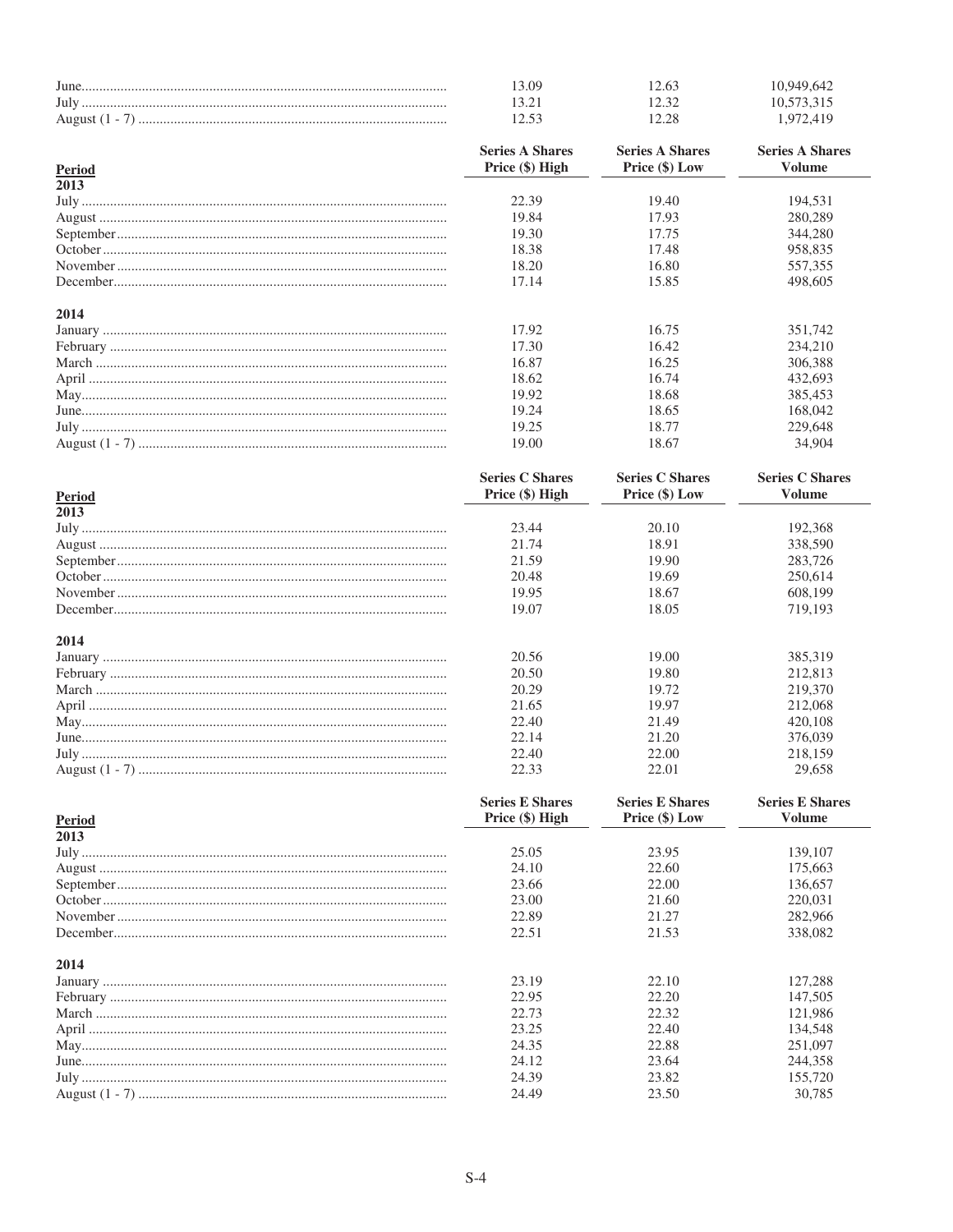| | | | |
|---|---|---|---|
| June | 13.09 | 12.63 | 10,949,642 |
| July | 13.21 | 12.32 | 10,573,315 |
| August (1 - 7) | 12.53 | 12.28 | 1,972,419 |

| Period | Series A Shares Price ($) High | Series A Shares Price ($) Low | Series A Shares Volume |
|---|---|---|---|
| **2013** | | | |
| July | 22.39 | 19.40 | 194,531 |
| August | 19.84 | 17.93 | 280,289 |
| September | 19.30 | 17.75 | 344,280 |
| October | 18.38 | 17.48 | 958,835 |
| November | 18.20 | 16.80 | 557,355 |
| December | 17.14 | 15.85 | 498,605 |
| **2014** | | | |
| January | 17.92 | 16.75 | 351,742 |
| February | 17.30 | 16.42 | 234,210 |
| March | 16.87 | 16.25 | 306,388 |
| April | 18.62 | 16.74 | 432,693 |
| May | 19.92 | 18.68 | 385,453 |
| June | 19.24 | 18.65 | 168,042 |
| July | 19.25 | 18.77 | 229,648 |
| August (1 - 7) | 19.00 | 18.67 | 34,904 |

| Period | Series C Shares Price ($) High | Series C Shares Price ($) Low | Series C Shares Volume |
|---|---|---|---|
| **2013** | | | |
| July | 23.44 | 20.10 | 192,368 |
| August | 21.74 | 18.91 | 338,590 |
| September | 21.59 | 19.90 | 283,726 |
| October | 20.48 | 19.69 | 250,614 |
| November | 19.95 | 18.67 | 608,199 |
| December | 19.07 | 18.05 | 719,193 |
| **2014** | | | |
| January | 20.56 | 19.00 | 385,319 |
| February | 20.50 | 19.80 | 212,813 |
| March | 20.29 | 19.72 | 219,370 |
| April | 21.65 | 19.97 | 212,068 |
| May | 22.40 | 21.49 | 420,108 |
| June | 22.14 | 21.20 | 376,039 |
| July | 22.40 | 22.00 | 218,159 |
| August (1 - 7) | 22.33 | 22.01 | 29,658 |

| Period | Series E Shares Price ($) High | Series E Shares Price ($) Low | Series E Shares Volume |
|---|---|---|---|
| **2013** | | | |
| July | 25.05 | 23.95 | 139,107 |
| August | 24.10 | 22.60 | 175,663 |
| September | 23.66 | 22.00 | 136,657 |
| October | 23.00 | 21.60 | 220,031 |
| November | 22.89 | 21.27 | 282,966 |
| December | 22.51 | 21.53 | 338,082 |
| **2014** | | | |
| January | 23.19 | 22.10 | 127,288 |
| February | 22.95 | 22.20 | 147,505 |
| March | 22.73 | 22.32 | 121,986 |
| April | 23.25 | 22.40 | 134,548 |
| May | 24.35 | 22.88 | 251,097 |
| June | 24.12 | 23.64 | 244,358 |
| July | 24.39 | 23.82 | 155,720 |
| August (1 - 7) | 24.49 | 23.50 | 30,785 |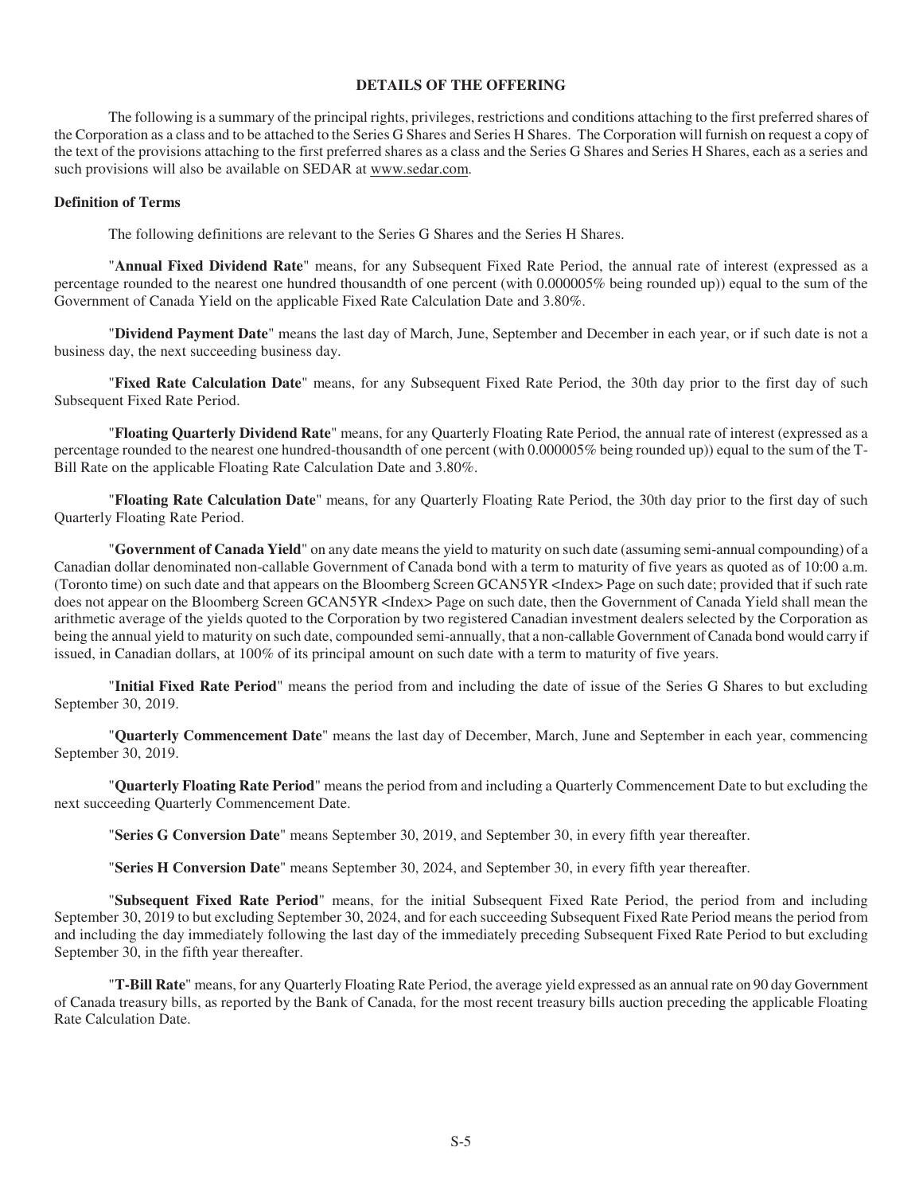## DETAILS OF THE OFFERING

The following is a summary of the principal rights, privileges, restrictions and conditions attaching to the first preferred shares of the Corporation as a class and to be attached to the Series G Shares and Series H Shares. The Corporation will furnish on request a copy of the text of the provisions attaching to the first preferred shares as a class and the Series G Shares and Series H Shares, each as a series and such provisions will also be available on SEDAR at www.sedar.com.

### Definition of Terms

The following definitions are relevant to the Series G Shares and the Series H Shares.

"**Annual Fixed Dividend Rate**" means, for any Subsequent Fixed Rate Period, the annual rate of interest (expressed as a percentage rounded to the nearest one hundred thousandth of one percent (with 0.000005% being rounded up)) equal to the sum of the Government of Canada Yield on the applicable Fixed Rate Calculation Date and 3.80%.

"**Dividend Payment Date**" means the last day of March, June, September and December in each year, or if such date is not a business day, the next succeeding business day.

"**Fixed Rate Calculation Date**" means, for any Subsequent Fixed Rate Period, the 30th day prior to the first day of such Subsequent Fixed Rate Period.

"**Floating Quarterly Dividend Rate**" means, for any Quarterly Floating Rate Period, the annual rate of interest (expressed as a percentage rounded to the nearest one hundred-thousandth of one percent (with 0.000005% being rounded up)) equal to the sum of the T-Bill Rate on the applicable Floating Rate Calculation Date and 3.80%.

"**Floating Rate Calculation Date**" means, for any Quarterly Floating Rate Period, the 30th day prior to the first day of such Quarterly Floating Rate Period.

"**Government of Canada Yield**" on any date means the yield to maturity on such date (assuming semi-annual compounding) of a Canadian dollar denominated non-callable Government of Canada bond with a term to maturity of five years as quoted as of 10:00 a.m. (Toronto time) on such date and that appears on the Bloomberg Screen GCAN5YR <Index> Page on such date; provided that if such rate does not appear on the Bloomberg Screen GCAN5YR <Index> Page on such date, then the Government of Canada Yield shall mean the arithmetic average of the yields quoted to the Corporation by two registered Canadian investment dealers selected by the Corporation as being the annual yield to maturity on such date, compounded semi-annually, that a non-callable Government of Canada bond would carry if issued, in Canadian dollars, at 100% of its principal amount on such date with a term to maturity of five years.

"**Initial Fixed Rate Period**" means the period from and including the date of issue of the Series G Shares to but excluding September 30, 2019.

"**Quarterly Commencement Date**" means the last day of December, March, June and September in each year, commencing September 30, 2019.

"**Quarterly Floating Rate Period**" means the period from and including a Quarterly Commencement Date to but excluding the next succeeding Quarterly Commencement Date.

"**Series G Conversion Date**" means September 30, 2019, and September 30, in every fifth year thereafter.

"**Series H Conversion Date**" means September 30, 2024, and September 30, in every fifth year thereafter.

"**Subsequent Fixed Rate Period**" means, for the initial Subsequent Fixed Rate Period, the period from and including September 30, 2019 to but excluding September 30, 2024, and for each succeeding Subsequent Fixed Rate Period means the period from and including the day immediately following the last day of the immediately preceding Subsequent Fixed Rate Period to but excluding September 30, in the fifth year thereafter.

"**T-Bill Rate**" means, for any Quarterly Floating Rate Period, the average yield expressed as an annual rate on 90 day Government of Canada treasury bills, as reported by the Bank of Canada, for the most recent treasury bills auction preceding the applicable Floating Rate Calculation Date.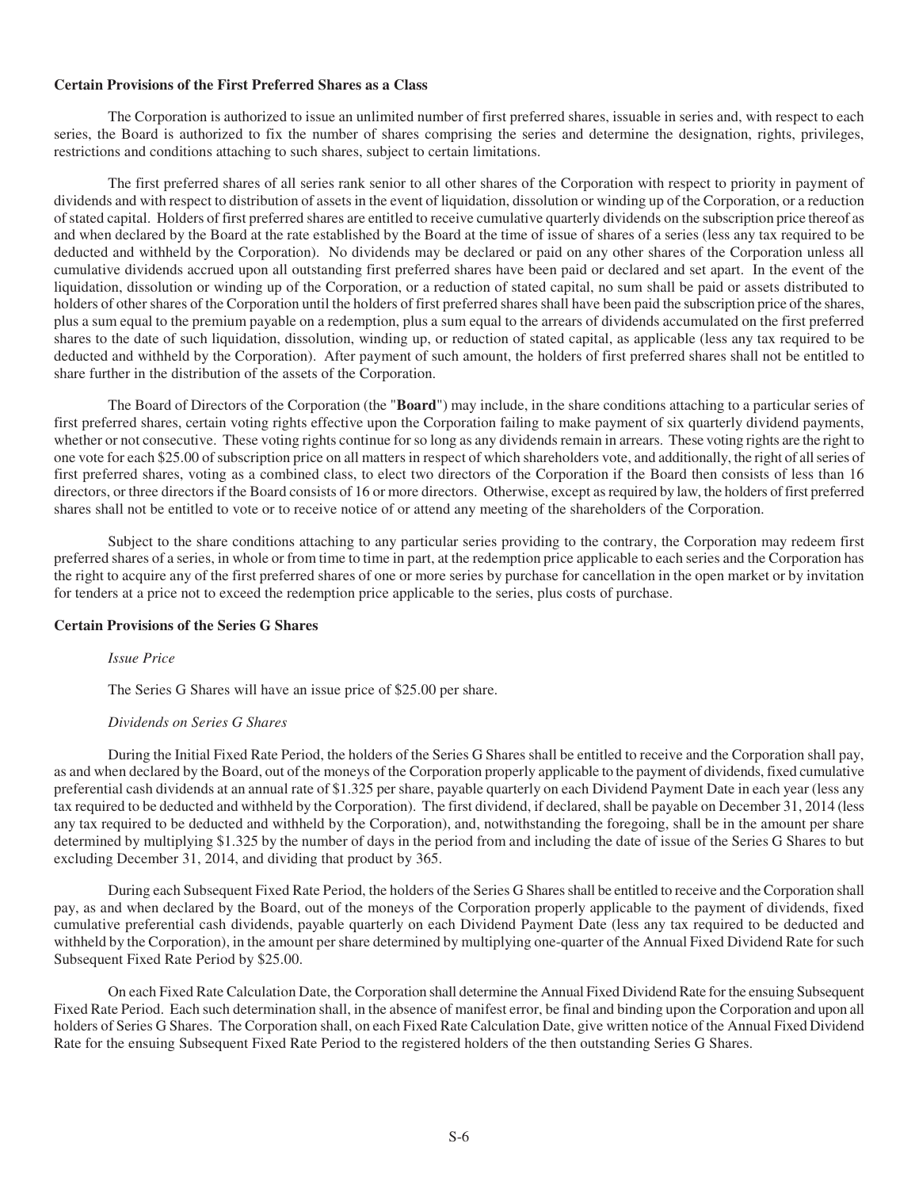**Certain Provisions of the First Preferred Shares as a Class**

The Corporation is authorized to issue an unlimited number of first preferred shares, issuable in series and, with respect to each series, the Board is authorized to fix the number of shares comprising the series and determine the designation, rights, privileges, restrictions and conditions attaching to such shares, subject to certain limitations.

The first preferred shares of all series rank senior to all other shares of the Corporation with respect to priority in payment of dividends and with respect to distribution of assets in the event of liquidation, dissolution or winding up of the Corporation, or a reduction of stated capital. Holders of first preferred shares are entitled to receive cumulative quarterly dividends on the subscription price thereof as and when declared by the Board at the rate established by the Board at the time of issue of shares of a series (less any tax required to be deducted and withheld by the Corporation). No dividends may be declared or paid on any other shares of the Corporation unless all cumulative dividends accrued upon all outstanding first preferred shares have been paid or declared and set apart. In the event of the liquidation, dissolution or winding up of the Corporation, or a reduction of stated capital, no sum shall be paid or assets distributed to holders of other shares of the Corporation until the holders of first preferred shares shall have been paid the subscription price of the shares, plus a sum equal to the premium payable on a redemption, plus a sum equal to the arrears of dividends accumulated on the first preferred shares to the date of such liquidation, dissolution, winding up, or reduction of stated capital, as applicable (less any tax required to be deducted and withheld by the Corporation). After payment of such amount, the holders of first preferred shares shall not be entitled to share further in the distribution of the assets of the Corporation.

The Board of Directors of the Corporation (the "**Board**") may include, in the share conditions attaching to a particular series of first preferred shares, certain voting rights effective upon the Corporation failing to make payment of six quarterly dividend payments, whether or not consecutive. These voting rights continue for so long as any dividends remain in arrears. These voting rights are the right to one vote for each $25.00 of subscription price on all matters in respect of which shareholders vote, and additionally, the right of all series of first preferred shares, voting as a combined class, to elect two directors of the Corporation if the Board then consists of less than 16 directors, or three directors if the Board consists of 16 or more directors. Otherwise, except as required by law, the holders of first preferred shares shall not be entitled to vote or to receive notice of or attend any meeting of the shareholders of the Corporation.

Subject to the share conditions attaching to any particular series providing to the contrary, the Corporation may redeem first preferred shares of a series, in whole or from time to time in part, at the redemption price applicable to each series and the Corporation has the right to acquire any of the first preferred shares of one or more series by purchase for cancellation in the open market or by invitation for tenders at a price not to exceed the redemption price applicable to the series, plus costs of purchase.

**Certain Provisions of the Series G Shares**

*Issue Price*

The Series G Shares will have an issue price of $25.00 per share.

*Dividends on Series G Shares*

During the Initial Fixed Rate Period, the holders of the Series G Shares shall be entitled to receive and the Corporation shall pay, as and when declared by the Board, out of the moneys of the Corporation properly applicable to the payment of dividends, fixed cumulative preferential cash dividends at an annual rate of $1.325 per share, payable quarterly on each Dividend Payment Date in each year (less any tax required to be deducted and withheld by the Corporation). The first dividend, if declared, shall be payable on December 31, 2014 (less any tax required to be deducted and withheld by the Corporation), and, notwithstanding the foregoing, shall be in the amount per share determined by multiplying $1.325 by the number of days in the period from and including the date of issue of the Series G Shares to but excluding December 31, 2014, and dividing that product by 365.

During each Subsequent Fixed Rate Period, the holders of the Series G Shares shall be entitled to receive and the Corporation shall pay, as and when declared by the Board, out of the moneys of the Corporation properly applicable to the payment of dividends, fixed cumulative preferential cash dividends, payable quarterly on each Dividend Payment Date (less any tax required to be deducted and withheld by the Corporation), in the amount per share determined by multiplying one-quarter of the Annual Fixed Dividend Rate for such Subsequent Fixed Rate Period by $25.00.

On each Fixed Rate Calculation Date, the Corporation shall determine the Annual Fixed Dividend Rate for the ensuing Subsequent Fixed Rate Period. Each such determination shall, in the absence of manifest error, be final and binding upon the Corporation and upon all holders of Series G Shares. The Corporation shall, on each Fixed Rate Calculation Date, give written notice of the Annual Fixed Dividend Rate for the ensuing Subsequent Fixed Rate Period to the registered holders of the then outstanding Series G Shares.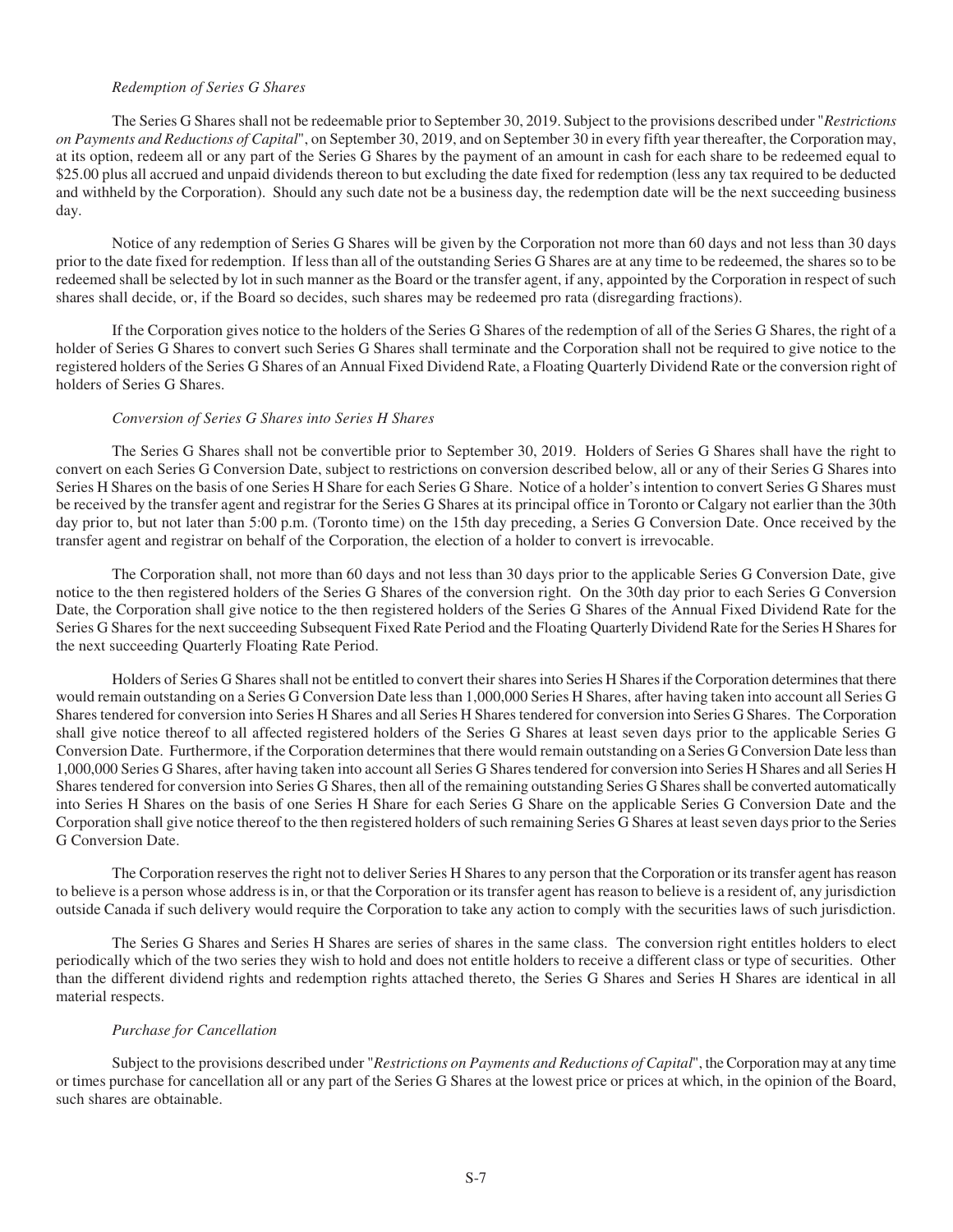*Redemption of Series G Shares*

The Series G Shares shall not be redeemable prior to September 30, 2019. Subject to the provisions described under "*Restrictions on Payments and Reductions of Capital*", on September 30, 2019, and on September 30 in every fifth year thereafter, the Corporation may, at its option, redeem all or any part of the Series G Shares by the payment of an amount in cash for each share to be redeemed equal to $25.00 plus all accrued and unpaid dividends thereon to but excluding the date fixed for redemption (less any tax required to be deducted and withheld by the Corporation). Should any such date not be a business day, the redemption date will be the next succeeding business day.

Notice of any redemption of Series G Shares will be given by the Corporation not more than 60 days and not less than 30 days prior to the date fixed for redemption. If less than all of the outstanding Series G Shares are at any time to be redeemed, the shares so to be redeemed shall be selected by lot in such manner as the Board or the transfer agent, if any, appointed by the Corporation in respect of such shares shall decide, or, if the Board so decides, such shares may be redeemed pro rata (disregarding fractions).

If the Corporation gives notice to the holders of the Series G Shares of the redemption of all of the Series G Shares, the right of a holder of Series G Shares to convert such Series G Shares shall terminate and the Corporation shall not be required to give notice to the registered holders of the Series G Shares of an Annual Fixed Dividend Rate, a Floating Quarterly Dividend Rate or the conversion right of holders of Series G Shares.

*Conversion of Series G Shares into Series H Shares*

The Series G Shares shall not be convertible prior to September 30, 2019. Holders of Series G Shares shall have the right to convert on each Series G Conversion Date, subject to restrictions on conversion described below, all or any of their Series G Shares into Series H Shares on the basis of one Series H Share for each Series G Share. Notice of a holder's intention to convert Series G Shares must be received by the transfer agent and registrar for the Series G Shares at its principal office in Toronto or Calgary not earlier than the 30th day prior to, but not later than 5:00 p.m. (Toronto time) on the 15th day preceding, a Series G Conversion Date. Once received by the transfer agent and registrar on behalf of the Corporation, the election of a holder to convert is irrevocable.

The Corporation shall, not more than 60 days and not less than 30 days prior to the applicable Series G Conversion Date, give notice to the then registered holders of the Series G Shares of the conversion right. On the 30th day prior to each Series G Conversion Date, the Corporation shall give notice to the then registered holders of the Series G Shares of the Annual Fixed Dividend Rate for the Series G Shares for the next succeeding Subsequent Fixed Rate Period and the Floating Quarterly Dividend Rate for the Series H Shares for the next succeeding Quarterly Floating Rate Period.

Holders of Series G Shares shall not be entitled to convert their shares into Series H Shares if the Corporation determines that there would remain outstanding on a Series G Conversion Date less than 1,000,000 Series H Shares, after having taken into account all Series G Shares tendered for conversion into Series H Shares and all Series H Shares tendered for conversion into Series G Shares. The Corporation shall give notice thereof to all affected registered holders of the Series G Shares at least seven days prior to the applicable Series G Conversion Date. Furthermore, if the Corporation determines that there would remain outstanding on a Series G Conversion Date less than 1,000,000 Series G Shares, after having taken into account all Series G Shares tendered for conversion into Series H Shares and all Series H Shares tendered for conversion into Series G Shares, then all of the remaining outstanding Series G Shares shall be converted automatically into Series H Shares on the basis of one Series H Share for each Series G Share on the applicable Series G Conversion Date and the Corporation shall give notice thereof to the then registered holders of such remaining Series G Shares at least seven days prior to the Series G Conversion Date.

The Corporation reserves the right not to deliver Series H Shares to any person that the Corporation or its transfer agent has reason to believe is a person whose address is in, or that the Corporation or its transfer agent has reason to believe is a resident of, any jurisdiction outside Canada if such delivery would require the Corporation to take any action to comply with the securities laws of such jurisdiction.

The Series G Shares and Series H Shares are series of shares in the same class. The conversion right entitles holders to elect periodically which of the two series they wish to hold and does not entitle holders to receive a different class or type of securities. Other than the different dividend rights and redemption rights attached thereto, the Series G Shares and Series H Shares are identical in all material respects.

*Purchase for Cancellation*

Subject to the provisions described under "*Restrictions on Payments and Reductions of Capital*", the Corporation may at any time or times purchase for cancellation all or any part of the Series G Shares at the lowest price or prices at which, in the opinion of the Board, such shares are obtainable.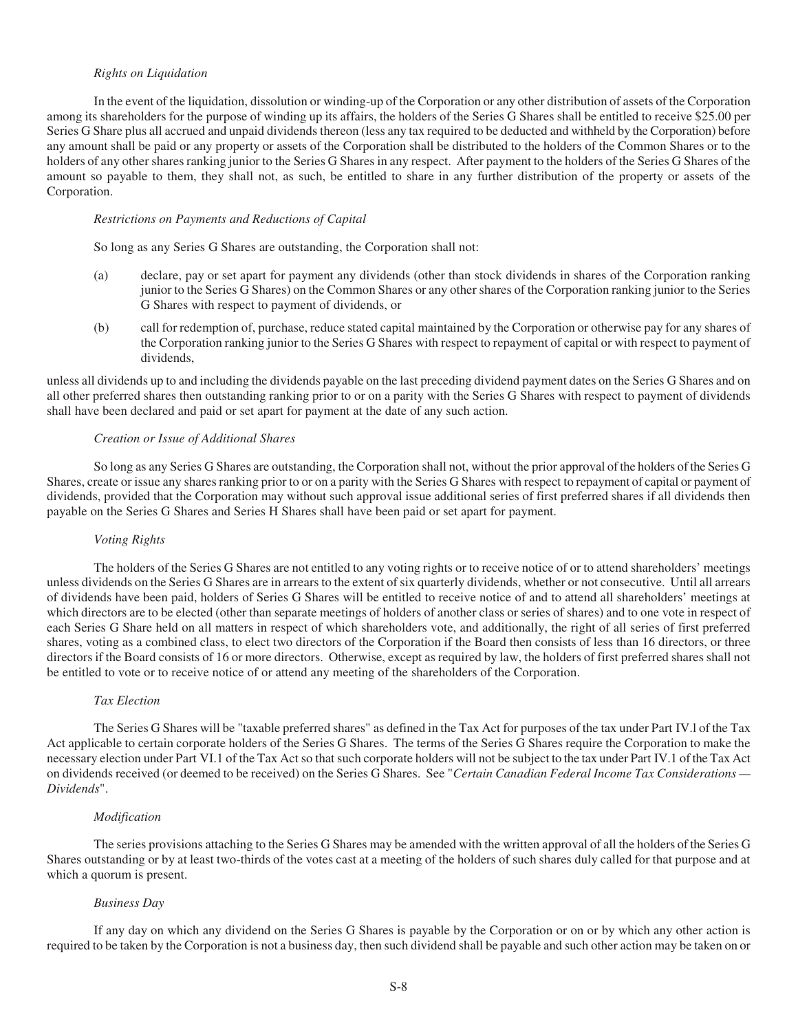*Rights on Liquidation*

In the event of the liquidation, dissolution or winding-up of the Corporation or any other distribution of assets of the Corporation among its shareholders for the purpose of winding up its affairs, the holders of the Series G Shares shall be entitled to receive $25.00 per Series G Share plus all accrued and unpaid dividends thereon (less any tax required to be deducted and withheld by the Corporation) before any amount shall be paid or any property or assets of the Corporation shall be distributed to the holders of the Common Shares or to the holders of any other shares ranking junior to the Series G Shares in any respect. After payment to the holders of the Series G Shares of the amount so payable to them, they shall not, as such, be entitled to share in any further distribution of the property or assets of the Corporation.

*Restrictions on Payments and Reductions of Capital*

So long as any Series G Shares are outstanding, the Corporation shall not:

(a) declare, pay or set apart for payment any dividends (other than stock dividends in shares of the Corporation ranking junior to the Series G Shares) on the Common Shares or any other shares of the Corporation ranking junior to the Series G Shares with respect to payment of dividends, or

(b) call for redemption of, purchase, reduce stated capital maintained by the Corporation or otherwise pay for any shares of the Corporation ranking junior to the Series G Shares with respect to repayment of capital or with respect to payment of dividends,

unless all dividends up to and including the dividends payable on the last preceding dividend payment dates on the Series G Shares and on all other preferred shares then outstanding ranking prior to or on a parity with the Series G Shares with respect to payment of dividends shall have been declared and paid or set apart for payment at the date of any such action.

*Creation or Issue of Additional Shares*

So long as any Series G Shares are outstanding, the Corporation shall not, without the prior approval of the holders of the Series G Shares, create or issue any shares ranking prior to or on a parity with the Series G Shares with respect to repayment of capital or payment of dividends, provided that the Corporation may without such approval issue additional series of first preferred shares if all dividends then payable on the Series G Shares and Series H Shares shall have been paid or set apart for payment.

*Voting Rights*

The holders of the Series G Shares are not entitled to any voting rights or to receive notice of or to attend shareholders' meetings unless dividends on the Series G Shares are in arrears to the extent of six quarterly dividends, whether or not consecutive. Until all arrears of dividends have been paid, holders of Series G Shares will be entitled to receive notice of and to attend all shareholders' meetings at which directors are to be elected (other than separate meetings of holders of another class or series of shares) and to one vote in respect of each Series G Share held on all matters in respect of which shareholders vote, and additionally, the right of all series of first preferred shares, voting as a combined class, to elect two directors of the Corporation if the Board then consists of less than 16 directors, or three directors if the Board consists of 16 or more directors. Otherwise, except as required by law, the holders of first preferred shares shall not be entitled to vote or to receive notice of or attend any meeting of the shareholders of the Corporation.

*Tax Election*

The Series G Shares will be "taxable preferred shares" as defined in the Tax Act for purposes of the tax under Part IV.l of the Tax Act applicable to certain corporate holders of the Series G Shares. The terms of the Series G Shares require the Corporation to make the necessary election under Part VI.1 of the Tax Act so that such corporate holders will not be subject to the tax under Part IV.1 of the Tax Act on dividends received (or deemed to be received) on the Series G Shares. See "*Certain Canadian Federal Income Tax Considerations — Dividends*".

*Modification*

The series provisions attaching to the Series G Shares may be amended with the written approval of all the holders of the Series G Shares outstanding or by at least two-thirds of the votes cast at a meeting of the holders of such shares duly called for that purpose and at which a quorum is present.

*Business Day*

If any day on which any dividend on the Series G Shares is payable by the Corporation or on or by which any other action is required to be taken by the Corporation is not a business day, then such dividend shall be payable and such other action may be taken on or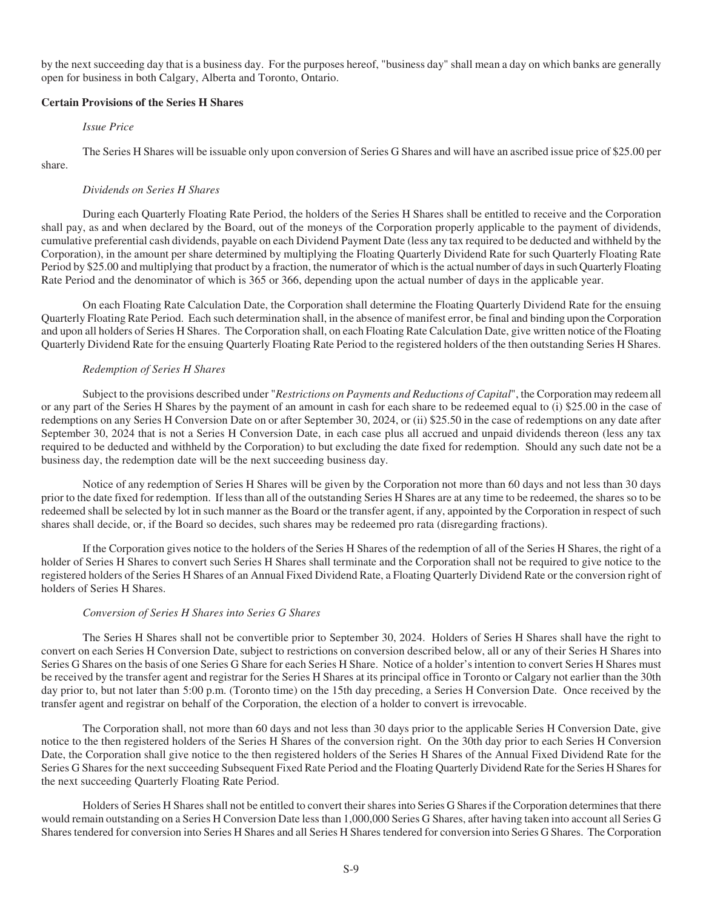by the next succeeding day that is a business day. For the purposes hereof, "business day" shall mean a day on which banks are generally open for business in both Calgary, Alberta and Toronto, Ontario.

**Certain Provisions of the Series H Shares**

*Issue Price*

The Series H Shares will be issuable only upon conversion of Series G Shares and will have an ascribed issue price of $25.00 per share.

*Dividends on Series H Shares*

During each Quarterly Floating Rate Period, the holders of the Series H Shares shall be entitled to receive and the Corporation shall pay, as and when declared by the Board, out of the moneys of the Corporation properly applicable to the payment of dividends, cumulative preferential cash dividends, payable on each Dividend Payment Date (less any tax required to be deducted and withheld by the Corporation), in the amount per share determined by multiplying the Floating Quarterly Dividend Rate for such Quarterly Floating Rate Period by $25.00 and multiplying that product by a fraction, the numerator of which is the actual number of days in such Quarterly Floating Rate Period and the denominator of which is 365 or 366, depending upon the actual number of days in the applicable year.

On each Floating Rate Calculation Date, the Corporation shall determine the Floating Quarterly Dividend Rate for the ensuing Quarterly Floating Rate Period. Each such determination shall, in the absence of manifest error, be final and binding upon the Corporation and upon all holders of Series H Shares. The Corporation shall, on each Floating Rate Calculation Date, give written notice of the Floating Quarterly Dividend Rate for the ensuing Quarterly Floating Rate Period to the registered holders of the then outstanding Series H Shares.

*Redemption of Series H Shares*

Subject to the provisions described under "*Restrictions on Payments and Reductions of Capital*", the Corporation may redeem all or any part of the Series H Shares by the payment of an amount in cash for each share to be redeemed equal to (i) $25.00 in the case of redemptions on any Series H Conversion Date on or after September 30, 2024, or (ii) $25.50 in the case of redemptions on any date after September 30, 2024 that is not a Series H Conversion Date, in each case plus all accrued and unpaid dividends thereon (less any tax required to be deducted and withheld by the Corporation) to but excluding the date fixed for redemption. Should any such date not be a business day, the redemption date will be the next succeeding business day.

Notice of any redemption of Series H Shares will be given by the Corporation not more than 60 days and not less than 30 days prior to the date fixed for redemption. If less than all of the outstanding Series H Shares are at any time to be redeemed, the shares so to be redeemed shall be selected by lot in such manner as the Board or the transfer agent, if any, appointed by the Corporation in respect of such shares shall decide, or, if the Board so decides, such shares may be redeemed pro rata (disregarding fractions).

If the Corporation gives notice to the holders of the Series H Shares of the redemption of all of the Series H Shares, the right of a holder of Series H Shares to convert such Series H Shares shall terminate and the Corporation shall not be required to give notice to the registered holders of the Series H Shares of an Annual Fixed Dividend Rate, a Floating Quarterly Dividend Rate or the conversion right of holders of Series H Shares.

*Conversion of Series H Shares into Series G Shares*

The Series H Shares shall not be convertible prior to September 30, 2024. Holders of Series H Shares shall have the right to convert on each Series H Conversion Date, subject to restrictions on conversion described below, all or any of their Series H Shares into Series G Shares on the basis of one Series G Share for each Series H Share. Notice of a holder's intention to convert Series H Shares must be received by the transfer agent and registrar for the Series H Shares at its principal office in Toronto or Calgary not earlier than the 30th day prior to, but not later than 5:00 p.m. (Toronto time) on the 15th day preceding, a Series H Conversion Date. Once received by the transfer agent and registrar on behalf of the Corporation, the election of a holder to convert is irrevocable.

The Corporation shall, not more than 60 days and not less than 30 days prior to the applicable Series H Conversion Date, give notice to the then registered holders of the Series H Shares of the conversion right. On the 30th day prior to each Series H Conversion Date, the Corporation shall give notice to the then registered holders of the Series H Shares of the Annual Fixed Dividend Rate for the Series G Shares for the next succeeding Subsequent Fixed Rate Period and the Floating Quarterly Dividend Rate for the Series H Shares for the next succeeding Quarterly Floating Rate Period.

Holders of Series H Shares shall not be entitled to convert their shares into Series G Shares if the Corporation determines that there would remain outstanding on a Series H Conversion Date less than 1,000,000 Series G Shares, after having taken into account all Series G Shares tendered for conversion into Series H Shares and all Series H Shares tendered for conversion into Series G Shares. The Corporation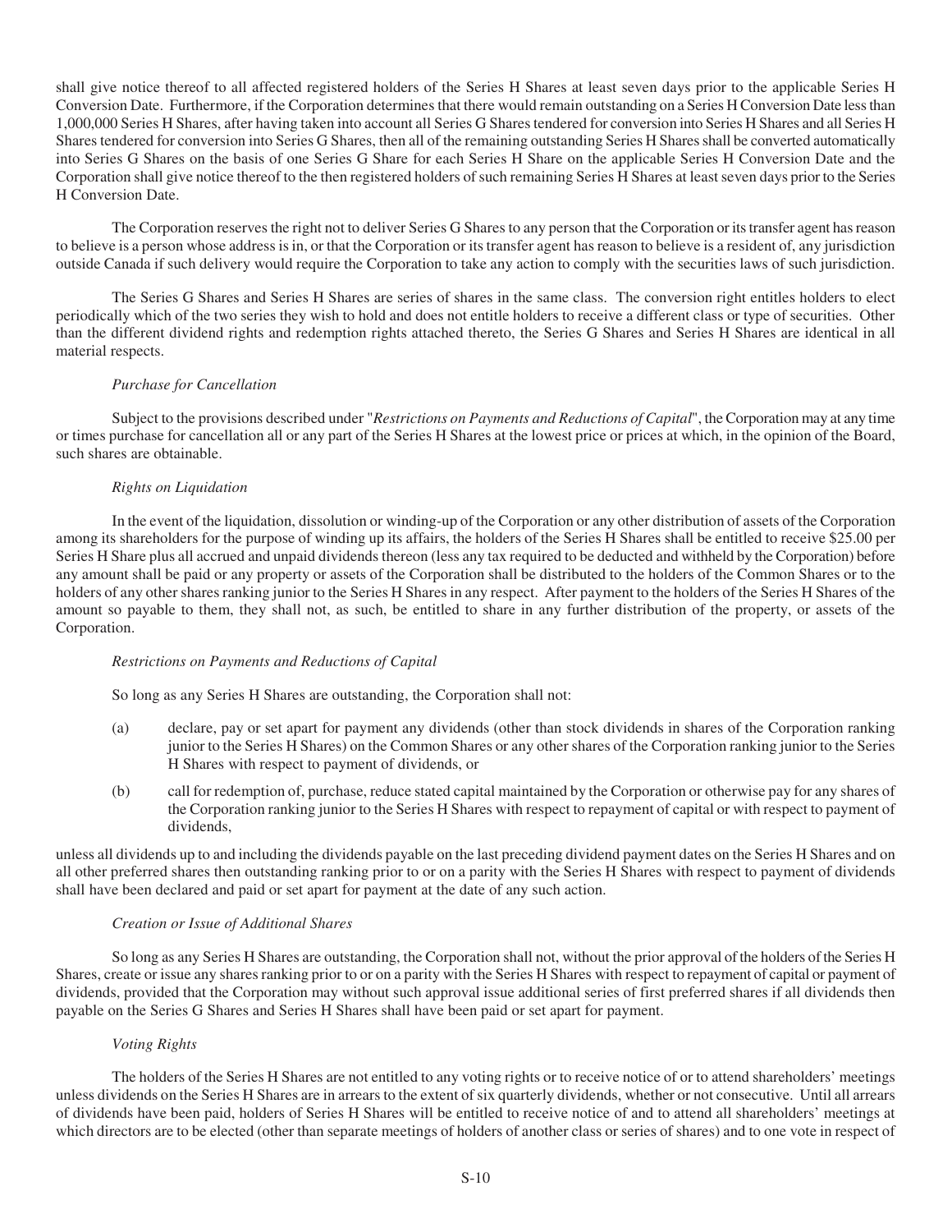shall give notice thereof to all affected registered holders of the Series H Shares at least seven days prior to the applicable Series H Conversion Date. Furthermore, if the Corporation determines that there would remain outstanding on a Series H Conversion Date less than 1,000,000 Series H Shares, after having taken into account all Series G Shares tendered for conversion into Series H Shares and all Series H Shares tendered for conversion into Series G Shares, then all of the remaining outstanding Series H Shares shall be converted automatically into Series G Shares on the basis of one Series G Share for each Series H Share on the applicable Series H Conversion Date and the Corporation shall give notice thereof to the then registered holders of such remaining Series H Shares at least seven days prior to the Series H Conversion Date.

The Corporation reserves the right not to deliver Series G Shares to any person that the Corporation or its transfer agent has reason to believe is a person whose address is in, or that the Corporation or its transfer agent has reason to believe is a resident of, any jurisdiction outside Canada if such delivery would require the Corporation to take any action to comply with the securities laws of such jurisdiction.

The Series G Shares and Series H Shares are series of shares in the same class. The conversion right entitles holders to elect periodically which of the two series they wish to hold and does not entitle holders to receive a different class or type of securities. Other than the different dividend rights and redemption rights attached thereto, the Series G Shares and Series H Shares are identical in all material respects.

*Purchase for Cancellation*

Subject to the provisions described under "*Restrictions on Payments and Reductions of Capital*", the Corporation may at any time or times purchase for cancellation all or any part of the Series H Shares at the lowest price or prices at which, in the opinion of the Board, such shares are obtainable.

*Rights on Liquidation*

In the event of the liquidation, dissolution or winding-up of the Corporation or any other distribution of assets of the Corporation among its shareholders for the purpose of winding up its affairs, the holders of the Series H Shares shall be entitled to receive $25.00 per Series H Share plus all accrued and unpaid dividends thereon (less any tax required to be deducted and withheld by the Corporation) before any amount shall be paid or any property or assets of the Corporation shall be distributed to the holders of the Common Shares or to the holders of any other shares ranking junior to the Series H Shares in any respect. After payment to the holders of the Series H Shares of the amount so payable to them, they shall not, as such, be entitled to share in any further distribution of the property, or assets of the Corporation.

*Restrictions on Payments and Reductions of Capital*

So long as any Series H Shares are outstanding, the Corporation shall not:

(a) declare, pay or set apart for payment any dividends (other than stock dividends in shares of the Corporation ranking junior to the Series H Shares) on the Common Shares or any other shares of the Corporation ranking junior to the Series H Shares with respect to payment of dividends, or

(b) call for redemption of, purchase, reduce stated capital maintained by the Corporation or otherwise pay for any shares of the Corporation ranking junior to the Series H Shares with respect to repayment of capital or with respect to payment of dividends,

unless all dividends up to and including the dividends payable on the last preceding dividend payment dates on the Series H Shares and on all other preferred shares then outstanding ranking prior to or on a parity with the Series H Shares with respect to payment of dividends shall have been declared and paid or set apart for payment at the date of any such action.

*Creation or Issue of Additional Shares*

So long as any Series H Shares are outstanding, the Corporation shall not, without the prior approval of the holders of the Series H Shares, create or issue any shares ranking prior to or on a parity with the Series H Shares with respect to repayment of capital or payment of dividends, provided that the Corporation may without such approval issue additional series of first preferred shares if all dividends then payable on the Series G Shares and Series H Shares shall have been paid or set apart for payment.

*Voting Rights*

The holders of the Series H Shares are not entitled to any voting rights or to receive notice of or to attend shareholders' meetings unless dividends on the Series H Shares are in arrears to the extent of six quarterly dividends, whether or not consecutive. Until all arrears of dividends have been paid, holders of Series H Shares will be entitled to receive notice of and to attend all shareholders' meetings at which directors are to be elected (other than separate meetings of holders of another class or series of shares) and to one vote in respect of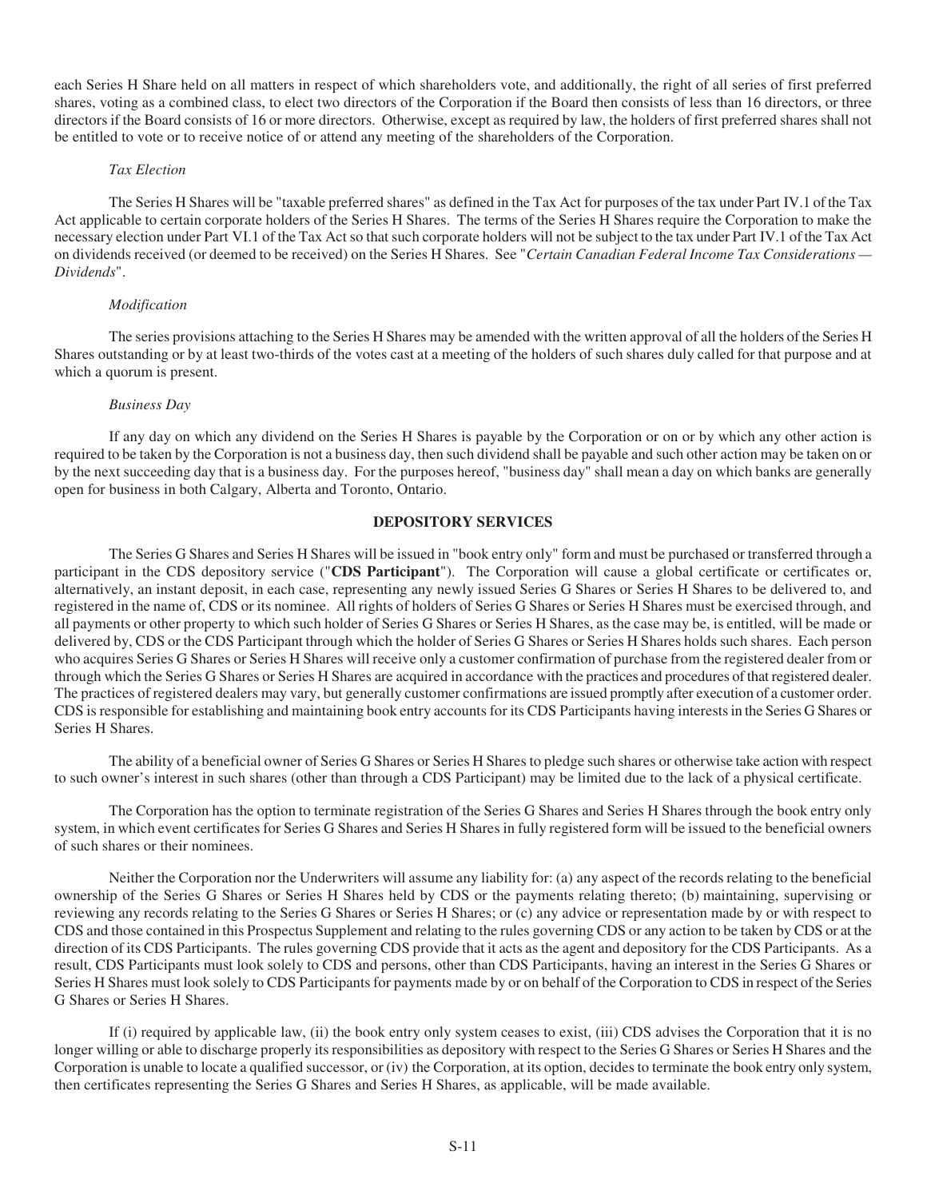each Series H Share held on all matters in respect of which shareholders vote, and additionally, the right of all series of first preferred shares, voting as a combined class, to elect two directors of the Corporation if the Board then consists of less than 16 directors, or three directors if the Board consists of 16 or more directors. Otherwise, except as required by law, the holders of first preferred shares shall not be entitled to vote or to receive notice of or attend any meeting of the shareholders of the Corporation.

*Tax Election*

The Series H Shares will be "taxable preferred shares" as defined in the Tax Act for purposes of the tax under Part IV.1 of the Tax Act applicable to certain corporate holders of the Series H Shares. The terms of the Series H Shares require the Corporation to make the necessary election under Part VI.1 of the Tax Act so that such corporate holders will not be subject to the tax under Part IV.1 of the Tax Act on dividends received (or deemed to be received) on the Series H Shares. See "*Certain Canadian Federal Income Tax Considerations — Dividends*".

*Modification*

The series provisions attaching to the Series H Shares may be amended with the written approval of all the holders of the Series H Shares outstanding or by at least two-thirds of the votes cast at a meeting of the holders of such shares duly called for that purpose and at which a quorum is present.

*Business Day*

If any day on which any dividend on the Series H Shares is payable by the Corporation or on or by which any other action is required to be taken by the Corporation is not a business day, then such dividend shall be payable and such other action may be taken on or by the next succeeding day that is a business day. For the purposes hereof, "business day" shall mean a day on which banks are generally open for business in both Calgary, Alberta and Toronto, Ontario.

## DEPOSITORY SERVICES

The Series G Shares and Series H Shares will be issued in "book entry only" form and must be purchased or transferred through a participant in the CDS depository service ("**CDS Participant**"). The Corporation will cause a global certificate or certificates or, alternatively, an instant deposit, in each case, representing any newly issued Series G Shares or Series H Shares to be delivered to, and registered in the name of, CDS or its nominee. All rights of holders of Series G Shares or Series H Shares must be exercised through, and all payments or other property to which such holder of Series G Shares or Series H Shares, as the case may be, is entitled, will be made or delivered by, CDS or the CDS Participant through which the holder of Series G Shares or Series H Shares holds such shares. Each person who acquires Series G Shares or Series H Shares will receive only a customer confirmation of purchase from the registered dealer from or through which the Series G Shares or Series H Shares are acquired in accordance with the practices and procedures of that registered dealer. The practices of registered dealers may vary, but generally customer confirmations are issued promptly after execution of a customer order. CDS is responsible for establishing and maintaining book entry accounts for its CDS Participants having interests in the Series G Shares or Series H Shares.

The ability of a beneficial owner of Series G Shares or Series H Shares to pledge such shares or otherwise take action with respect to such owner's interest in such shares (other than through a CDS Participant) may be limited due to the lack of a physical certificate.

The Corporation has the option to terminate registration of the Series G Shares and Series H Shares through the book entry only system, in which event certificates for Series G Shares and Series H Shares in fully registered form will be issued to the beneficial owners of such shares or their nominees.

Neither the Corporation nor the Underwriters will assume any liability for: (a) any aspect of the records relating to the beneficial ownership of the Series G Shares or Series H Shares held by CDS or the payments relating thereto; (b) maintaining, supervising or reviewing any records relating to the Series G Shares or Series H Shares; or (c) any advice or representation made by or with respect to CDS and those contained in this Prospectus Supplement and relating to the rules governing CDS or any action to be taken by CDS or at the direction of its CDS Participants. The rules governing CDS provide that it acts as the agent and depository for the CDS Participants. As a result, CDS Participants must look solely to CDS and persons, other than CDS Participants, having an interest in the Series G Shares or Series H Shares must look solely to CDS Participants for payments made by or on behalf of the Corporation to CDS in respect of the Series G Shares or Series H Shares.

If (i) required by applicable law, (ii) the book entry only system ceases to exist, (iii) CDS advises the Corporation that it is no longer willing or able to discharge properly its responsibilities as depository with respect to the Series G Shares or Series H Shares and the Corporation is unable to locate a qualified successor, or (iv) the Corporation, at its option, decides to terminate the book entry only system, then certificates representing the Series G Shares and Series H Shares, as applicable, will be made available.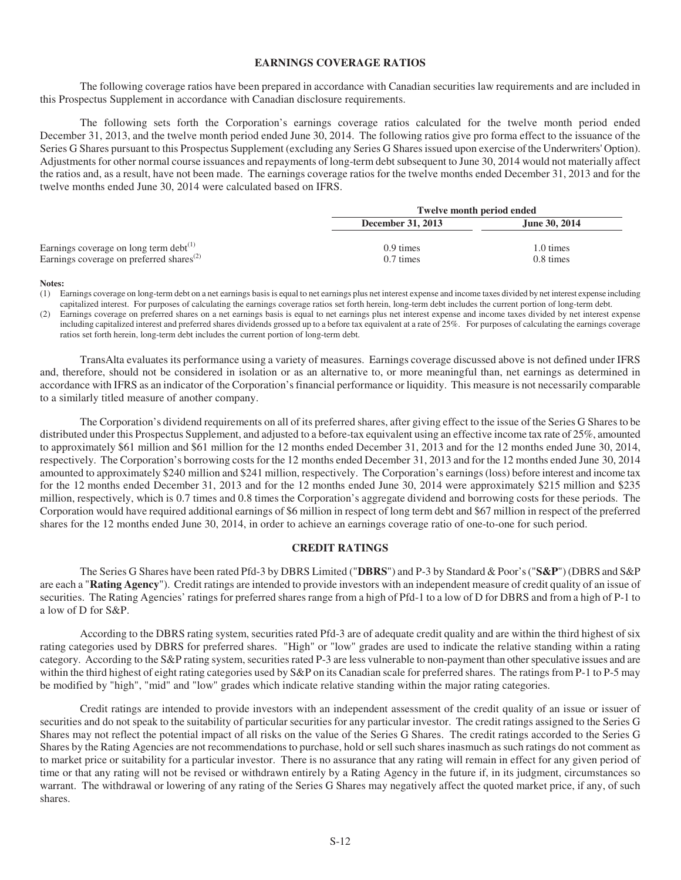## EARNINGS COVERAGE RATIOS

The following coverage ratios have been prepared in accordance with Canadian securities law requirements and are included in this Prospectus Supplement in accordance with Canadian disclosure requirements.

The following sets forth the Corporation's earnings coverage ratios calculated for the twelve month period ended December 31, 2013, and the twelve month period ended June 30, 2014. The following ratios give pro forma effect to the issuance of the Series G Shares pursuant to this Prospectus Supplement (excluding any Series G Shares issued upon exercise of the Underwriters' Option). Adjustments for other normal course issuances and repayments of long-term debt subsequent to June 30, 2014 would not materially affect the ratios and, as a result, have not been made. The earnings coverage ratios for the twelve months ended December 31, 2013 and for the twelve months ended June 30, 2014 were calculated based on IFRS.

| | Twelve month period ended | |
|---|---|---|
| | **December 31, 2013** | **June 30, 2014** |
| Earnings coverage on long term debt[(1)] | 0.9 times | 1.0 times |
| Earnings coverage on preferred shares[(2)] | 0.7 times | 0.8 times |

**Notes:**

(1) Earnings coverage on long-term debt on a net earnings basis is equal to net earnings plus net interest expense and income taxes divided by net interest expense including capitalized interest. For purposes of calculating the earnings coverage ratios set forth herein, long-term debt includes the current portion of long-term debt.

(2) Earnings coverage on preferred shares on a net earnings basis is equal to net earnings plus net interest expense and income taxes divided by net interest expense including capitalized interest and preferred shares dividends grossed up to a before tax equivalent at a rate of 25%. For purposes of calculating the earnings coverage ratios set forth herein, long-term debt includes the current portion of long-term debt.

TransAlta evaluates its performance using a variety of measures. Earnings coverage discussed above is not defined under IFRS and, therefore, should not be considered in isolation or as an alternative to, or more meaningful than, net earnings as determined in accordance with IFRS as an indicator of the Corporation's financial performance or liquidity. This measure is not necessarily comparable to a similarly titled measure of another company.

The Corporation's dividend requirements on all of its preferred shares, after giving effect to the issue of the Series G Shares to be distributed under this Prospectus Supplement, and adjusted to a before-tax equivalent using an effective income tax rate of 25%, amounted to approximately $61 million and $61 million for the 12 months ended December 31, 2013 and for the 12 months ended June 30, 2014, respectively. The Corporation's borrowing costs for the 12 months ended December 31, 2013 and for the 12 months ended June 30, 2014 amounted to approximately $240 million and $241 million, respectively. The Corporation's earnings (loss) before interest and income tax for the 12 months ended December 31, 2013 and for the 12 months ended June 30, 2014 were approximately $215 million and $235 million, respectively, which is 0.7 times and 0.8 times the Corporation's aggregate dividend and borrowing costs for these periods. The Corporation would have required additional earnings of $6 million in respect of long term debt and $67 million in respect of the preferred shares for the 12 months ended June 30, 2014, in order to achieve an earnings coverage ratio of one-to-one for such period.

## CREDIT RATINGS

The Series G Shares have been rated Pfd-3 by DBRS Limited ("**DBRS**") and P-3 by Standard & Poor's ("**S&P**") (DBRS and S&P are each a "**Rating Agency**"). Credit ratings are intended to provide investors with an independent measure of credit quality of an issue of securities. The Rating Agencies' ratings for preferred shares range from a high of Pfd-1 to a low of D for DBRS and from a high of P-1 to a low of D for S&P.

According to the DBRS rating system, securities rated Pfd-3 are of adequate credit quality and are within the third highest of six rating categories used by DBRS for preferred shares. "High" or "low" grades are used to indicate the relative standing within a rating category. According to the S&P rating system, securities rated P-3 are less vulnerable to non-payment than other speculative issues and are within the third highest of eight rating categories used by S&P on its Canadian scale for preferred shares. The ratings from P-1 to P-5 may be modified by "high", "mid" and "low" grades which indicate relative standing within the major rating categories.

Credit ratings are intended to provide investors with an independent assessment of the credit quality of an issue or issuer of securities and do not speak to the suitability of particular securities for any particular investor. The credit ratings assigned to the Series G Shares may not reflect the potential impact of all risks on the value of the Series G Shares. The credit ratings accorded to the Series G Shares by the Rating Agencies are not recommendations to purchase, hold or sell such shares inasmuch as such ratings do not comment as to market price or suitability for a particular investor. There is no assurance that any rating will remain in effect for any given period of time or that any rating will not be revised or withdrawn entirely by a Rating Agency in the future if, in its judgment, circumstances so warrant. The withdrawal or lowering of any rating of the Series G Shares may negatively affect the quoted market price, if any, of such shares.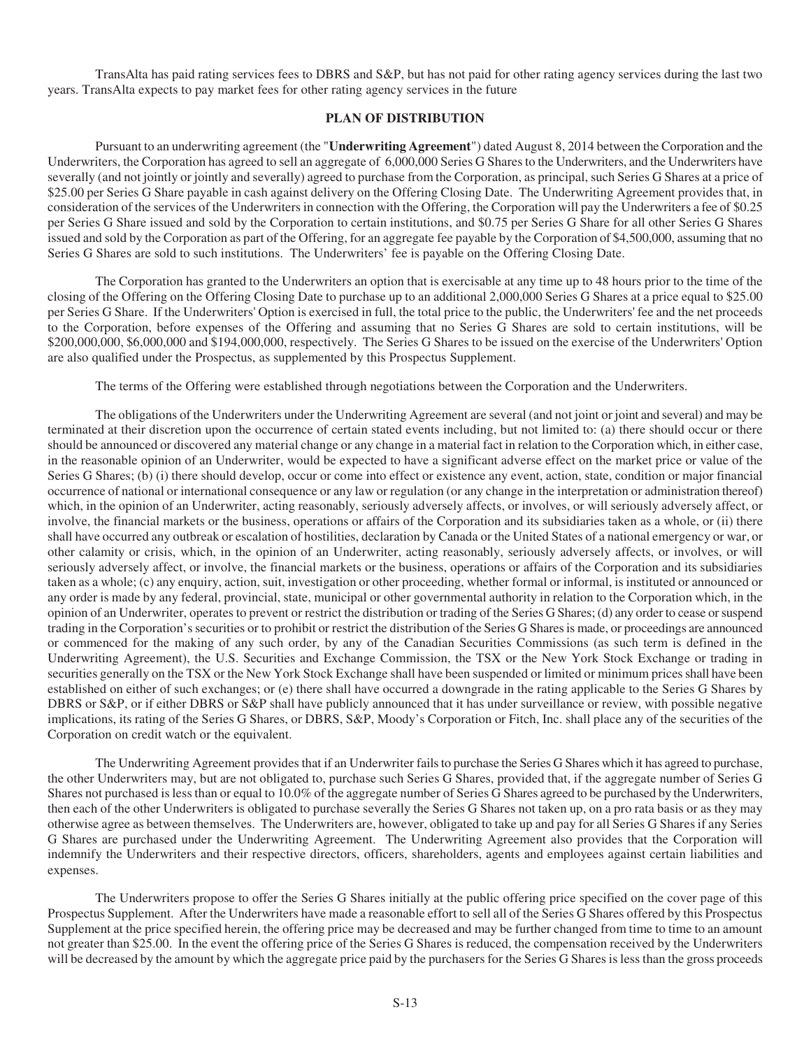TransAlta has paid rating services fees to DBRS and S&P, but has not paid for other rating agency services during the last two years. TransAlta expects to pay market fees for other rating agency services in the future

## PLAN OF DISTRIBUTION

Pursuant to an underwriting agreement (the "**Underwriting Agreement**") dated August 8, 2014 between the Corporation and the Underwriters, the Corporation has agreed to sell an aggregate of 6,000,000 Series G Shares to the Underwriters, and the Underwriters have severally (and not jointly or jointly and severally) agreed to purchase from the Corporation, as principal, such Series G Shares at a price of $25.00 per Series G Share payable in cash against delivery on the Offering Closing Date. The Underwriting Agreement provides that, in consideration of the services of the Underwriters in connection with the Offering, the Corporation will pay the Underwriters a fee of $0.25 per Series G Share issued and sold by the Corporation to certain institutions, and $0.75 per Series G Share for all other Series G Shares issued and sold by the Corporation as part of the Offering, for an aggregate fee payable by the Corporation of $4,500,000, assuming that no Series G Shares are sold to such institutions. The Underwriters' fee is payable on the Offering Closing Date.

The Corporation has granted to the Underwriters an option that is exercisable at any time up to 48 hours prior to the time of the closing of the Offering on the Offering Closing Date to purchase up to an additional 2,000,000 Series G Shares at a price equal to $25.00 per Series G Share. If the Underwriters' Option is exercised in full, the total price to the public, the Underwriters' fee and the net proceeds to the Corporation, before expenses of the Offering and assuming that no Series G Shares are sold to certain institutions, will be $200,000,000, $6,000,000 and $194,000,000, respectively. The Series G Shares to be issued on the exercise of the Underwriters' Option are also qualified under the Prospectus, as supplemented by this Prospectus Supplement.

The terms of the Offering were established through negotiations between the Corporation and the Underwriters.

The obligations of the Underwriters under the Underwriting Agreement are several (and not joint or joint and several) and may be terminated at their discretion upon the occurrence of certain stated events including, but not limited to: (a) there should occur or there should be announced or discovered any material change or any change in a material fact in relation to the Corporation which, in either case, in the reasonable opinion of an Underwriter, would be expected to have a significant adverse effect on the market price or value of the Series G Shares; (b) (i) there should develop, occur or come into effect or existence any event, action, state, condition or major financial occurrence of national or international consequence or any law or regulation (or any change in the interpretation or administration thereof) which, in the opinion of an Underwriter, acting reasonably, seriously adversely affects, or involves, or will seriously adversely affect, or involve, the financial markets or the business, operations or affairs of the Corporation and its subsidiaries taken as a whole, or (ii) there shall have occurred any outbreak or escalation of hostilities, declaration by Canada or the United States of a national emergency or war, or other calamity or crisis, which, in the opinion of an Underwriter, acting reasonably, seriously adversely affects, or involves, or will seriously adversely affect, or involve, the financial markets or the business, operations or affairs of the Corporation and its subsidiaries taken as a whole; (c) any enquiry, action, suit, investigation or other proceeding, whether formal or informal, is instituted or announced or any order is made by any federal, provincial, state, municipal or other governmental authority in relation to the Corporation which, in the opinion of an Underwriter, operates to prevent or restrict the distribution or trading of the Series G Shares; (d) any order to cease or suspend trading in the Corporation's securities or to prohibit or restrict the distribution of the Series G Shares is made, or proceedings are announced or commenced for the making of any such order, by any of the Canadian Securities Commissions (as such term is defined in the Underwriting Agreement), the U.S. Securities and Exchange Commission, the TSX or the New York Stock Exchange or trading in securities generally on the TSX or the New York Stock Exchange shall have been suspended or limited or minimum prices shall have been established on either of such exchanges; or (e) there shall have occurred a downgrade in the rating applicable to the Series G Shares by DBRS or S&P, or if either DBRS or S&P shall have publicly announced that it has under surveillance or review, with possible negative implications, its rating of the Series G Shares, or DBRS, S&P, Moody's Corporation or Fitch, Inc. shall place any of the securities of the Corporation on credit watch or the equivalent.

The Underwriting Agreement provides that if an Underwriter fails to purchase the Series G Shares which it has agreed to purchase, the other Underwriters may, but are not obligated to, purchase such Series G Shares, provided that, if the aggregate number of Series G Shares not purchased is less than or equal to 10.0% of the aggregate number of Series G Shares agreed to be purchased by the Underwriters, then each of the other Underwriters is obligated to purchase severally the Series G Shares not taken up, on a pro rata basis or as they may otherwise agree as between themselves. The Underwriters are, however, obligated to take up and pay for all Series G Shares if any Series G Shares are purchased under the Underwriting Agreement. The Underwriting Agreement also provides that the Corporation will indemnify the Underwriters and their respective directors, officers, shareholders, agents and employees against certain liabilities and expenses.

The Underwriters propose to offer the Series G Shares initially at the public offering price specified on the cover page of this Prospectus Supplement. After the Underwriters have made a reasonable effort to sell all of the Series G Shares offered by this Prospectus Supplement at the price specified herein, the offering price may be decreased and may be further changed from time to time to an amount not greater than $25.00. In the event the offering price of the Series G Shares is reduced, the compensation received by the Underwriters will be decreased by the amount by which the aggregate price paid by the purchasers for the Series G Shares is less than the gross proceeds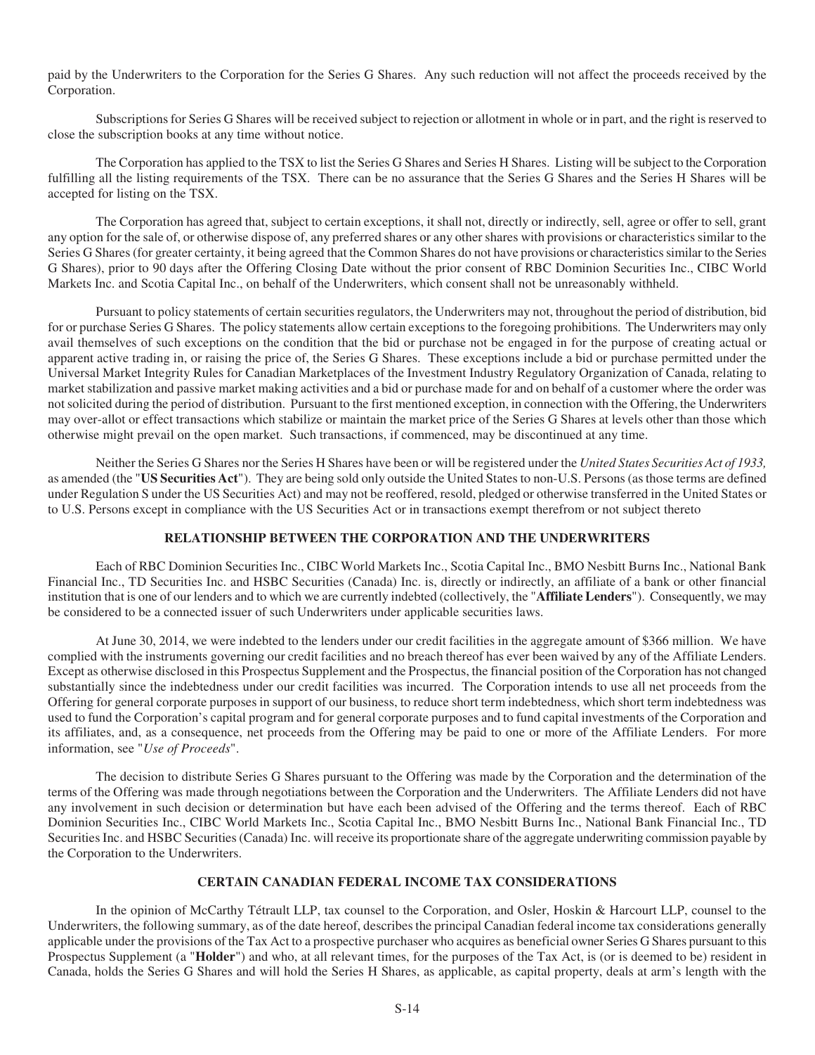paid by the Underwriters to the Corporation for the Series G Shares. Any such reduction will not affect the proceeds received by the Corporation.

Subscriptions for Series G Shares will be received subject to rejection or allotment in whole or in part, and the right is reserved to close the subscription books at any time without notice.

The Corporation has applied to the TSX to list the Series G Shares and Series H Shares. Listing will be subject to the Corporation fulfilling all the listing requirements of the TSX. There can be no assurance that the Series G Shares and the Series H Shares will be accepted for listing on the TSX.

The Corporation has agreed that, subject to certain exceptions, it shall not, directly or indirectly, sell, agree or offer to sell, grant any option for the sale of, or otherwise dispose of, any preferred shares or any other shares with provisions or characteristics similar to the Series G Shares (for greater certainty, it being agreed that the Common Shares do not have provisions or characteristics similar to the Series G Shares), prior to 90 days after the Offering Closing Date without the prior consent of RBC Dominion Securities Inc., CIBC World Markets Inc. and Scotia Capital Inc., on behalf of the Underwriters, which consent shall not be unreasonably withheld.

Pursuant to policy statements of certain securities regulators, the Underwriters may not, throughout the period of distribution, bid for or purchase Series G Shares. The policy statements allow certain exceptions to the foregoing prohibitions. The Underwriters may only avail themselves of such exceptions on the condition that the bid or purchase not be engaged in for the purpose of creating actual or apparent active trading in, or raising the price of, the Series G Shares. These exceptions include a bid or purchase permitted under the Universal Market Integrity Rules for Canadian Marketplaces of the Investment Industry Regulatory Organization of Canada, relating to market stabilization and passive market making activities and a bid or purchase made for and on behalf of a customer where the order was not solicited during the period of distribution. Pursuant to the first mentioned exception, in connection with the Offering, the Underwriters may over-allot or effect transactions which stabilize or maintain the market price of the Series G Shares at levels other than those which otherwise might prevail on the open market. Such transactions, if commenced, may be discontinued at any time.

Neither the Series G Shares nor the Series H Shares have been or will be registered under the *United States Securities Act of 1933,* as amended (the "**US Securities Act**"). They are being sold only outside the United States to non-U.S. Persons (as those terms are defined under Regulation S under the US Securities Act) and may not be reoffered, resold, pledged or otherwise transferred in the United States or to U.S. Persons except in compliance with the US Securities Act or in transactions exempt therefrom or not subject thereto

## RELATIONSHIP BETWEEN THE CORPORATION AND THE UNDERWRITERS

Each of RBC Dominion Securities Inc., CIBC World Markets Inc., Scotia Capital Inc., BMO Nesbitt Burns Inc., National Bank Financial Inc., TD Securities Inc. and HSBC Securities (Canada) Inc. is, directly or indirectly, an affiliate of a bank or other financial institution that is one of our lenders and to which we are currently indebted (collectively, the "**Affiliate Lenders**"). Consequently, we may be considered to be a connected issuer of such Underwriters under applicable securities laws.

At June 30, 2014, we were indebted to the lenders under our credit facilities in the aggregate amount of $366 million. We have complied with the instruments governing our credit facilities and no breach thereof has ever been waived by any of the Affiliate Lenders. Except as otherwise disclosed in this Prospectus Supplement and the Prospectus, the financial position of the Corporation has not changed substantially since the indebtedness under our credit facilities was incurred. The Corporation intends to use all net proceeds from the Offering for general corporate purposes in support of our business, to reduce short term indebtedness, which short term indebtedness was used to fund the Corporation's capital program and for general corporate purposes and to fund capital investments of the Corporation and its affiliates, and, as a consequence, net proceeds from the Offering may be paid to one or more of the Affiliate Lenders. For more information, see "*Use of Proceeds*".

The decision to distribute Series G Shares pursuant to the Offering was made by the Corporation and the determination of the terms of the Offering was made through negotiations between the Corporation and the Underwriters. The Affiliate Lenders did not have any involvement in such decision or determination but have each been advised of the Offering and the terms thereof. Each of RBC Dominion Securities Inc., CIBC World Markets Inc., Scotia Capital Inc., BMO Nesbitt Burns Inc., National Bank Financial Inc., TD Securities Inc. and HSBC Securities (Canada) Inc. will receive its proportionate share of the aggregate underwriting commission payable by the Corporation to the Underwriters.

## CERTAIN CANADIAN FEDERAL INCOME TAX CONSIDERATIONS

In the opinion of McCarthy Tétrault LLP, tax counsel to the Corporation, and Osler, Hoskin & Harcourt LLP, counsel to the Underwriters, the following summary, as of the date hereof, describes the principal Canadian federal income tax considerations generally applicable under the provisions of the Tax Act to a prospective purchaser who acquires as beneficial owner Series G Shares pursuant to this Prospectus Supplement (a "**Holder**") and who, at all relevant times, for the purposes of the Tax Act, is (or is deemed to be) resident in Canada, holds the Series G Shares and will hold the Series H Shares, as applicable, as capital property, deals at arm's length with the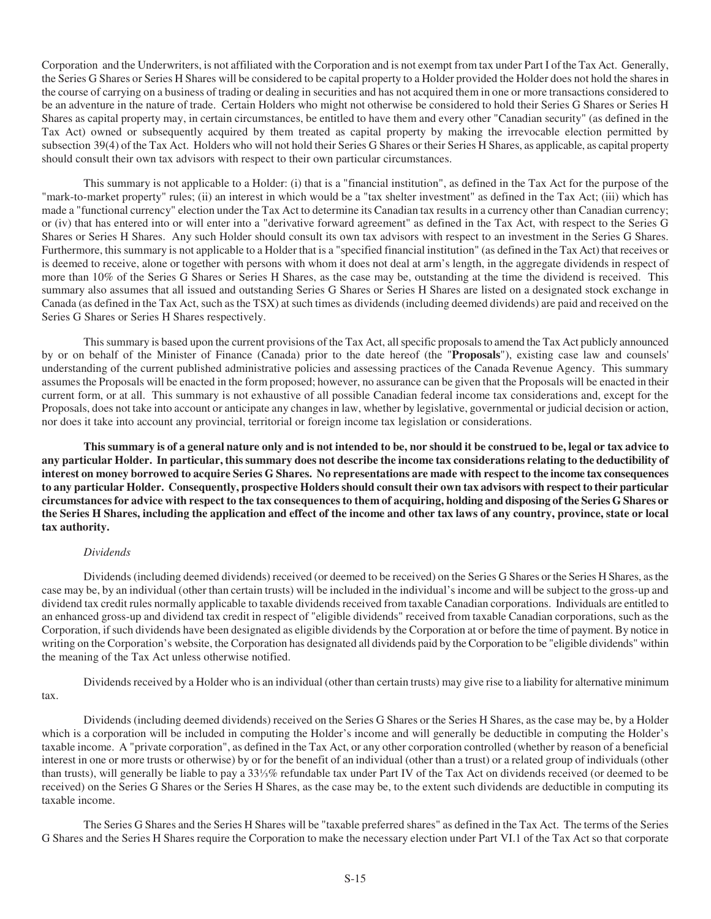Corporation and the Underwriters, is not affiliated with the Corporation and is not exempt from tax under Part I of the Tax Act. Generally, the Series G Shares or Series H Shares will be considered to be capital property to a Holder provided the Holder does not hold the shares in the course of carrying on a business of trading or dealing in securities and has not acquired them in one or more transactions considered to be an adventure in the nature of trade. Certain Holders who might not otherwise be considered to hold their Series G Shares or Series H Shares as capital property may, in certain circumstances, be entitled to have them and every other "Canadian security" (as defined in the Tax Act) owned or subsequently acquired by them treated as capital property by making the irrevocable election permitted by subsection 39(4) of the Tax Act. Holders who will not hold their Series G Shares or their Series H Shares, as applicable, as capital property should consult their own tax advisors with respect to their own particular circumstances.

This summary is not applicable to a Holder: (i) that is a "financial institution", as defined in the Tax Act for the purpose of the "mark-to-market property" rules; (ii) an interest in which would be a "tax shelter investment" as defined in the Tax Act; (iii) which has made a "functional currency" election under the Tax Act to determine its Canadian tax results in a currency other than Canadian currency; or (iv) that has entered into or will enter into a "derivative forward agreement" as defined in the Tax Act, with respect to the Series G Shares or Series H Shares. Any such Holder should consult its own tax advisors with respect to an investment in the Series G Shares. Furthermore, this summary is not applicable to a Holder that is a "specified financial institution" (as defined in the Tax Act) that receives or is deemed to receive, alone or together with persons with whom it does not deal at arm's length, in the aggregate dividends in respect of more than 10% of the Series G Shares or Series H Shares, as the case may be, outstanding at the time the dividend is received. This summary also assumes that all issued and outstanding Series G Shares or Series H Shares are listed on a designated stock exchange in Canada (as defined in the Tax Act, such as the TSX) at such times as dividends (including deemed dividends) are paid and received on the Series G Shares or Series H Shares respectively.

This summary is based upon the current provisions of the Tax Act, all specific proposals to amend the Tax Act publicly announced by or on behalf of the Minister of Finance (Canada) prior to the date hereof (the "**Proposals**"), existing case law and counsels' understanding of the current published administrative policies and assessing practices of the Canada Revenue Agency. This summary assumes the Proposals will be enacted in the form proposed; however, no assurance can be given that the Proposals will be enacted in their current form, or at all. This summary is not exhaustive of all possible Canadian federal income tax considerations and, except for the Proposals, does not take into account or anticipate any changes in law, whether by legislative, governmental or judicial decision or action, nor does it take into account any provincial, territorial or foreign income tax legislation or considerations.

**This summary is of a general nature only and is not intended to be, nor should it be construed to be, legal or tax advice to any particular Holder. In particular, this summary does not describe the income tax considerations relating to the deductibility of interest on money borrowed to acquire Series G Shares. No representations are made with respect to the income tax consequences to any particular Holder. Consequently, prospective Holders should consult their own tax advisors with respect to their particular circumstances for advice with respect to the tax consequences to them of acquiring, holding and disposing of the Series G Shares or the Series H Shares, including the application and effect of the income and other tax laws of any country, province, state or local tax authority.**

*Dividends*

Dividends (including deemed dividends) received (or deemed to be received) on the Series G Shares or the Series H Shares, as the case may be, by an individual (other than certain trusts) will be included in the individual's income and will be subject to the gross-up and dividend tax credit rules normally applicable to taxable dividends received from taxable Canadian corporations. Individuals are entitled to an enhanced gross-up and dividend tax credit in respect of "eligible dividends" received from taxable Canadian corporations, such as the Corporation, if such dividends have been designated as eligible dividends by the Corporation at or before the time of payment. By notice in writing on the Corporation's website, the Corporation has designated all dividends paid by the Corporation to be "eligible dividends" within the meaning of the Tax Act unless otherwise notified.

Dividends received by a Holder who is an individual (other than certain trusts) may give rise to a liability for alternative minimum tax.

Dividends (including deemed dividends) received on the Series G Shares or the Series H Shares, as the case may be, by a Holder which is a corporation will be included in computing the Holder's income and will generally be deductible in computing the Holder's taxable income. A "private corporation", as defined in the Tax Act, or any other corporation controlled (whether by reason of a beneficial interest in one or more trusts or otherwise) by or for the benefit of an individual (other than a trust) or a related group of individuals (other than trusts), will generally be liable to pay a 33⅓% refundable tax under Part IV of the Tax Act on dividends received (or deemed to be received) on the Series G Shares or the Series H Shares, as the case may be, to the extent such dividends are deductible in computing its taxable income.

The Series G Shares and the Series H Shares will be "taxable preferred shares" as defined in the Tax Act. The terms of the Series G Shares and the Series H Shares require the Corporation to make the necessary election under Part VI.1 of the Tax Act so that corporate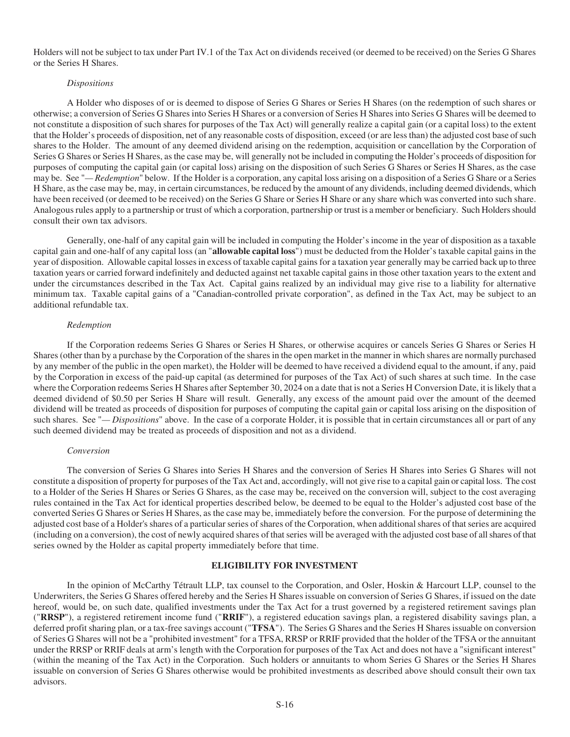Holders will not be subject to tax under Part IV.1 of the Tax Act on dividends received (or deemed to be received) on the Series G Shares or the Series H Shares.

*Dispositions*

A Holder who disposes of or is deemed to dispose of Series G Shares or Series H Shares (on the redemption of such shares or otherwise; a conversion of Series G Shares into Series H Shares or a conversion of Series H Shares into Series G Shares will be deemed to not constitute a disposition of such shares for purposes of the Tax Act) will generally realize a capital gain (or a capital loss) to the extent that the Holder's proceeds of disposition, net of any reasonable costs of disposition, exceed (or are less than) the adjusted cost base of such shares to the Holder. The amount of any deemed dividend arising on the redemption, acquisition or cancellation by the Corporation of Series G Shares or Series H Shares, as the case may be, will generally not be included in computing the Holder's proceeds of disposition for purposes of computing the capital gain (or capital loss) arising on the disposition of such Series G Shares or Series H Shares, as the case may be. See "— *Redemption*" below. If the Holder is a corporation, any capital loss arising on a disposition of a Series G Share or a Series H Share, as the case may be, may, in certain circumstances, be reduced by the amount of any dividends, including deemed dividends, which have been received (or deemed to be received) on the Series G Share or Series H Share or any share which was converted into such share. Analogous rules apply to a partnership or trust of which a corporation, partnership or trust is a member or beneficiary. Such Holders should consult their own tax advisors.

Generally, one-half of any capital gain will be included in computing the Holder's income in the year of disposition as a taxable capital gain and one-half of any capital loss (an "**allowable capital loss**") must be deducted from the Holder's taxable capital gains in the year of disposition. Allowable capital losses in excess of taxable capital gains for a taxation year generally may be carried back up to three taxation years or carried forward indefinitely and deducted against net taxable capital gains in those other taxation years to the extent and under the circumstances described in the Tax Act. Capital gains realized by an individual may give rise to a liability for alternative minimum tax. Taxable capital gains of a "Canadian-controlled private corporation", as defined in the Tax Act, may be subject to an additional refundable tax.

*Redemption*

If the Corporation redeems Series G Shares or Series H Shares, or otherwise acquires or cancels Series G Shares or Series H Shares (other than by a purchase by the Corporation of the shares in the open market in the manner in which shares are normally purchased by any member of the public in the open market), the Holder will be deemed to have received a dividend equal to the amount, if any, paid by the Corporation in excess of the paid-up capital (as determined for purposes of the Tax Act) of such shares at such time. In the case where the Corporation redeems Series H Shares after September 30, 2024 on a date that is not a Series H Conversion Date, it is likely that a deemed dividend of $0.50 per Series H Share will result. Generally, any excess of the amount paid over the amount of the deemed dividend will be treated as proceeds of disposition for purposes of computing the capital gain or capital loss arising on the disposition of such shares. See "— *Dispositions*" above. In the case of a corporate Holder, it is possible that in certain circumstances all or part of any such deemed dividend may be treated as proceeds of disposition and not as a dividend.

*Conversion*

The conversion of Series G Shares into Series H Shares and the conversion of Series H Shares into Series G Shares will not constitute a disposition of property for purposes of the Tax Act and, accordingly, will not give rise to a capital gain or capital loss. The cost to a Holder of the Series H Shares or Series G Shares, as the case may be, received on the conversion will, subject to the cost averaging rules contained in the Tax Act for identical properties described below, be deemed to be equal to the Holder's adjusted cost base of the converted Series G Shares or Series H Shares, as the case may be, immediately before the conversion. For the purpose of determining the adjusted cost base of a Holder's shares of a particular series of shares of the Corporation, when additional shares of that series are acquired (including on a conversion), the cost of newly acquired shares of that series will be averaged with the adjusted cost base of all shares of that series owned by the Holder as capital property immediately before that time.

## ELIGIBILITY FOR INVESTMENT

In the opinion of McCarthy Tétrault LLP, tax counsel to the Corporation, and Osler, Hoskin & Harcourt LLP, counsel to the Underwriters, the Series G Shares offered hereby and the Series H Shares issuable on conversion of Series G Shares, if issued on the date hereof, would be, on such date, qualified investments under the Tax Act for a trust governed by a registered retirement savings plan ("**RRSP**"), a registered retirement income fund ("**RRIF**"), a registered education savings plan, a registered disability savings plan, a deferred profit sharing plan, or a tax-free savings account ("**TFSA**"). The Series G Shares and the Series H Shares issuable on conversion of Series G Shares will not be a "prohibited investment" for a TFSA, RRSP or RRIF provided that the holder of the TFSA or the annuitant under the RRSP or RRIF deals at arm's length with the Corporation for purposes of the Tax Act and does not have a "significant interest" (within the meaning of the Tax Act) in the Corporation. Such holders or annuitants to whom Series G Shares or the Series H Shares issuable on conversion of Series G Shares otherwise would be prohibited investments as described above should consult their own tax advisors.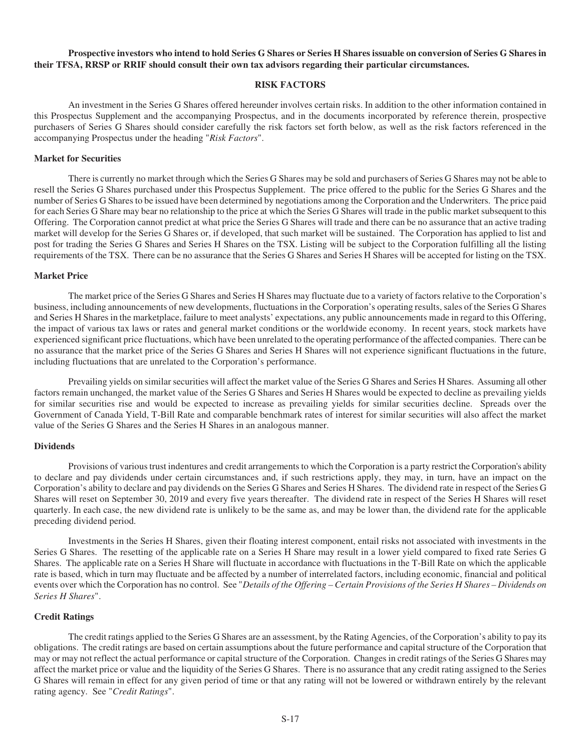**Prospective investors who intend to hold Series G Shares or Series H Shares issuable on conversion of Series G Shares in their TFSA, RRSP or RRIF should consult their own tax advisors regarding their particular circumstances.**

## RISK FACTORS

An investment in the Series G Shares offered hereunder involves certain risks. In addition to the other information contained in this Prospectus Supplement and the accompanying Prospectus, and in the documents incorporated by reference therein, prospective purchasers of Series G Shares should consider carefully the risk factors set forth below, as well as the risk factors referenced in the accompanying Prospectus under the heading "*Risk Factors*".

### Market for Securities

There is currently no market through which the Series G Shares may be sold and purchasers of Series G Shares may not be able to resell the Series G Shares purchased under this Prospectus Supplement. The price offered to the public for the Series G Shares and the number of Series G Shares to be issued have been determined by negotiations among the Corporation and the Underwriters. The price paid for each Series G Share may bear no relationship to the price at which the Series G Shares will trade in the public market subsequent to this Offering. The Corporation cannot predict at what price the Series G Shares will trade and there can be no assurance that an active trading market will develop for the Series G Shares or, if developed, that such market will be sustained. The Corporation has applied to list and post for trading the Series G Shares and Series H Shares on the TSX. Listing will be subject to the Corporation fulfilling all the listing requirements of the TSX. There can be no assurance that the Series G Shares and Series H Shares will be accepted for listing on the TSX.

### Market Price

The market price of the Series G Shares and Series H Shares may fluctuate due to a variety of factors relative to the Corporation's business, including announcements of new developments, fluctuations in the Corporation's operating results, sales of the Series G Shares and Series H Shares in the marketplace, failure to meet analysts' expectations, any public announcements made in regard to this Offering, the impact of various tax laws or rates and general market conditions or the worldwide economy. In recent years, stock markets have experienced significant price fluctuations, which have been unrelated to the operating performance of the affected companies. There can be no assurance that the market price of the Series G Shares and Series H Shares will not experience significant fluctuations in the future, including fluctuations that are unrelated to the Corporation's performance.

Prevailing yields on similar securities will affect the market value of the Series G Shares and Series H Shares. Assuming all other factors remain unchanged, the market value of the Series G Shares and Series H Shares would be expected to decline as prevailing yields for similar securities rise and would be expected to increase as prevailing yields for similar securities decline. Spreads over the Government of Canada Yield, T-Bill Rate and comparable benchmark rates of interest for similar securities will also affect the market value of the Series G Shares and the Series H Shares in an analogous manner.

### Dividends

Provisions of various trust indentures and credit arrangements to which the Corporation is a party restrict the Corporation's ability to declare and pay dividends under certain circumstances and, if such restrictions apply, they may, in turn, have an impact on the Corporation's ability to declare and pay dividends on the Series G Shares and Series H Shares. The dividend rate in respect of the Series G Shares will reset on September 30, 2019 and every five years thereafter. The dividend rate in respect of the Series H Shares will reset quarterly. In each case, the new dividend rate is unlikely to be the same as, and may be lower than, the dividend rate for the applicable preceding dividend period.

Investments in the Series H Shares, given their floating interest component, entail risks not associated with investments in the Series G Shares. The resetting of the applicable rate on a Series H Share may result in a lower yield compared to fixed rate Series G Shares. The applicable rate on a Series H Share will fluctuate in accordance with fluctuations in the T-Bill Rate on which the applicable rate is based, which in turn may fluctuate and be affected by a number of interrelated factors, including economic, financial and political events over which the Corporation has no control. See "*Details of the Offering – Certain Provisions of the Series H Shares – Dividends on Series H Shares*".

### Credit Ratings

The credit ratings applied to the Series G Shares are an assessment, by the Rating Agencies, of the Corporation's ability to pay its obligations. The credit ratings are based on certain assumptions about the future performance and capital structure of the Corporation that may or may not reflect the actual performance or capital structure of the Corporation. Changes in credit ratings of the Series G Shares may affect the market price or value and the liquidity of the Series G Shares. There is no assurance that any credit rating assigned to the Series G Shares will remain in effect for any given period of time or that any rating will not be lowered or withdrawn entirely by the relevant rating agency. See "*Credit Ratings*".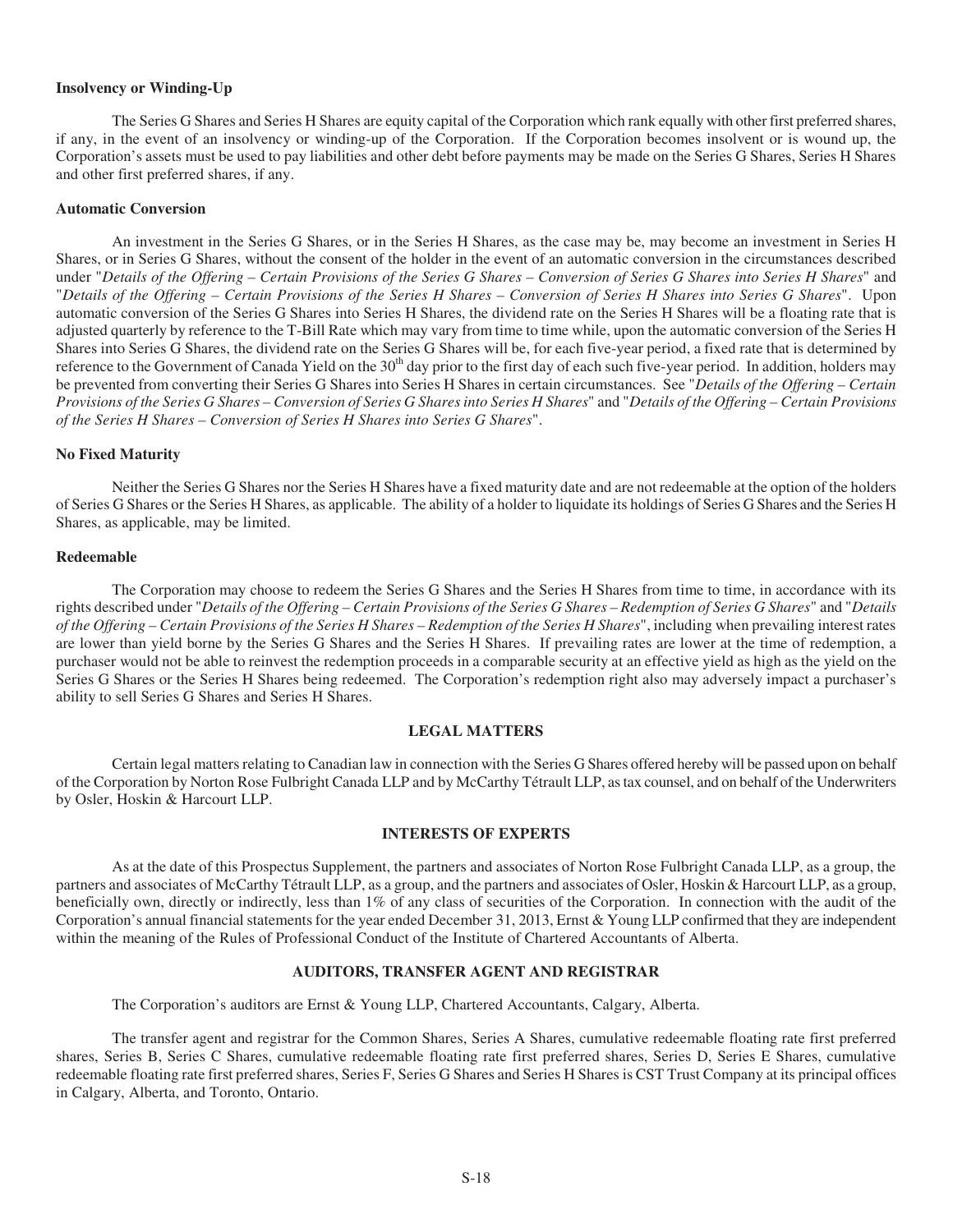**Insolvency or Winding-Up**

The Series G Shares and Series H Shares are equity capital of the Corporation which rank equally with other first preferred shares, if any, in the event of an insolvency or winding-up of the Corporation. If the Corporation becomes insolvent or is wound up, the Corporation's assets must be used to pay liabilities and other debt before payments may be made on the Series G Shares, Series H Shares and other first preferred shares, if any.

**Automatic Conversion**

An investment in the Series G Shares, or in the Series H Shares, as the case may be, may become an investment in Series H Shares, or in Series G Shares, without the consent of the holder in the event of an automatic conversion in the circumstances described under "*Details of the Offering – Certain Provisions of the Series G Shares – Conversion of Series G Shares into Series H Shares*" and "*Details of the Offering – Certain Provisions of the Series H Shares – Conversion of Series H Shares into Series G Shares*". Upon automatic conversion of the Series G Shares into Series H Shares, the dividend rate on the Series H Shares will be a floating rate that is adjusted quarterly by reference to the T-Bill Rate which may vary from time to time while, upon the automatic conversion of the Series H Shares into Series G Shares, the dividend rate on the Series G Shares will be, for each five-year period, a fixed rate that is determined by reference to the Government of Canada Yield on the 30th day prior to the first day of each such five-year period. In addition, holders may be prevented from converting their Series G Shares into Series H Shares in certain circumstances. See "*Details of the Offering – Certain Provisions of the Series G Shares – Conversion of Series G Shares into Series H Shares*" and "*Details of the Offering – Certain Provisions of the Series H Shares – Conversion of Series H Shares into Series G Shares*".

**No Fixed Maturity**

Neither the Series G Shares nor the Series H Shares have a fixed maturity date and are not redeemable at the option of the holders of Series G Shares or the Series H Shares, as applicable. The ability of a holder to liquidate its holdings of Series G Shares and the Series H Shares, as applicable, may be limited.

**Redeemable**

The Corporation may choose to redeem the Series G Shares and the Series H Shares from time to time, in accordance with its rights described under "*Details of the Offering – Certain Provisions of the Series G Shares – Redemption of Series G Shares*" and "*Details of the Offering – Certain Provisions of the Series H Shares – Redemption of the Series H Shares*", including when prevailing interest rates are lower than yield borne by the Series G Shares and the Series H Shares. If prevailing rates are lower at the time of redemption, a purchaser would not be able to reinvest the redemption proceeds in a comparable security at an effective yield as high as the yield on the Series G Shares or the Series H Shares being redeemed. The Corporation's redemption right also may adversely impact a purchaser's ability to sell Series G Shares and Series H Shares.

## LEGAL MATTERS

Certain legal matters relating to Canadian law in connection with the Series G Shares offered hereby will be passed upon on behalf of the Corporation by Norton Rose Fulbright Canada LLP and by McCarthy Tétrault LLP, as tax counsel, and on behalf of the Underwriters by Osler, Hoskin & Harcourt LLP.

## INTERESTS OF EXPERTS

As at the date of this Prospectus Supplement, the partners and associates of Norton Rose Fulbright Canada LLP, as a group, the partners and associates of McCarthy Tétrault LLP, as a group, and the partners and associates of Osler, Hoskin & Harcourt LLP, as a group, beneficially own, directly or indirectly, less than 1% of any class of securities of the Corporation. In connection with the audit of the Corporation's annual financial statements for the year ended December 31, 2013, Ernst & Young LLP confirmed that they are independent within the meaning of the Rules of Professional Conduct of the Institute of Chartered Accountants of Alberta.

## AUDITORS, TRANSFER AGENT AND REGISTRAR

The Corporation's auditors are Ernst & Young LLP, Chartered Accountants, Calgary, Alberta.

The transfer agent and registrar for the Common Shares, Series A Shares, cumulative redeemable floating rate first preferred shares, Series B, Series C Shares, cumulative redeemable floating rate first preferred shares, Series D, Series E Shares, cumulative redeemable floating rate first preferred shares, Series F, Series G Shares and Series H Shares is CST Trust Company at its principal offices in Calgary, Alberta, and Toronto, Ontario.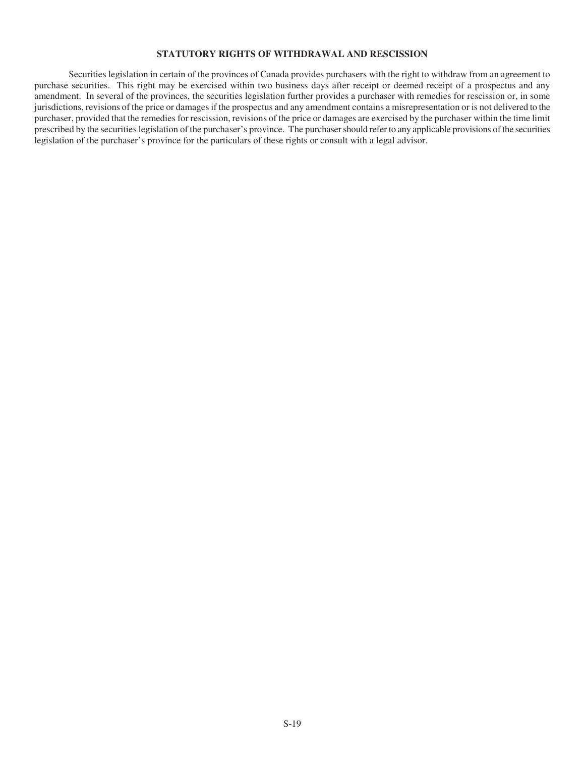## STATUTORY RIGHTS OF WITHDRAWAL AND RESCISSION

Securities legislation in certain of the provinces of Canada provides purchasers with the right to withdraw from an agreement to purchase securities. This right may be exercised within two business days after receipt or deemed receipt of a prospectus and any amendment. In several of the provinces, the securities legislation further provides a purchaser with remedies for rescission or, in some jurisdictions, revisions of the price or damages if the prospectus and any amendment contains a misrepresentation or is not delivered to the purchaser, provided that the remedies for rescission, revisions of the price or damages are exercised by the purchaser within the time limit prescribed by the securities legislation of the purchaser's province. The purchaser should refer to any applicable provisions of the securities legislation of the purchaser's province for the particulars of these rights or consult with a legal advisor.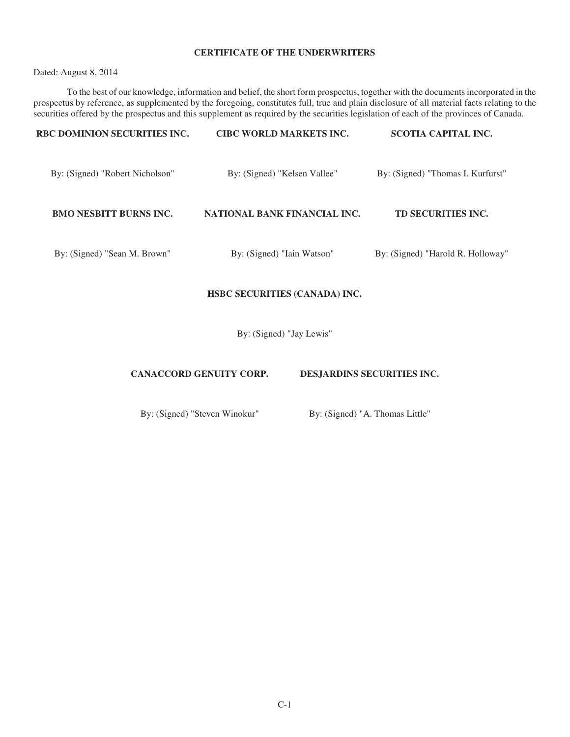## CERTIFICATE OF THE UNDERWRITERS

Dated: August 8, 2014

To the best of our knowledge, information and belief, the short form prospectus, together with the documents incorporated in the prospectus by reference, as supplemented by the foregoing, constitutes full, true and plain disclosure of all material facts relating to the securities offered by the prospectus and this supplement as required by the securities legislation of each of the provinces of Canada.

**RBC DOMINION SECURITIES INC.**

By: (Signed) "Robert Nicholson"

**CIBC WORLD MARKETS INC.**

By: (Signed) "Kelsen Vallee"

**SCOTIA CAPITAL INC.**

By: (Signed) "Thomas I. Kurfurst"

**BMO NESBITT BURNS INC.**

By: (Signed) "Sean M. Brown"

**NATIONAL BANK FINANCIAL INC.**

By: (Signed) "Iain Watson"

**TD SECURITIES INC.**

By: (Signed) "Harold R. Holloway"

**HSBC SECURITIES (CANADA) INC.**

By: (Signed) "Jay Lewis"

**CANACCORD GENUITY CORP.**

By: (Signed) "Steven Winokur"

**DESJARDINS SECURITIES INC.**

By: (Signed) "A. Thomas Little"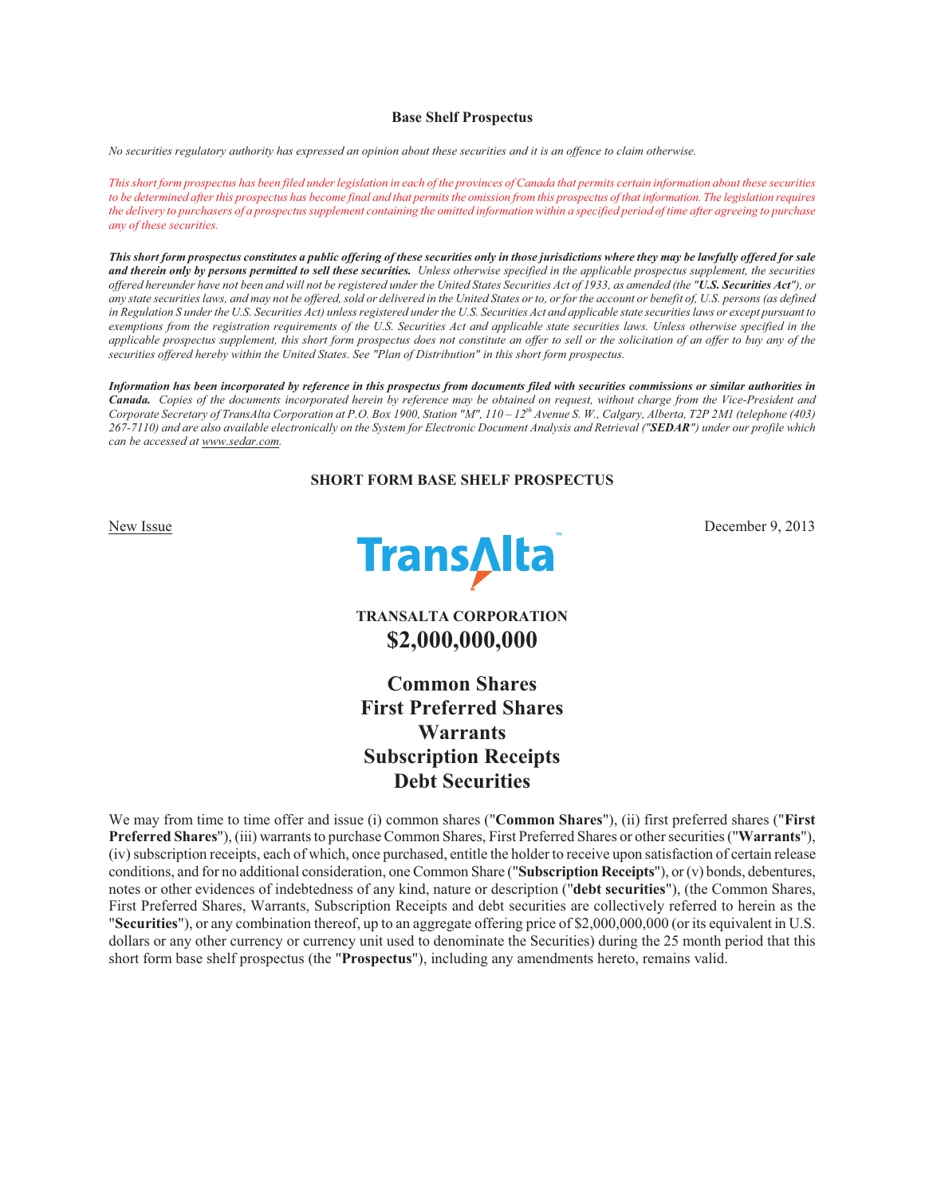**Base Shelf Prospectus**

*No securities regulatory authority has expressed an opinion about these securities and it is an offence to claim otherwise.*

*This short form prospectus has been filed under legislation in each of the provinces of Canada that permits certain information about these securities to be determined after this prospectus has become final and that permits the omission from this prospectus of that information. The legislation requires the delivery to purchasers of a prospectus supplement containing the omitted information within a specified period of time after agreeing to purchase any of these securities.*

***This short form prospectus constitutes a public offering of these securities only in those jurisdictions where they may be lawfully offered for sale and therein only by persons permitted to sell these securities.*** *Unless otherwise specified in the applicable prospectus supplement, the securities offered hereunder have not been and will not be registered under the United States Securities Act of 1933, as amended (the "**U.S. Securities Act**"), or any state securities laws, and may not be offered, sold or delivered in the United States or to, or for the account or benefit of, U.S. persons (as defined in Regulation S under the U.S. Securities Act) unless registered under the U.S. Securities Act and applicable state securities laws or except pursuant to exemptions from the registration requirements of the U.S. Securities Act and applicable state securities laws. Unless otherwise specified in the applicable prospectus supplement, this short form prospectus does not constitute an offer to sell or the solicitation of an offer to buy any of the securities offered hereby within the United States. See "Plan of Distribution" in this short form prospectus.*

***Information has been incorporated by reference in this prospectus from documents filed with securities commissions or similar authorities in Canada.*** *Copies of the documents incorporated herein by reference may be obtained on request, without charge from the Vice-President and Corporate Secretary of TransAlta Corporation at P.O. Box 1900, Station "M", 110 – 12th Avenue S. W., Calgary, Alberta, T2P 2M1 (telephone (403) 267-7110) and are also available electronically on the System for Electronic Document Analysis and Retrieval ("**SEDAR**") under our profile which can be accessed at www.sedar.com.*

**SHORT FORM BASE SHELF PROSPECTUS**

New Issue

December 9, 2013

TransAlta™

**TRANSALTA CORPORATION**

# $2,000,000,000

## Common Shares
## First Preferred Shares
## Warrants
## Subscription Receipts
## Debt Securities

We may from time to time offer and issue (i) common shares ("**Common Shares**"), (ii) first preferred shares ("**First Preferred Shares**"), (iii) warrants to purchase Common Shares, First Preferred Shares or other securities ("**Warrants**"), (iv) subscription receipts, each of which, once purchased, entitle the holder to receive upon satisfaction of certain release conditions, and for no additional consideration, one Common Share ("**Subscription Receipts**"), or (v) bonds, debentures, notes or other evidences of indebtedness of any kind, nature or description ("**debt securities**"), (the Common Shares, First Preferred Shares, Warrants, Subscription Receipts and debt securities are collectively referred to herein as the "**Securities**"), or any combination thereof, up to an aggregate offering price of $2,000,000,000 (or its equivalent in U.S. dollars or any other currency or currency unit used to denominate the Securities) during the 25 month period that this short form base shelf prospectus (the "**Prospectus**"), including any amendments hereto, remains valid.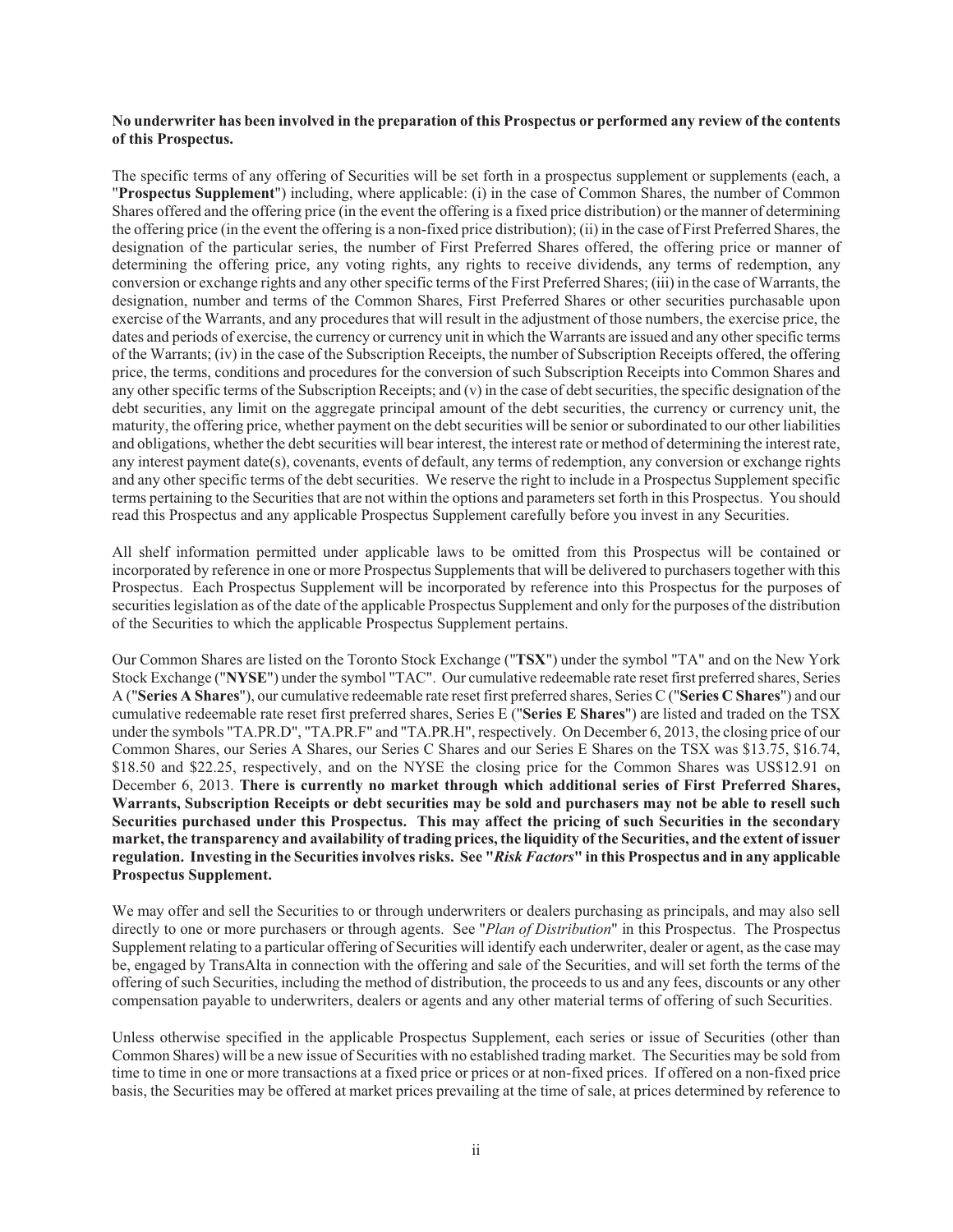**No underwriter has been involved in the preparation of this Prospectus or performed any review of the contents of this Prospectus.**

The specific terms of any offering of Securities will be set forth in a prospectus supplement or supplements (each, a "**Prospectus Supplement**") including, where applicable: (i) in the case of Common Shares, the number of Common Shares offered and the offering price (in the event the offering is a fixed price distribution) or the manner of determining the offering price (in the event the offering is a non-fixed price distribution); (ii) in the case of First Preferred Shares, the designation of the particular series, the number of First Preferred Shares offered, the offering price or manner of determining the offering price, any voting rights, any rights to receive dividends, any terms of redemption, any conversion or exchange rights and any other specific terms of the First Preferred Shares; (iii) in the case of Warrants, the designation, number and terms of the Common Shares, First Preferred Shares or other securities purchasable upon exercise of the Warrants, and any procedures that will result in the adjustment of those numbers, the exercise price, the dates and periods of exercise, the currency or currency unit in which the Warrants are issued and any other specific terms of the Warrants; (iv) in the case of the Subscription Receipts, the number of Subscription Receipts offered, the offering price, the terms, conditions and procedures for the conversion of such Subscription Receipts into Common Shares and any other specific terms of the Subscription Receipts; and (v) in the case of debt securities, the specific designation of the debt securities, any limit on the aggregate principal amount of the debt securities, the currency or currency unit, the maturity, the offering price, whether payment on the debt securities will be senior or subordinated to our other liabilities and obligations, whether the debt securities will bear interest, the interest rate or method of determining the interest rate, any interest payment date(s), covenants, events of default, any terms of redemption, any conversion or exchange rights and any other specific terms of the debt securities. We reserve the right to include in a Prospectus Supplement specific terms pertaining to the Securities that are not within the options and parameters set forth in this Prospectus. You should read this Prospectus and any applicable Prospectus Supplement carefully before you invest in any Securities.

All shelf information permitted under applicable laws to be omitted from this Prospectus will be contained or incorporated by reference in one or more Prospectus Supplements that will be delivered to purchasers together with this Prospectus. Each Prospectus Supplement will be incorporated by reference into this Prospectus for the purposes of securities legislation as of the date of the applicable Prospectus Supplement and only for the purposes of the distribution of the Securities to which the applicable Prospectus Supplement pertains.

Our Common Shares are listed on the Toronto Stock Exchange ("**TSX**") under the symbol "TA" and on the New York Stock Exchange ("**NYSE**") under the symbol "TAC". Our cumulative redeemable rate reset first preferred shares, Series A ("**Series A Shares**"), our cumulative redeemable rate reset first preferred shares, Series C ("**Series C Shares**") and our cumulative redeemable rate reset first preferred shares, Series E ("**Series E Shares**") are listed and traded on the TSX under the symbols "TA.PR.D", "TA.PR.F" and "TA.PR.H", respectively. On December 6, 2013, the closing price of our Common Shares, our Series A Shares, our Series C Shares and our Series E Shares on the TSX was $13.75, $16.74, $18.50 and $22.25, respectively, and on the NYSE the closing price for the Common Shares was US$12.91 on December 6, 2013. **There is currently no market through which additional series of First Preferred Shares, Warrants, Subscription Receipts or debt securities may be sold and purchasers may not be able to resell such Securities purchased under this Prospectus. This may affect the pricing of such Securities in the secondary market, the transparency and availability of trading prices, the liquidity of the Securities, and the extent of issuer regulation. Investing in the Securities involves risks. See "*Risk Factors*" in this Prospectus and in any applicable Prospectus Supplement.**

We may offer and sell the Securities to or through underwriters or dealers purchasing as principals, and may also sell directly to one or more purchasers or through agents. See "*Plan of Distribution*" in this Prospectus. The Prospectus Supplement relating to a particular offering of Securities will identify each underwriter, dealer or agent, as the case may be, engaged by TransAlta in connection with the offering and sale of the Securities, and will set forth the terms of the offering of such Securities, including the method of distribution, the proceeds to us and any fees, discounts or any other compensation payable to underwriters, dealers or agents and any other material terms of offering of such Securities.

Unless otherwise specified in the applicable Prospectus Supplement, each series or issue of Securities (other than Common Shares) will be a new issue of Securities with no established trading market. The Securities may be sold from time to time in one or more transactions at a fixed price or prices or at non-fixed prices. If offered on a non-fixed price basis, the Securities may be offered at market prices prevailing at the time of sale, at prices determined by reference to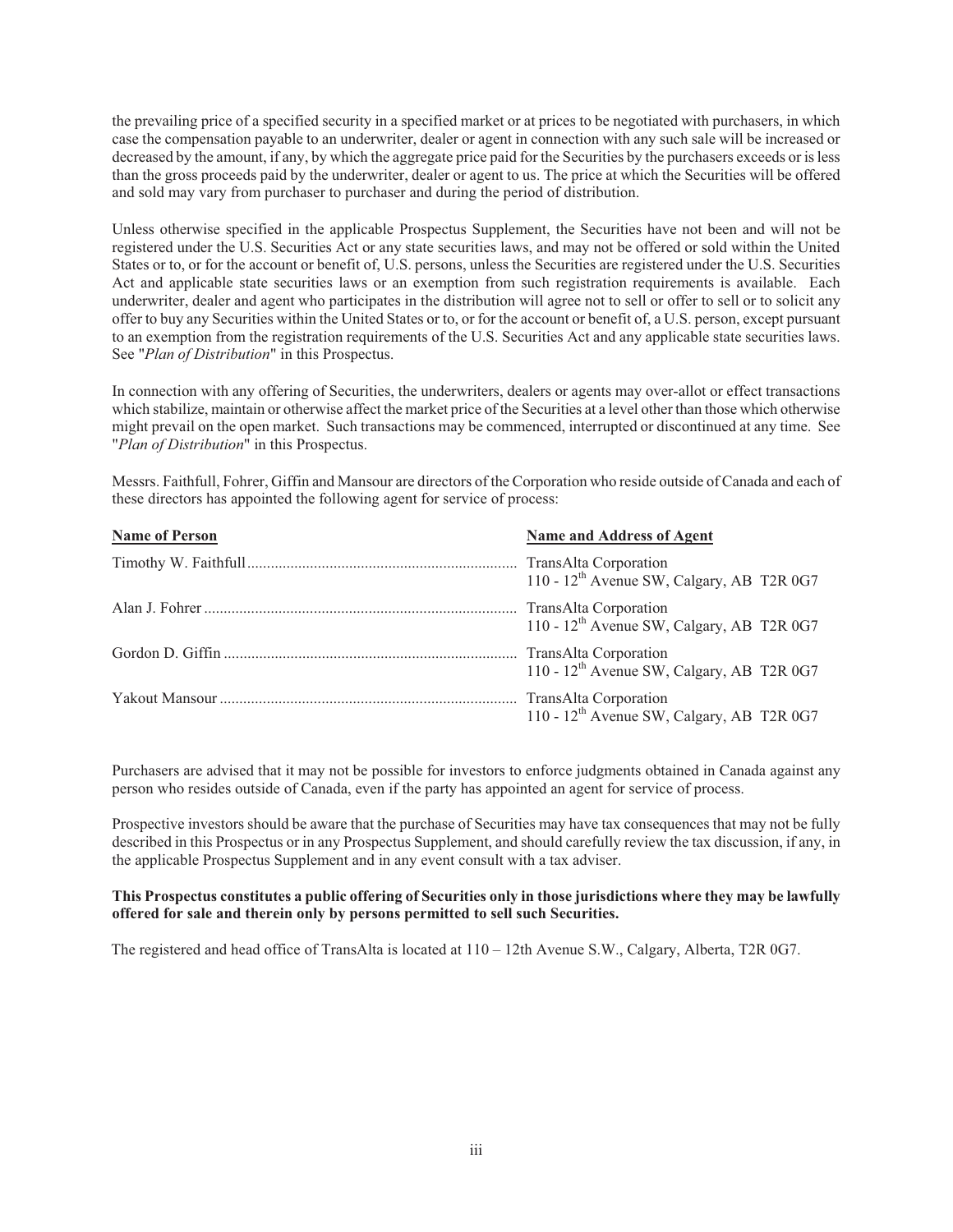the prevailing price of a specified security in a specified market or at prices to be negotiated with purchasers, in which case the compensation payable to an underwriter, dealer or agent in connection with any such sale will be increased or decreased by the amount, if any, by which the aggregate price paid for the Securities by the purchasers exceeds or is less than the gross proceeds paid by the underwriter, dealer or agent to us. The price at which the Securities will be offered and sold may vary from purchaser to purchaser and during the period of distribution.

Unless otherwise specified in the applicable Prospectus Supplement, the Securities have not been and will not be registered under the U.S. Securities Act or any state securities laws, and may not be offered or sold within the United States or to, or for the account or benefit of, U.S. persons, unless the Securities are registered under the U.S. Securities Act and applicable state securities laws or an exemption from such registration requirements is available. Each underwriter, dealer and agent who participates in the distribution will agree not to sell or offer to sell or to solicit any offer to buy any Securities within the United States or to, or for the account or benefit of, a U.S. person, except pursuant to an exemption from the registration requirements of the U.S. Securities Act and any applicable state securities laws. See "*Plan of Distribution*" in this Prospectus.

In connection with any offering of Securities, the underwriters, dealers or agents may over-allot or effect transactions which stabilize, maintain or otherwise affect the market price of the Securities at a level other than those which otherwise might prevail on the open market. Such transactions may be commenced, interrupted or discontinued at any time. See "*Plan of Distribution*" in this Prospectus.

Messrs. Faithfull, Fohrer, Giffin and Mansour are directors of the Corporation who reside outside of Canada and each of these directors has appointed the following agent for service of process:

| Name of Person | Name and Address of Agent |
|---|---|
| Timothy W. Faithfull | TransAlta Corporation<br>110 - 12th Avenue SW, Calgary, AB T2R 0G7 |
| Alan J. Fohrer | TransAlta Corporation<br>110 - 12th Avenue SW, Calgary, AB T2R 0G7 |
| Gordon D. Giffin | TransAlta Corporation<br>110 - 12th Avenue SW, Calgary, AB T2R 0G7 |
| Yakout Mansour | TransAlta Corporation<br>110 - 12th Avenue SW, Calgary, AB T2R 0G7 |

Purchasers are advised that it may not be possible for investors to enforce judgments obtained in Canada against any person who resides outside of Canada, even if the party has appointed an agent for service of process.

Prospective investors should be aware that the purchase of Securities may have tax consequences that may not be fully described in this Prospectus or in any Prospectus Supplement, and should carefully review the tax discussion, if any, in the applicable Prospectus Supplement and in any event consult with a tax adviser.

**This Prospectus constitutes a public offering of Securities only in those jurisdictions where they may be lawfully offered for sale and therein only by persons permitted to sell such Securities.**

The registered and head office of TransAlta is located at 110 – 12th Avenue S.W., Calgary, Alberta, T2R 0G7.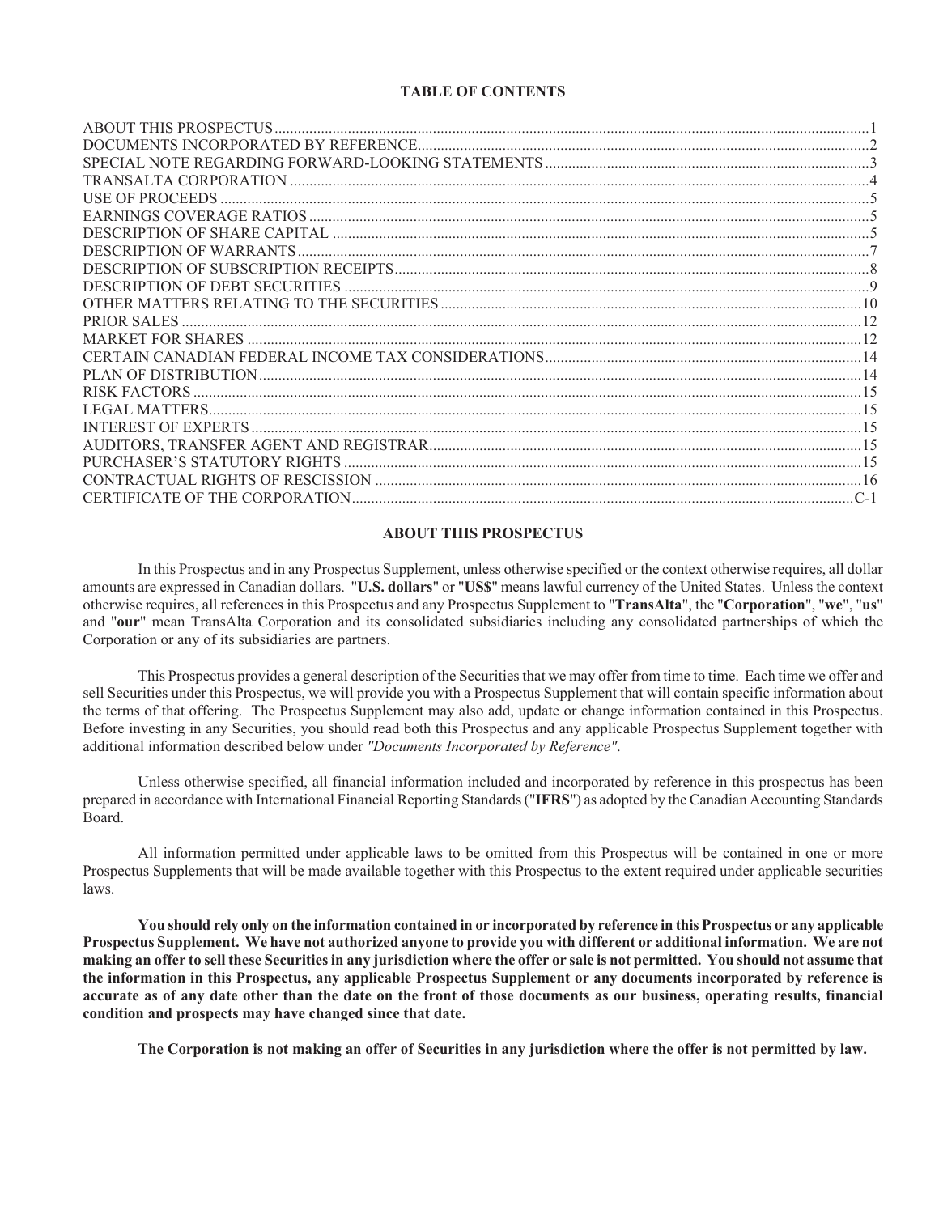# TABLE OF CONTENTS

| | |
|---|---|
| ABOUT THIS PROSPECTUS | 1 |
| DOCUMENTS INCORPORATED BY REFERENCE | 2 |
| SPECIAL NOTE REGARDING FORWARD-LOOKING STATEMENTS | 3 |
| TRANSALTA CORPORATION | 4 |
| USE OF PROCEEDS | 5 |
| EARNINGS COVERAGE RATIOS | 5 |
| DESCRIPTION OF SHARE CAPITAL | 5 |
| DESCRIPTION OF WARRANTS | 7 |
| DESCRIPTION OF SUBSCRIPTION RECEIPTS | 8 |
| DESCRIPTION OF DEBT SECURITIES | 9 |
| OTHER MATTERS RELATING TO THE SECURITIES | 10 |
| PRIOR SALES | 12 |
| MARKET FOR SHARES | 12 |
| CERTAIN CANADIAN FEDERAL INCOME TAX CONSIDERATIONS | 14 |
| PLAN OF DISTRIBUTION | 14 |
| RISK FACTORS | 15 |
| LEGAL MATTERS | 15 |
| INTEREST OF EXPERTS | 15 |
| AUDITORS, TRANSFER AGENT AND REGISTRAR | 15 |
| PURCHASER'S STATUTORY RIGHTS | 15 |
| CONTRACTUAL RIGHTS OF RESCISSION | 16 |
| CERTIFICATE OF THE CORPORATION | C-1 |

## ABOUT THIS PROSPECTUS

In this Prospectus and in any Prospectus Supplement, unless otherwise specified or the context otherwise requires, all dollar amounts are expressed in Canadian dollars. "**U.S. dollars**" or "**US$**" means lawful currency of the United States. Unless the context otherwise requires, all references in this Prospectus and any Prospectus Supplement to "**TransAlta**", the "**Corporation**", "**we**", "**us**" and "**our**" mean TransAlta Corporation and its consolidated subsidiaries including any consolidated partnerships of which the Corporation or any of its subsidiaries are partners.

This Prospectus provides a general description of the Securities that we may offer from time to time. Each time we offer and sell Securities under this Prospectus, we will provide you with a Prospectus Supplement that will contain specific information about the terms of that offering. The Prospectus Supplement may also add, update or change information contained in this Prospectus. Before investing in any Securities, you should read both this Prospectus and any applicable Prospectus Supplement together with additional information described below under *"Documents Incorporated by Reference"*.

Unless otherwise specified, all financial information included and incorporated by reference in this prospectus has been prepared in accordance with International Financial Reporting Standards ("**IFRS**") as adopted by the Canadian Accounting Standards Board.

All information permitted under applicable laws to be omitted from this Prospectus will be contained in one or more Prospectus Supplements that will be made available together with this Prospectus to the extent required under applicable securities laws.

**You should rely only on the information contained in or incorporated by reference in this Prospectus or any applicable Prospectus Supplement. We have not authorized anyone to provide you with different or additional information. We are not making an offer to sell these Securities in any jurisdiction where the offer or sale is not permitted. You should not assume that the information in this Prospectus, any applicable Prospectus Supplement or any documents incorporated by reference is accurate as of any date other than the date on the front of those documents as our business, operating results, financial condition and prospects may have changed since that date.**

**The Corporation is not making an offer of Securities in any jurisdiction where the offer is not permitted by law.**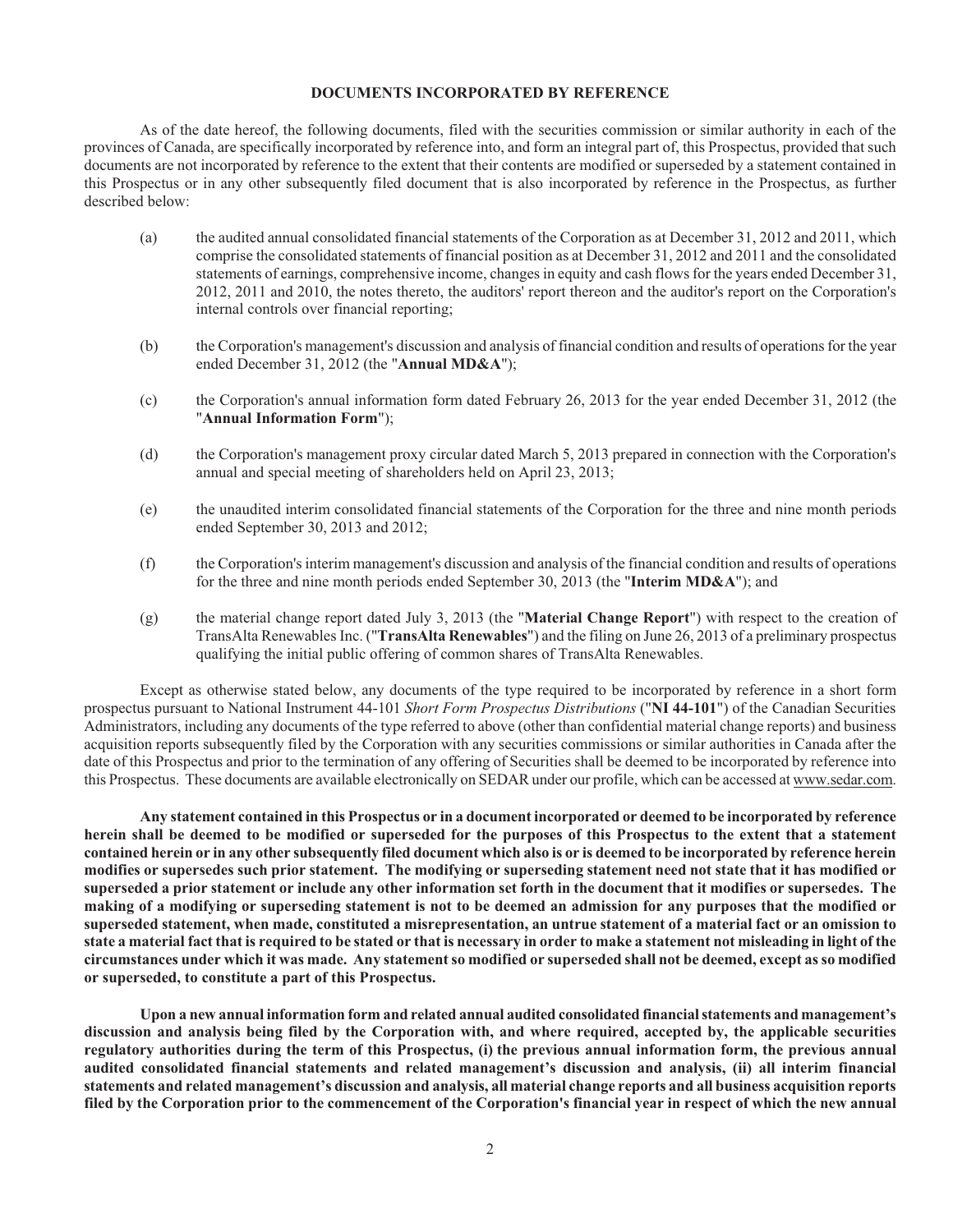## DOCUMENTS INCORPORATED BY REFERENCE

As of the date hereof, the following documents, filed with the securities commission or similar authority in each of the provinces of Canada, are specifically incorporated by reference into, and form an integral part of, this Prospectus, provided that such documents are not incorporated by reference to the extent that their contents are modified or superseded by a statement contained in this Prospectus or in any other subsequently filed document that is also incorporated by reference in the Prospectus, as further described below:

(a) the audited annual consolidated financial statements of the Corporation as at December 31, 2012 and 2011, which comprise the consolidated statements of financial position as at December 31, 2012 and 2011 and the consolidated statements of earnings, comprehensive income, changes in equity and cash flows for the years ended December 31, 2012, 2011 and 2010, the notes thereto, the auditors' report thereon and the auditor's report on the Corporation's internal controls over financial reporting;

(b) the Corporation's management's discussion and analysis of financial condition and results of operations for the year ended December 31, 2012 (the "**Annual MD&A**");

(c) the Corporation's annual information form dated February 26, 2013 for the year ended December 31, 2012 (the "**Annual Information Form**");

(d) the Corporation's management proxy circular dated March 5, 2013 prepared in connection with the Corporation's annual and special meeting of shareholders held on April 23, 2013;

(e) the unaudited interim consolidated financial statements of the Corporation for the three and nine month periods ended September 30, 2013 and 2012;

(f) the Corporation's interim management's discussion and analysis of the financial condition and results of operations for the three and nine month periods ended September 30, 2013 (the "**Interim MD&A**"); and

(g) the material change report dated July 3, 2013 (the "**Material Change Report**") with respect to the creation of TransAlta Renewables Inc. ("**TransAlta Renewables**") and the filing on June 26, 2013 of a preliminary prospectus qualifying the initial public offering of common shares of TransAlta Renewables.

Except as otherwise stated below, any documents of the type required to be incorporated by reference in a short form prospectus pursuant to National Instrument 44-101 *Short Form Prospectus Distributions* ("**NI 44-101**") of the Canadian Securities Administrators, including any documents of the type referred to above (other than confidential material change reports) and business acquisition reports subsequently filed by the Corporation with any securities commissions or similar authorities in Canada after the date of this Prospectus and prior to the termination of any offering of Securities shall be deemed to be incorporated by reference into this Prospectus. These documents are available electronically on SEDAR under our profile, which can be accessed at www.sedar.com.

**Any statement contained in this Prospectus or in a document incorporated or deemed to be incorporated by reference herein shall be deemed to be modified or superseded for the purposes of this Prospectus to the extent that a statement contained herein or in any other subsequently filed document which also is or is deemed to be incorporated by reference herein modifies or supersedes such prior statement. The modifying or superseding statement need not state that it has modified or superseded a prior statement or include any other information set forth in the document that it modifies or supersedes. The making of a modifying or superseding statement is not to be deemed an admission for any purposes that the modified or superseded statement, when made, constituted a misrepresentation, an untrue statement of a material fact or an omission to state a material fact that is required to be stated or that is necessary in order to make a statement not misleading in light of the circumstances under which it was made. Any statement so modified or superseded shall not be deemed, except as so modified or superseded, to constitute a part of this Prospectus.**

**Upon a new annual information form and related annual audited consolidated financial statements and management's discussion and analysis being filed by the Corporation with, and where required, accepted by, the applicable securities regulatory authorities during the term of this Prospectus, (i) the previous annual information form, the previous annual audited consolidated financial statements and related management's discussion and analysis, (ii) all interim financial statements and related management's discussion and analysis, all material change reports and all business acquisition reports filed by the Corporation prior to the commencement of the Corporation's financial year in respect of which the new annual**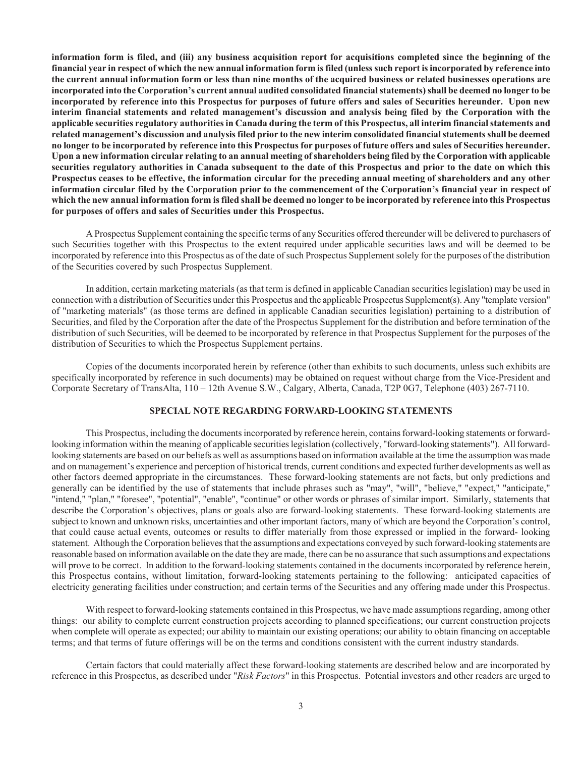**information form is filed, and (iii) any business acquisition report for acquisitions completed since the beginning of the financial year in respect of which the new annual information form is filed (unless such report is incorporated by reference into the current annual information form or less than nine months of the acquired business or related businesses operations are incorporated into the Corporation's current annual audited consolidated financial statements) shall be deemed no longer to be incorporated by reference into this Prospectus for purposes of future offers and sales of Securities hereunder. Upon new interim financial statements and related management's discussion and analysis being filed by the Corporation with the applicable securities regulatory authorities in Canada during the term of this Prospectus, all interim financial statements and related management's discussion and analysis filed prior to the new interim consolidated financial statements shall be deemed no longer to be incorporated by reference into this Prospectus for purposes of future offers and sales of Securities hereunder. Upon a new information circular relating to an annual meeting of shareholders being filed by the Corporation with applicable securities regulatory authorities in Canada subsequent to the date of this Prospectus and prior to the date on which this Prospectus ceases to be effective, the information circular for the preceding annual meeting of shareholders and any other information circular filed by the Corporation prior to the commencement of the Corporation's financial year in respect of which the new annual information form is filed shall be deemed no longer to be incorporated by reference into this Prospectus for purposes of offers and sales of Securities under this Prospectus.**

A Prospectus Supplement containing the specific terms of any Securities offered thereunder will be delivered to purchasers of such Securities together with this Prospectus to the extent required under applicable securities laws and will be deemed to be incorporated by reference into this Prospectus as of the date of such Prospectus Supplement solely for the purposes of the distribution of the Securities covered by such Prospectus Supplement.

In addition, certain marketing materials (as that term is defined in applicable Canadian securities legislation) may be used in connection with a distribution of Securities under this Prospectus and the applicable Prospectus Supplement(s). Any "template version" of "marketing materials" (as those terms are defined in applicable Canadian securities legislation) pertaining to a distribution of Securities, and filed by the Corporation after the date of the Prospectus Supplement for the distribution and before termination of the distribution of such Securities, will be deemed to be incorporated by reference in that Prospectus Supplement for the purposes of the distribution of Securities to which the Prospectus Supplement pertains.

Copies of the documents incorporated herein by reference (other than exhibits to such documents, unless such exhibits are specifically incorporated by reference in such documents) may be obtained on request without charge from the Vice-President and Corporate Secretary of TransAlta, 110 – 12th Avenue S.W., Calgary, Alberta, Canada, T2P 0G7, Telephone (403) 267-7110.

## SPECIAL NOTE REGARDING FORWARD-LOOKING STATEMENTS

This Prospectus, including the documents incorporated by reference herein, contains forward-looking statements or forward-looking information within the meaning of applicable securities legislation (collectively, "forward-looking statements"). All forward-looking statements are based on our beliefs as well as assumptions based on information available at the time the assumption was made and on management's experience and perception of historical trends, current conditions and expected further developments as well as other factors deemed appropriate in the circumstances. These forward-looking statements are not facts, but only predictions and generally can be identified by the use of statements that include phrases such as "may", "will", "believe," "expect," "anticipate," "intend," "plan," "foresee", "potential", "enable", "continue" or other words or phrases of similar import. Similarly, statements that describe the Corporation's objectives, plans or goals also are forward-looking statements. These forward-looking statements are subject to known and unknown risks, uncertainties and other important factors, many of which are beyond the Corporation's control, that could cause actual events, outcomes or results to differ materially from those expressed or implied in the forward- looking statement. Although the Corporation believes that the assumptions and expectations conveyed by such forward-looking statements are reasonable based on information available on the date they are made, there can be no assurance that such assumptions and expectations will prove to be correct. In addition to the forward-looking statements contained in the documents incorporated by reference herein, this Prospectus contains, without limitation, forward-looking statements pertaining to the following: anticipated capacities of electricity generating facilities under construction; and certain terms of the Securities and any offering made under this Prospectus.

With respect to forward-looking statements contained in this Prospectus, we have made assumptions regarding, among other things: our ability to complete current construction projects according to planned specifications; our current construction projects when complete will operate as expected; our ability to maintain our existing operations; our ability to obtain financing on acceptable terms; and that terms of future offerings will be on the terms and conditions consistent with the current industry standards.

Certain factors that could materially affect these forward-looking statements are described below and are incorporated by reference in this Prospectus, as described under "*Risk Factors*" in this Prospectus. Potential investors and other readers are urged to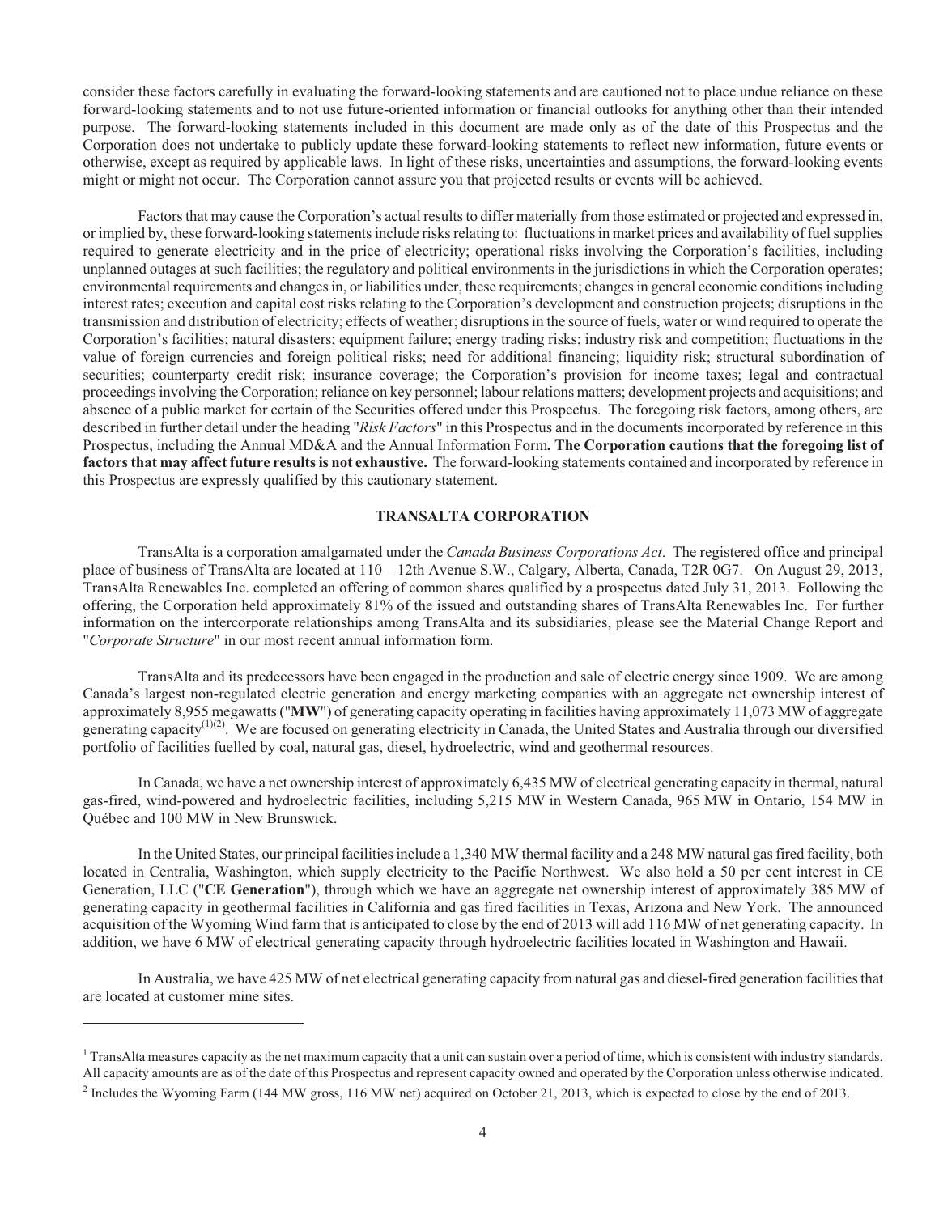consider these factors carefully in evaluating the forward-looking statements and are cautioned not to place undue reliance on these forward-looking statements and to not use future-oriented information or financial outlooks for anything other than their intended purpose. The forward-looking statements included in this document are made only as of the date of this Prospectus and the Corporation does not undertake to publicly update these forward-looking statements to reflect new information, future events or otherwise, except as required by applicable laws. In light of these risks, uncertainties and assumptions, the forward-looking events might or might not occur. The Corporation cannot assure you that projected results or events will be achieved.

Factors that may cause the Corporation's actual results to differ materially from those estimated or projected and expressed in, or implied by, these forward-looking statements include risks relating to: fluctuations in market prices and availability of fuel supplies required to generate electricity and in the price of electricity; operational risks involving the Corporation's facilities, including unplanned outages at such facilities; the regulatory and political environments in the jurisdictions in which the Corporation operates; environmental requirements and changes in, or liabilities under, these requirements; changes in general economic conditions including interest rates; execution and capital cost risks relating to the Corporation's development and construction projects; disruptions in the transmission and distribution of electricity; effects of weather; disruptions in the source of fuels, water or wind required to operate the Corporation's facilities; natural disasters; equipment failure; energy trading risks; industry risk and competition; fluctuations in the value of foreign currencies and foreign political risks; need for additional financing; liquidity risk; structural subordination of securities; counterparty credit risk; insurance coverage; the Corporation's provision for income taxes; legal and contractual proceedings involving the Corporation; reliance on key personnel; labour relations matters; development projects and acquisitions; and absence of a public market for certain of the Securities offered under this Prospectus. The foregoing risk factors, among others, are described in further detail under the heading "*Risk Factors*" in this Prospectus and in the documents incorporated by reference in this Prospectus, including the Annual MD&A and the Annual Information Form**. The Corporation cautions that the foregoing list of factors that may affect future results is not exhaustive.** The forward-looking statements contained and incorporated by reference in this Prospectus are expressly qualified by this cautionary statement.

## TRANSALTA CORPORATION

TransAlta is a corporation amalgamated under the *Canada Business Corporations Act*. The registered office and principal place of business of TransAlta are located at 110 – 12th Avenue S.W., Calgary, Alberta, Canada, T2R 0G7. On August 29, 2013, TransAlta Renewables Inc. completed an offering of common shares qualified by a prospectus dated July 31, 2013. Following the offering, the Corporation held approximately 81% of the issued and outstanding shares of TransAlta Renewables Inc. For further information on the intercorporate relationships among TransAlta and its subsidiaries, please see the Material Change Report and "*Corporate Structure*" in our most recent annual information form.

TransAlta and its predecessors have been engaged in the production and sale of electric energy since 1909. We are among Canada's largest non-regulated electric generation and energy marketing companies with an aggregate net ownership interest of approximately 8,955 megawatts ("**MW**") of generating capacity operating in facilities having approximately 11,073 MW of aggregate generating capacity[(1)(2)]. We are focused on generating electricity in Canada, the United States and Australia through our diversified portfolio of facilities fuelled by coal, natural gas, diesel, hydroelectric, wind and geothermal resources.

In Canada, we have a net ownership interest of approximately 6,435 MW of electrical generating capacity in thermal, natural gas-fired, wind-powered and hydroelectric facilities, including 5,215 MW in Western Canada, 965 MW in Ontario, 154 MW in Québec and 100 MW in New Brunswick.

In the United States, our principal facilities include a 1,340 MW thermal facility and a 248 MW natural gas fired facility, both located in Centralia, Washington, which supply electricity to the Pacific Northwest. We also hold a 50 per cent interest in CE Generation, LLC ("**CE Generation**"), through which we have an aggregate net ownership interest of approximately 385 MW of generating capacity in geothermal facilities in California and gas fired facilities in Texas, Arizona and New York. The announced acquisition of the Wyoming Wind farm that is anticipated to close by the end of 2013 will add 116 MW of net generating capacity. In addition, we have 6 MW of electrical generating capacity through hydroelectric facilities located in Washington and Hawaii.

In Australia, we have 425 MW of net electrical generating capacity from natural gas and diesel-fired generation facilities that are located at customer mine sites.

---

[1] TransAlta measures capacity as the net maximum capacity that a unit can sustain over a period of time, which is consistent with industry standards. All capacity amounts are as of the date of this Prospectus and represent capacity owned and operated by the Corporation unless otherwise indicated.

[2] Includes the Wyoming Farm (144 MW gross, 116 MW net) acquired on October 21, 2013, which is expected to close by the end of 2013.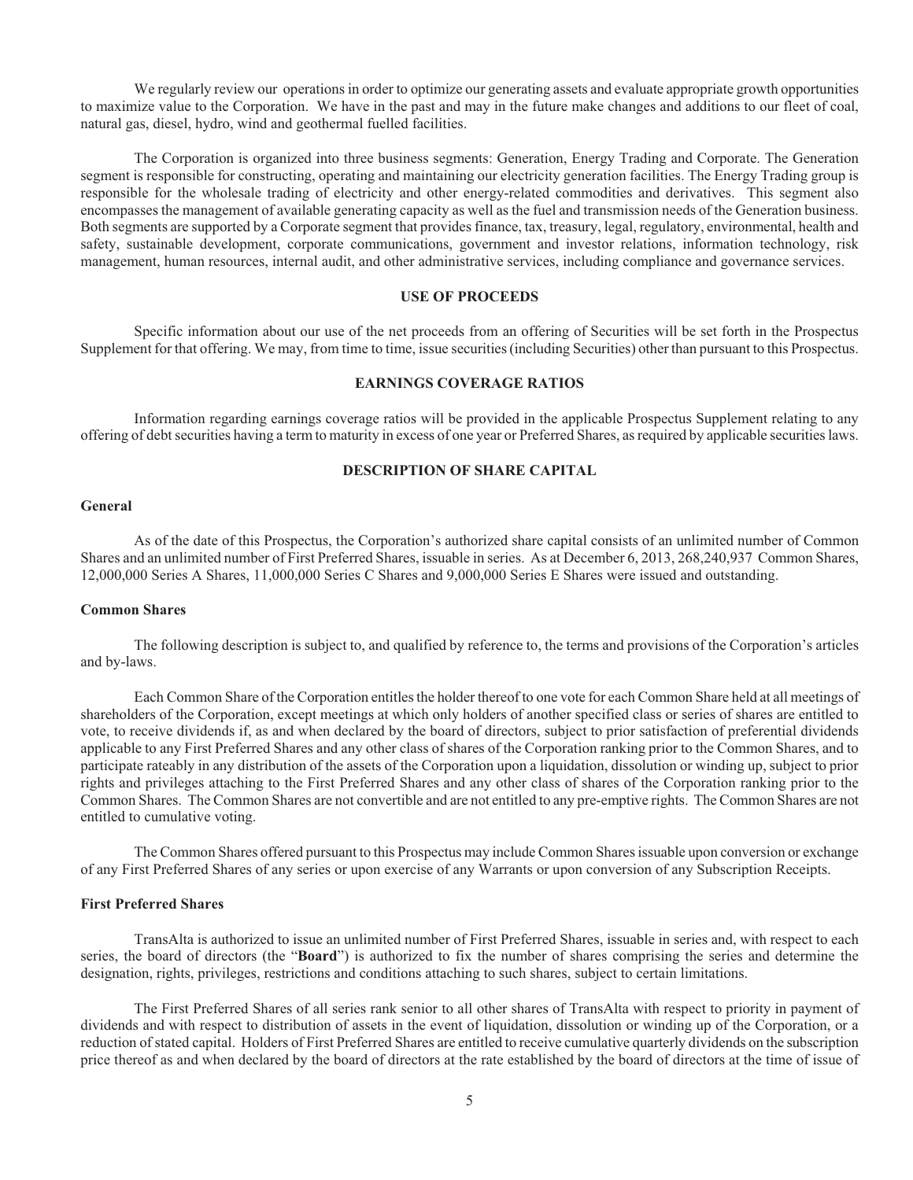We regularly review our operations in order to optimize our generating assets and evaluate appropriate growth opportunities to maximize value to the Corporation. We have in the past and may in the future make changes and additions to our fleet of coal, natural gas, diesel, hydro, wind and geothermal fuelled facilities.

The Corporation is organized into three business segments: Generation, Energy Trading and Corporate. The Generation segment is responsible for constructing, operating and maintaining our electricity generation facilities. The Energy Trading group is responsible for the wholesale trading of electricity and other energy-related commodities and derivatives. This segment also encompasses the management of available generating capacity as well as the fuel and transmission needs of the Generation business. Both segments are supported by a Corporate segment that provides finance, tax, treasury, legal, regulatory, environmental, health and safety, sustainable development, corporate communications, government and investor relations, information technology, risk management, human resources, internal audit, and other administrative services, including compliance and governance services.

## USE OF PROCEEDS

Specific information about our use of the net proceeds from an offering of Securities will be set forth in the Prospectus Supplement for that offering. We may, from time to time, issue securities (including Securities) other than pursuant to this Prospectus.

## EARNINGS COVERAGE RATIOS

Information regarding earnings coverage ratios will be provided in the applicable Prospectus Supplement relating to any offering of debt securities having a term to maturity in excess of one year or Preferred Shares, as required by applicable securities laws.

## DESCRIPTION OF SHARE CAPITAL

### General

As of the date of this Prospectus, the Corporation's authorized share capital consists of an unlimited number of Common Shares and an unlimited number of First Preferred Shares, issuable in series. As at December 6, 2013, 268,240,937 Common Shares, 12,000,000 Series A Shares, 11,000,000 Series C Shares and 9,000,000 Series E Shares were issued and outstanding.

### Common Shares

The following description is subject to, and qualified by reference to, the terms and provisions of the Corporation's articles and by-laws.

Each Common Share of the Corporation entitles the holder thereof to one vote for each Common Share held at all meetings of shareholders of the Corporation, except meetings at which only holders of another specified class or series of shares are entitled to vote, to receive dividends if, as and when declared by the board of directors, subject to prior satisfaction of preferential dividends applicable to any First Preferred Shares and any other class of shares of the Corporation ranking prior to the Common Shares, and to participate rateably in any distribution of the assets of the Corporation upon a liquidation, dissolution or winding up, subject to prior rights and privileges attaching to the First Preferred Shares and any other class of shares of the Corporation ranking prior to the Common Shares. The Common Shares are not convertible and are not entitled to any pre-emptive rights. The Common Shares are not entitled to cumulative voting.

The Common Shares offered pursuant to this Prospectus may include Common Shares issuable upon conversion or exchange of any First Preferred Shares of any series or upon exercise of any Warrants or upon conversion of any Subscription Receipts.

### First Preferred Shares

TransAlta is authorized to issue an unlimited number of First Preferred Shares, issuable in series and, with respect to each series, the board of directors (the "**Board**") is authorized to fix the number of shares comprising the series and determine the designation, rights, privileges, restrictions and conditions attaching to such shares, subject to certain limitations.

The First Preferred Shares of all series rank senior to all other shares of TransAlta with respect to priority in payment of dividends and with respect to distribution of assets in the event of liquidation, dissolution or winding up of the Corporation, or a reduction of stated capital. Holders of First Preferred Shares are entitled to receive cumulative quarterly dividends on the subscription price thereof as and when declared by the board of directors at the rate established by the board of directors at the time of issue of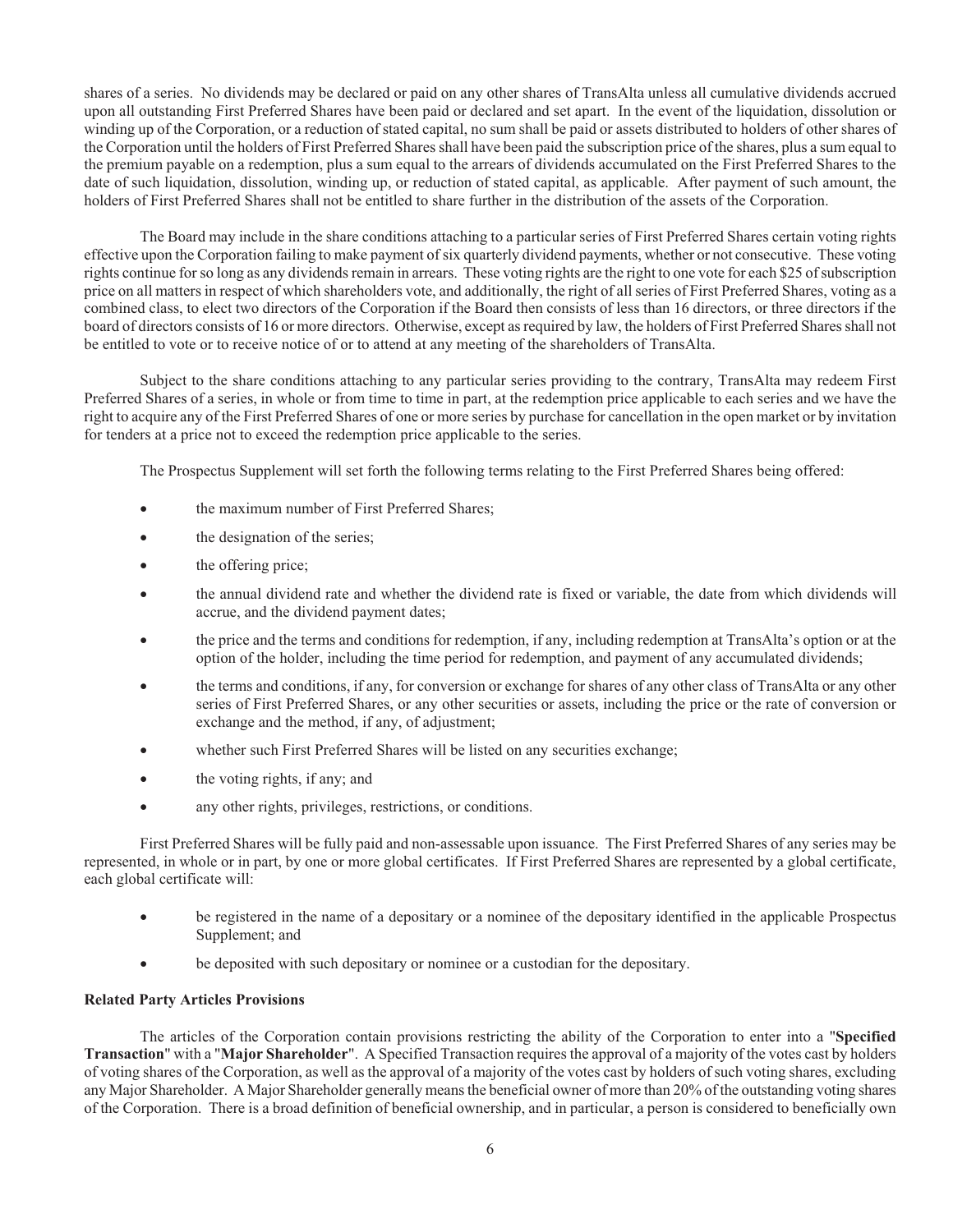shares of a series. No dividends may be declared or paid on any other shares of TransAlta unless all cumulative dividends accrued upon all outstanding First Preferred Shares have been paid or declared and set apart. In the event of the liquidation, dissolution or winding up of the Corporation, or a reduction of stated capital, no sum shall be paid or assets distributed to holders of other shares of the Corporation until the holders of First Preferred Shares shall have been paid the subscription price of the shares, plus a sum equal to the premium payable on a redemption, plus a sum equal to the arrears of dividends accumulated on the First Preferred Shares to the date of such liquidation, dissolution, winding up, or reduction of stated capital, as applicable. After payment of such amount, the holders of First Preferred Shares shall not be entitled to share further in the distribution of the assets of the Corporation.

The Board may include in the share conditions attaching to a particular series of First Preferred Shares certain voting rights effective upon the Corporation failing to make payment of six quarterly dividend payments, whether or not consecutive. These voting rights continue for so long as any dividends remain in arrears. These voting rights are the right to one vote for each $25 of subscription price on all matters in respect of which shareholders vote, and additionally, the right of all series of First Preferred Shares, voting as a combined class, to elect two directors of the Corporation if the Board then consists of less than 16 directors, or three directors if the board of directors consists of 16 or more directors. Otherwise, except as required by law, the holders of First Preferred Shares shall not be entitled to vote or to receive notice of or to attend at any meeting of the shareholders of TransAlta.

Subject to the share conditions attaching to any particular series providing to the contrary, TransAlta may redeem First Preferred Shares of a series, in whole or from time to time in part, at the redemption price applicable to each series and we have the right to acquire any of the First Preferred Shares of one or more series by purchase for cancellation in the open market or by invitation for tenders at a price not to exceed the redemption price applicable to the series.

The Prospectus Supplement will set forth the following terms relating to the First Preferred Shares being offered:

- the maximum number of First Preferred Shares;
- the designation of the series;
- the offering price;
- the annual dividend rate and whether the dividend rate is fixed or variable, the date from which dividends will accrue, and the dividend payment dates;
- the price and the terms and conditions for redemption, if any, including redemption at TransAlta's option or at the option of the holder, including the time period for redemption, and payment of any accumulated dividends;
- the terms and conditions, if any, for conversion or exchange for shares of any other class of TransAlta or any other series of First Preferred Shares, or any other securities or assets, including the price or the rate of conversion or exchange and the method, if any, of adjustment;
- whether such First Preferred Shares will be listed on any securities exchange;
- the voting rights, if any; and
- any other rights, privileges, restrictions, or conditions.

First Preferred Shares will be fully paid and non-assessable upon issuance. The First Preferred Shares of any series may be represented, in whole or in part, by one or more global certificates. If First Preferred Shares are represented by a global certificate, each global certificate will:

- be registered in the name of a depositary or a nominee of the depositary identified in the applicable Prospectus Supplement; and
- be deposited with such depositary or nominee or a custodian for the depositary.

**Related Party Articles Provisions**

The articles of the Corporation contain provisions restricting the ability of the Corporation to enter into a "**Specified Transaction**" with a "**Major Shareholder**". A Specified Transaction requires the approval of a majority of the votes cast by holders of voting shares of the Corporation, as well as the approval of a majority of the votes cast by holders of such voting shares, excluding any Major Shareholder. A Major Shareholder generally means the beneficial owner of more than 20% of the outstanding voting shares of the Corporation. There is a broad definition of beneficial ownership, and in particular, a person is considered to beneficially own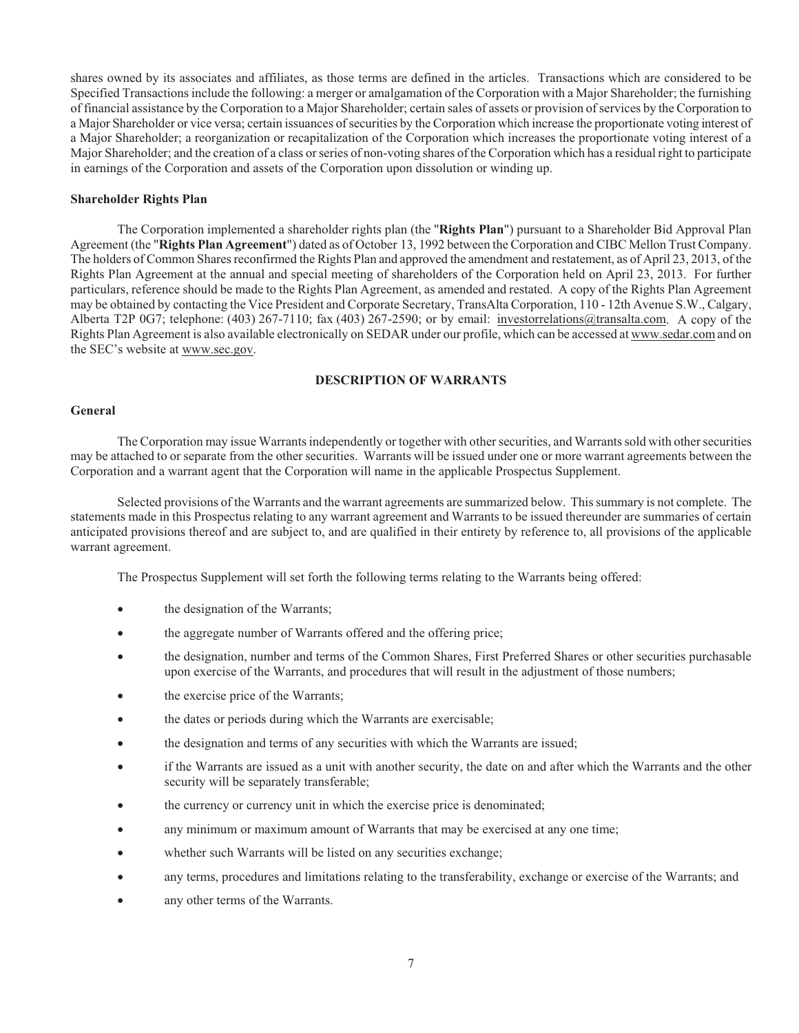shares owned by its associates and affiliates, as those terms are defined in the articles. Transactions which are considered to be Specified Transactions include the following: a merger or amalgamation of the Corporation with a Major Shareholder; the furnishing of financial assistance by the Corporation to a Major Shareholder; certain sales of assets or provision of services by the Corporation to a Major Shareholder or vice versa; certain issuances of securities by the Corporation which increase the proportionate voting interest of a Major Shareholder; a reorganization or recapitalization of the Corporation which increases the proportionate voting interest of a Major Shareholder; and the creation of a class or series of non-voting shares of the Corporation which has a residual right to participate in earnings of the Corporation and assets of the Corporation upon dissolution or winding up.

**Shareholder Rights Plan**

The Corporation implemented a shareholder rights plan (the "**Rights Plan**") pursuant to a Shareholder Bid Approval Plan Agreement (the "**Rights Plan Agreement**") dated as of October 13, 1992 between the Corporation and CIBC Mellon Trust Company. The holders of Common Shares reconfirmed the Rights Plan and approved the amendment and restatement, as of April 23, 2013, of the Rights Plan Agreement at the annual and special meeting of shareholders of the Corporation held on April 23, 2013. For further particulars, reference should be made to the Rights Plan Agreement, as amended and restated. A copy of the Rights Plan Agreement may be obtained by contacting the Vice President and Corporate Secretary, TransAlta Corporation, 110 - 12th Avenue S.W., Calgary, Alberta T2P 0G7; telephone: (403) 267-7110; fax (403) 267-2590; or by email: investorrelations@transalta.com. A copy of the Rights Plan Agreement is also available electronically on SEDAR under our profile, which can be accessed at www.sedar.com and on the SEC's website at www.sec.gov.

## DESCRIPTION OF WARRANTS

**General**

The Corporation may issue Warrants independently or together with other securities, and Warrants sold with other securities may be attached to or separate from the other securities. Warrants will be issued under one or more warrant agreements between the Corporation and a warrant agent that the Corporation will name in the applicable Prospectus Supplement.

Selected provisions of the Warrants and the warrant agreements are summarized below. This summary is not complete. The statements made in this Prospectus relating to any warrant agreement and Warrants to be issued thereunder are summaries of certain anticipated provisions thereof and are subject to, and are qualified in their entirety by reference to, all provisions of the applicable warrant agreement.

The Prospectus Supplement will set forth the following terms relating to the Warrants being offered:

- the designation of the Warrants;
- the aggregate number of Warrants offered and the offering price;
- the designation, number and terms of the Common Shares, First Preferred Shares or other securities purchasable upon exercise of the Warrants, and procedures that will result in the adjustment of those numbers;
- the exercise price of the Warrants;
- the dates or periods during which the Warrants are exercisable;
- the designation and terms of any securities with which the Warrants are issued;
- if the Warrants are issued as a unit with another security, the date on and after which the Warrants and the other security will be separately transferable;
- the currency or currency unit in which the exercise price is denominated;
- any minimum or maximum amount of Warrants that may be exercised at any one time;
- whether such Warrants will be listed on any securities exchange;
- any terms, procedures and limitations relating to the transferability, exchange or exercise of the Warrants; and
- any other terms of the Warrants.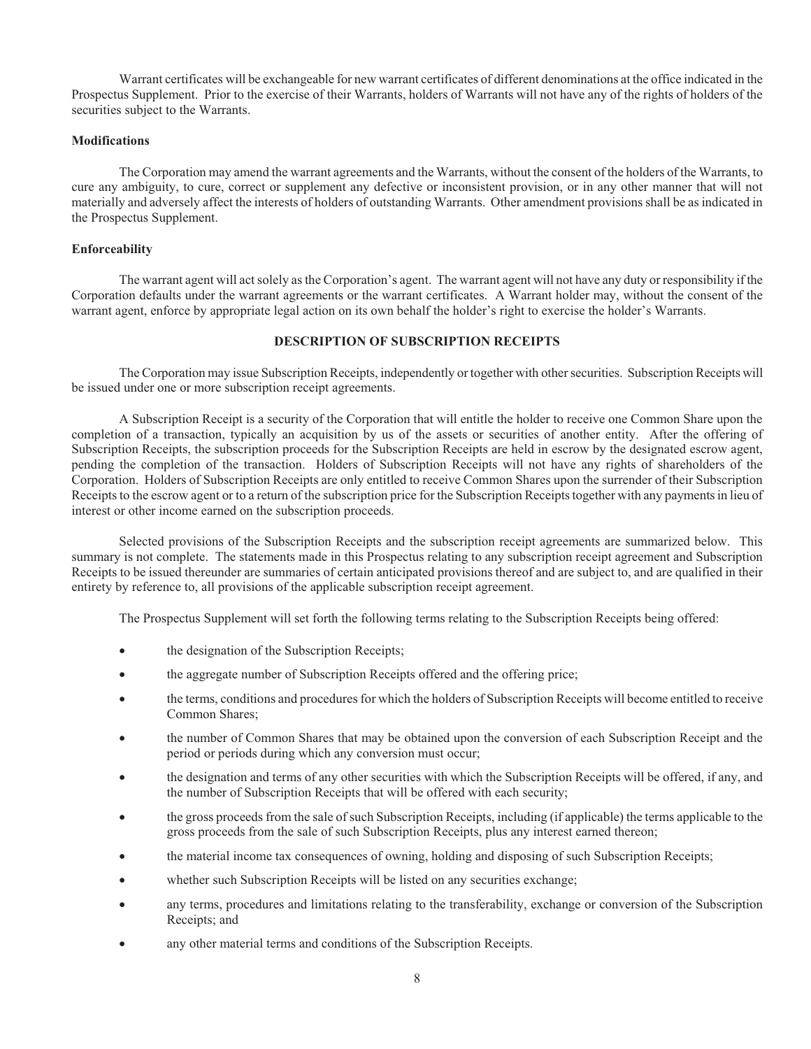Warrant certificates will be exchangeable for new warrant certificates of different denominations at the office indicated in the Prospectus Supplement. Prior to the exercise of their Warrants, holders of Warrants will not have any of the rights of holders of the securities subject to the Warrants.

**Modifications**

The Corporation may amend the warrant agreements and the Warrants, without the consent of the holders of the Warrants, to cure any ambiguity, to cure, correct or supplement any defective or inconsistent provision, or in any other manner that will not materially and adversely affect the interests of holders of outstanding Warrants. Other amendment provisions shall be as indicated in the Prospectus Supplement.

**Enforceability**

The warrant agent will act solely as the Corporation's agent. The warrant agent will not have any duty or responsibility if the Corporation defaults under the warrant agreements or the warrant certificates. A Warrant holder may, without the consent of the warrant agent, enforce by appropriate legal action on its own behalf the holder's right to exercise the holder's Warrants.

## DESCRIPTION OF SUBSCRIPTION RECEIPTS

The Corporation may issue Subscription Receipts, independently or together with other securities. Subscription Receipts will be issued under one or more subscription receipt agreements.

A Subscription Receipt is a security of the Corporation that will entitle the holder to receive one Common Share upon the completion of a transaction, typically an acquisition by us of the assets or securities of another entity. After the offering of Subscription Receipts, the subscription proceeds for the Subscription Receipts are held in escrow by the designated escrow agent, pending the completion of the transaction. Holders of Subscription Receipts will not have any rights of shareholders of the Corporation. Holders of Subscription Receipts are only entitled to receive Common Shares upon the surrender of their Subscription Receipts to the escrow agent or to a return of the subscription price for the Subscription Receipts together with any payments in lieu of interest or other income earned on the subscription proceeds.

Selected provisions of the Subscription Receipts and the subscription receipt agreements are summarized below. This summary is not complete. The statements made in this Prospectus relating to any subscription receipt agreement and Subscription Receipts to be issued thereunder are summaries of certain anticipated provisions thereof and are subject to, and are qualified in their entirety by reference to, all provisions of the applicable subscription receipt agreement.

The Prospectus Supplement will set forth the following terms relating to the Subscription Receipts being offered:

- the designation of the Subscription Receipts;
- the aggregate number of Subscription Receipts offered and the offering price;
- the terms, conditions and procedures for which the holders of Subscription Receipts will become entitled to receive Common Shares;
- the number of Common Shares that may be obtained upon the conversion of each Subscription Receipt and the period or periods during which any conversion must occur;
- the designation and terms of any other securities with which the Subscription Receipts will be offered, if any, and the number of Subscription Receipts that will be offered with each security;
- the gross proceeds from the sale of such Subscription Receipts, including (if applicable) the terms applicable to the gross proceeds from the sale of such Subscription Receipts, plus any interest earned thereon;
- the material income tax consequences of owning, holding and disposing of such Subscription Receipts;
- whether such Subscription Receipts will be listed on any securities exchange;
- any terms, procedures and limitations relating to the transferability, exchange or conversion of the Subscription Receipts; and
- any other material terms and conditions of the Subscription Receipts.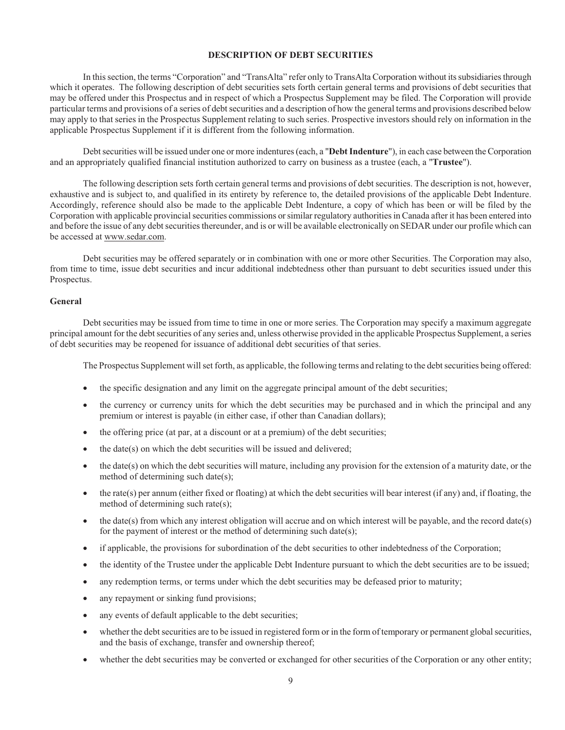## DESCRIPTION OF DEBT SECURITIES

In this section, the terms "Corporation" and "TransAlta" refer only to TransAlta Corporation without its subsidiaries through which it operates. The following description of debt securities sets forth certain general terms and provisions of debt securities that may be offered under this Prospectus and in respect of which a Prospectus Supplement may be filed. The Corporation will provide particular terms and provisions of a series of debt securities and a description of how the general terms and provisions described below may apply to that series in the Prospectus Supplement relating to such series. Prospective investors should rely on information in the applicable Prospectus Supplement if it is different from the following information.

Debt securities will be issued under one or more indentures (each, a "**Debt Indenture**"), in each case between the Corporation and an appropriately qualified financial institution authorized to carry on business as a trustee (each, a "**Trustee**").

The following description sets forth certain general terms and provisions of debt securities. The description is not, however, exhaustive and is subject to, and qualified in its entirety by reference to, the detailed provisions of the applicable Debt Indenture. Accordingly, reference should also be made to the applicable Debt Indenture, a copy of which has been or will be filed by the Corporation with applicable provincial securities commissions or similar regulatory authorities in Canada after it has been entered into and before the issue of any debt securities thereunder, and is or will be available electronically on SEDAR under our profile which can be accessed at www.sedar.com.

Debt securities may be offered separately or in combination with one or more other Securities. The Corporation may also, from time to time, issue debt securities and incur additional indebtedness other than pursuant to debt securities issued under this Prospectus.

### General

Debt securities may be issued from time to time in one or more series. The Corporation may specify a maximum aggregate principal amount for the debt securities of any series and, unless otherwise provided in the applicable Prospectus Supplement, a series of debt securities may be reopened for issuance of additional debt securities of that series.

The Prospectus Supplement will set forth, as applicable, the following terms and relating to the debt securities being offered:

- the specific designation and any limit on the aggregate principal amount of the debt securities;
- the currency or currency units for which the debt securities may be purchased and in which the principal and any premium or interest is payable (in either case, if other than Canadian dollars);
- the offering price (at par, at a discount or at a premium) of the debt securities;
- the date(s) on which the debt securities will be issued and delivered;
- the date(s) on which the debt securities will mature, including any provision for the extension of a maturity date, or the method of determining such date(s);
- the rate(s) per annum (either fixed or floating) at which the debt securities will bear interest (if any) and, if floating, the method of determining such rate(s);
- the date(s) from which any interest obligation will accrue and on which interest will be payable, and the record date(s) for the payment of interest or the method of determining such date(s);
- if applicable, the provisions for subordination of the debt securities to other indebtedness of the Corporation;
- the identity of the Trustee under the applicable Debt Indenture pursuant to which the debt securities are to be issued;
- any redemption terms, or terms under which the debt securities may be defeased prior to maturity;
- any repayment or sinking fund provisions;
- any events of default applicable to the debt securities;
- whether the debt securities are to be issued in registered form or in the form of temporary or permanent global securities, and the basis of exchange, transfer and ownership thereof;
- whether the debt securities may be converted or exchanged for other securities of the Corporation or any other entity;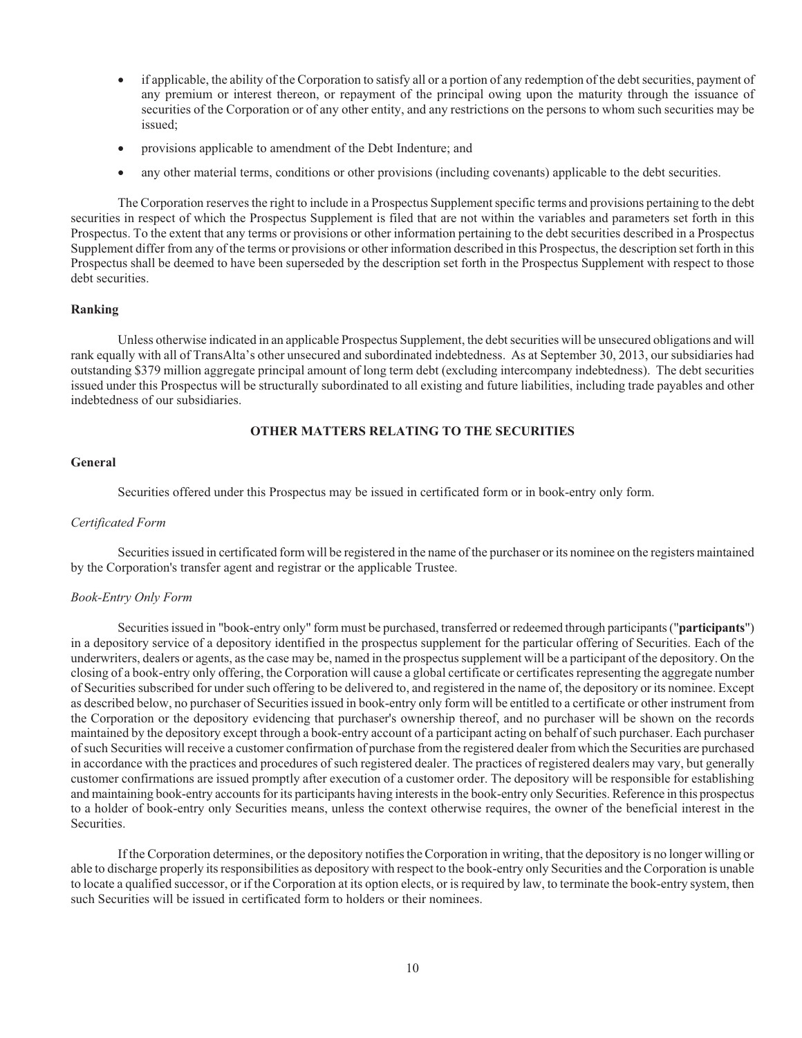- if applicable, the ability of the Corporation to satisfy all or a portion of any redemption of the debt securities, payment of any premium or interest thereon, or repayment of the principal owing upon the maturity through the issuance of securities of the Corporation or of any other entity, and any restrictions on the persons to whom such securities may be issued;
- provisions applicable to amendment of the Debt Indenture; and
- any other material terms, conditions or other provisions (including covenants) applicable to the debt securities.

The Corporation reserves the right to include in a Prospectus Supplement specific terms and provisions pertaining to the debt securities in respect of which the Prospectus Supplement is filed that are not within the variables and parameters set forth in this Prospectus. To the extent that any terms or provisions or other information pertaining to the debt securities described in a Prospectus Supplement differ from any of the terms or provisions or other information described in this Prospectus, the description set forth in this Prospectus shall be deemed to have been superseded by the description set forth in the Prospectus Supplement with respect to those debt securities.

**Ranking**

Unless otherwise indicated in an applicable Prospectus Supplement, the debt securities will be unsecured obligations and will rank equally with all of TransAlta's other unsecured and subordinated indebtedness. As at September 30, 2013, our subsidiaries had outstanding $379 million aggregate principal amount of long term debt (excluding intercompany indebtedness). The debt securities issued under this Prospectus will be structurally subordinated to all existing and future liabilities, including trade payables and other indebtedness of our subsidiaries.

## OTHER MATTERS RELATING TO THE SECURITIES

**General**

Securities offered under this Prospectus may be issued in certificated form or in book-entry only form.

*Certificated Form*

Securities issued in certificated form will be registered in the name of the purchaser or its nominee on the registers maintained by the Corporation's transfer agent and registrar or the applicable Trustee.

*Book-Entry Only Form*

Securities issued in "book-entry only" form must be purchased, transferred or redeemed through participants ("**participants**") in a depository service of a depository identified in the prospectus supplement for the particular offering of Securities. Each of the underwriters, dealers or agents, as the case may be, named in the prospectus supplement will be a participant of the depository. On the closing of a book-entry only offering, the Corporation will cause a global certificate or certificates representing the aggregate number of Securities subscribed for under such offering to be delivered to, and registered in the name of, the depository or its nominee. Except as described below, no purchaser of Securities issued in book-entry only form will be entitled to a certificate or other instrument from the Corporation or the depository evidencing that purchaser's ownership thereof, and no purchaser will be shown on the records maintained by the depository except through a book-entry account of a participant acting on behalf of such purchaser. Each purchaser of such Securities will receive a customer confirmation of purchase from the registered dealer from which the Securities are purchased in accordance with the practices and procedures of such registered dealer. The practices of registered dealers may vary, but generally customer confirmations are issued promptly after execution of a customer order. The depository will be responsible for establishing and maintaining book-entry accounts for its participants having interests in the book-entry only Securities. Reference in this prospectus to a holder of book-entry only Securities means, unless the context otherwise requires, the owner of the beneficial interest in the Securities.

If the Corporation determines, or the depository notifies the Corporation in writing, that the depository is no longer willing or able to discharge properly its responsibilities as depository with respect to the book-entry only Securities and the Corporation is unable to locate a qualified successor, or if the Corporation at its option elects, or is required by law, to terminate the book-entry system, then such Securities will be issued in certificated form to holders or their nominees.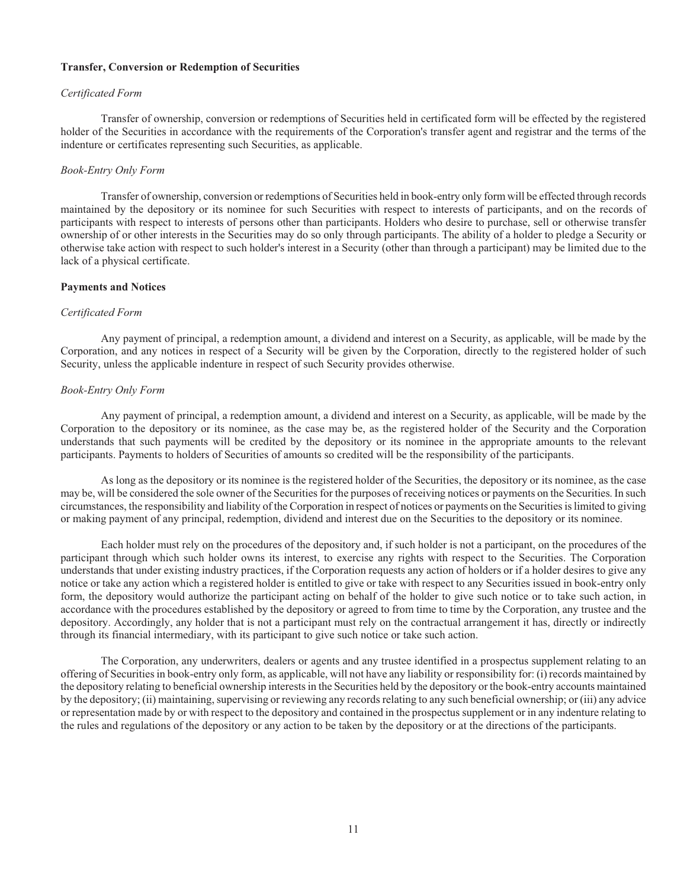**Transfer, Conversion or Redemption of Securities**

*Certificated Form*

Transfer of ownership, conversion or redemptions of Securities held in certificated form will be effected by the registered holder of the Securities in accordance with the requirements of the Corporation's transfer agent and registrar and the terms of the indenture or certificates representing such Securities, as applicable.

*Book-Entry Only Form*

Transfer of ownership, conversion or redemptions of Securities held in book-entry only form will be effected through records maintained by the depository or its nominee for such Securities with respect to interests of participants, and on the records of participants with respect to interests of persons other than participants. Holders who desire to purchase, sell or otherwise transfer ownership of or other interests in the Securities may do so only through participants. The ability of a holder to pledge a Security or otherwise take action with respect to such holder's interest in a Security (other than through a participant) may be limited due to the lack of a physical certificate.

**Payments and Notices**

*Certificated Form*

Any payment of principal, a redemption amount, a dividend and interest on a Security, as applicable, will be made by the Corporation, and any notices in respect of a Security will be given by the Corporation, directly to the registered holder of such Security, unless the applicable indenture in respect of such Security provides otherwise.

*Book-Entry Only Form*

Any payment of principal, a redemption amount, a dividend and interest on a Security, as applicable, will be made by the Corporation to the depository or its nominee, as the case may be, as the registered holder of the Security and the Corporation understands that such payments will be credited by the depository or its nominee in the appropriate amounts to the relevant participants. Payments to holders of Securities of amounts so credited will be the responsibility of the participants.

As long as the depository or its nominee is the registered holder of the Securities, the depository or its nominee, as the case may be, will be considered the sole owner of the Securities for the purposes of receiving notices or payments on the Securities. In such circumstances, the responsibility and liability of the Corporation in respect of notices or payments on the Securities is limited to giving or making payment of any principal, redemption, dividend and interest due on the Securities to the depository or its nominee.

Each holder must rely on the procedures of the depository and, if such holder is not a participant, on the procedures of the participant through which such holder owns its interest, to exercise any rights with respect to the Securities. The Corporation understands that under existing industry practices, if the Corporation requests any action of holders or if a holder desires to give any notice or take any action which a registered holder is entitled to give or take with respect to any Securities issued in book-entry only form, the depository would authorize the participant acting on behalf of the holder to give such notice or to take such action, in accordance with the procedures established by the depository or agreed to from time to time by the Corporation, any trustee and the depository. Accordingly, any holder that is not a participant must rely on the contractual arrangement it has, directly or indirectly through its financial intermediary, with its participant to give such notice or take such action.

The Corporation, any underwriters, dealers or agents and any trustee identified in a prospectus supplement relating to an offering of Securities in book-entry only form, as applicable, will not have any liability or responsibility for: (i) records maintained by the depository relating to beneficial ownership interests in the Securities held by the depository or the book-entry accounts maintained by the depository; (ii) maintaining, supervising or reviewing any records relating to any such beneficial ownership; or (iii) any advice or representation made by or with respect to the depository and contained in the prospectus supplement or in any indenture relating to the rules and regulations of the depository or any action to be taken by the depository or at the directions of the participants.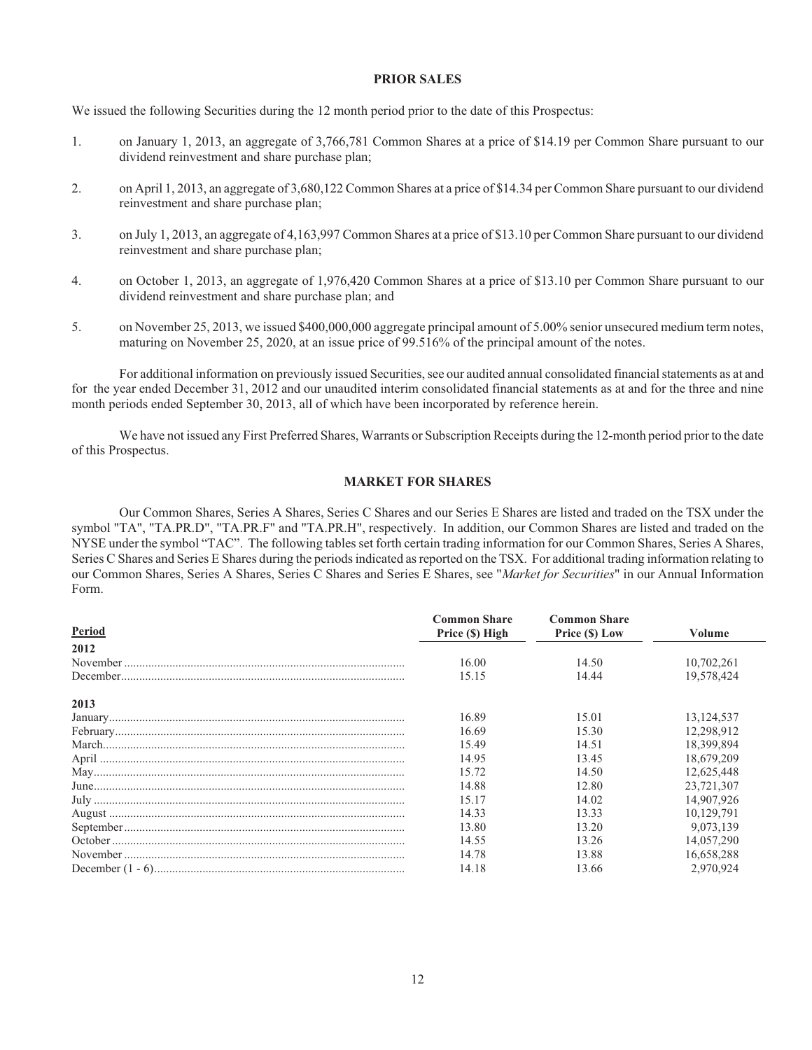## PRIOR SALES

We issued the following Securities during the 12 month period prior to the date of this Prospectus:

1. on January 1, 2013, an aggregate of 3,766,781 Common Shares at a price of $14.19 per Common Share pursuant to our dividend reinvestment and share purchase plan;

2. on April 1, 2013, an aggregate of 3,680,122 Common Shares at a price of $14.34 per Common Share pursuant to our dividend reinvestment and share purchase plan;

3. on July 1, 2013, an aggregate of 4,163,997 Common Shares at a price of $13.10 per Common Share pursuant to our dividend reinvestment and share purchase plan;

4. on October 1, 2013, an aggregate of 1,976,420 Common Shares at a price of $13.10 per Common Share pursuant to our dividend reinvestment and share purchase plan; and

5. on November 25, 2013, we issued $400,000,000 aggregate principal amount of 5.00% senior unsecured medium term notes, maturing on November 25, 2020, at an issue price of 99.516% of the principal amount of the notes.

For additional information on previously issued Securities, see our audited annual consolidated financial statements as at and for the year ended December 31, 2012 and our unaudited interim consolidated financial statements as at and for the three and nine month periods ended September 30, 2013, all of which have been incorporated by reference herein.

We have not issued any First Preferred Shares, Warrants or Subscription Receipts during the 12-month period prior to the date of this Prospectus.

## MARKET FOR SHARES

Our Common Shares, Series A Shares, Series C Shares and our Series E Shares are listed and traded on the TSX under the symbol "TA", "TA.PR.D", "TA.PR.F" and "TA.PR.H", respectively. In addition, our Common Shares are listed and traded on the NYSE under the symbol "TAC". The following tables set forth certain trading information for our Common Shares, Series A Shares, Series C Shares and Series E Shares during the periods indicated as reported on the TSX. For additional trading information relating to our Common Shares, Series A Shares, Series C Shares and Series E Shares, see "*Market for Securities*" in our Annual Information Form.

| Period | Common Share Price ($) High | Common Share Price ($) Low | Volume |
|---|---|---|---|
| **2012** | | | |
| November | 16.00 | 14.50 | 10,702,261 |
| December | 15.15 | 14.44 | 19,578,424 |
| **2013** | | | |
| January | 16.89 | 15.01 | 13,124,537 |
| February | 16.69 | 15.30 | 12,298,912 |
| March | 15.49 | 14.51 | 18,399,894 |
| April | 14.95 | 13.45 | 18,679,209 |
| May | 15.72 | 14.50 | 12,625,448 |
| June | 14.88 | 12.80 | 23,721,307 |
| July | 15.17 | 14.02 | 14,907,926 |
| August | 14.33 | 13.33 | 10,129,791 |
| September | 13.80 | 13.20 | 9,073,139 |
| October | 14.55 | 13.26 | 14,057,290 |
| November | 14.78 | 13.88 | 16,658,288 |
| December (1 - 6) | 14.18 | 13.66 | 2,970,924 |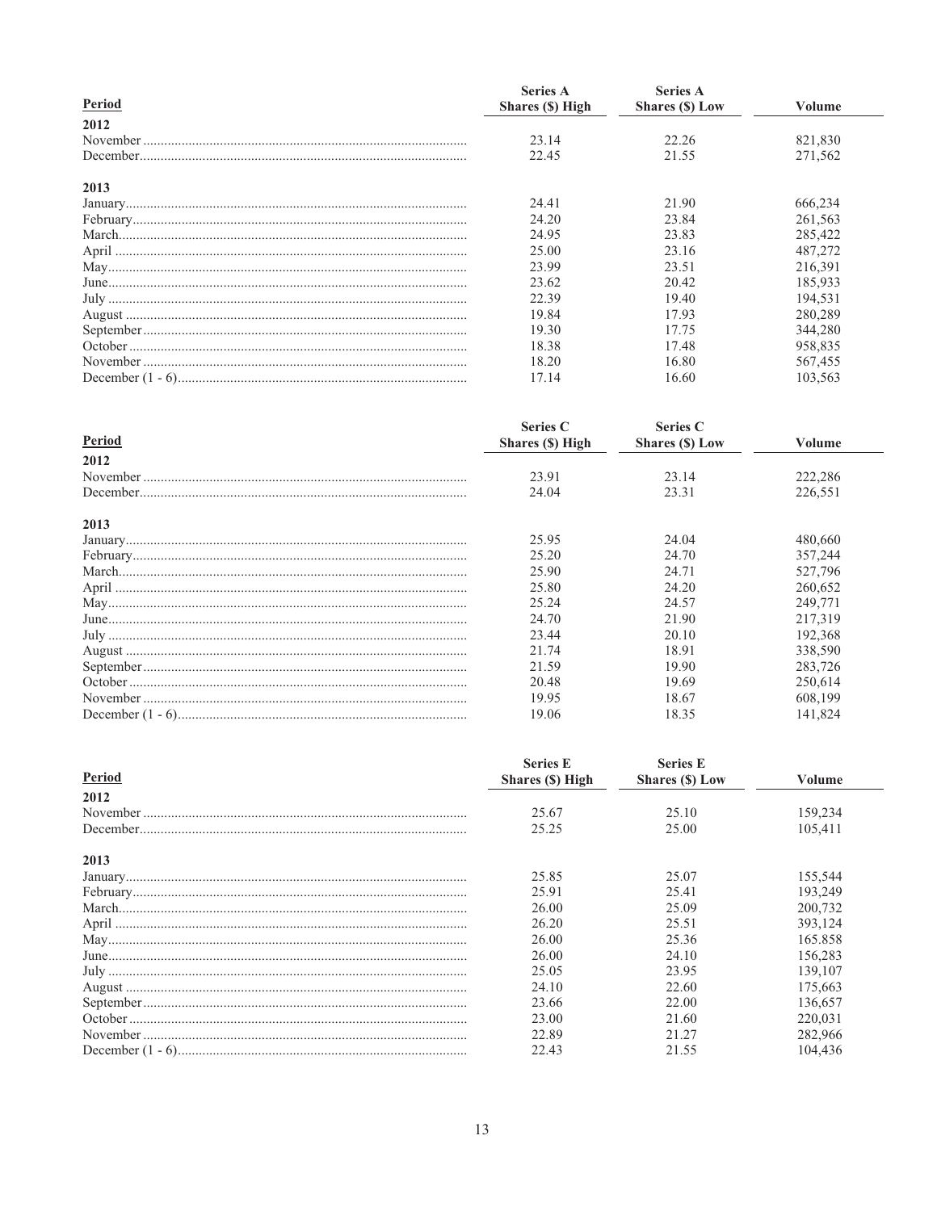| Period | Series A Shares ($) High | Series A Shares ($) Low | Volume |
|---|---|---|---|
| **2012** | | | |
| November | 23.14 | 22.26 | 821,830 |
| December | 22.45 | 21.55 | 271,562 |
| **2013** | | | |
| January | 24.41 | 21.90 | 666,234 |
| February | 24.20 | 23.84 | 261,563 |
| March | 24.95 | 23.83 | 285,422 |
| April | 25.00 | 23.16 | 487,272 |
| May | 23.99 | 23.51 | 216,391 |
| June | 23.62 | 20.42 | 185,933 |
| July | 22.39 | 19.40 | 194,531 |
| August | 19.84 | 17.93 | 280,289 |
| September | 19.30 | 17.75 | 344,280 |
| October | 18.38 | 17.48 | 958,835 |
| November | 18.20 | 16.80 | 567,455 |
| December (1 - 6) | 17.14 | 16.60 | 103,563 |

| Period | Series C Shares ($) High | Series C Shares ($) Low | Volume |
|---|---|---|---|
| **2012** | | | |
| November | 23.91 | 23.14 | 222,286 |
| December | 24.04 | 23.31 | 226,551 |
| **2013** | | | |
| January | 25.95 | 24.04 | 480,660 |
| February | 25.20 | 24.70 | 357,244 |
| March | 25.90 | 24.71 | 527,796 |
| April | 25.80 | 24.20 | 260,652 |
| May | 25.24 | 24.57 | 249,771 |
| June | 24.70 | 21.90 | 217,319 |
| July | 23.44 | 20.10 | 192,368 |
| August | 21.74 | 18.91 | 338,590 |
| September | 21.59 | 19.90 | 283,726 |
| October | 20.48 | 19.69 | 250,614 |
| November | 19.95 | 18.67 | 608,199 |
| December (1 - 6) | 19.06 | 18.35 | 141,824 |

| Period | Series E Shares ($) High | Series E Shares ($) Low | Volume |
|---|---|---|---|
| **2012** | | | |
| November | 25.67 | 25.10 | 159,234 |
| December | 25.25 | 25.00 | 105,411 |
| **2013** | | | |
| January | 25.85 | 25.07 | 155,544 |
| February | 25.91 | 25.41 | 193,249 |
| March | 26.00 | 25.09 | 200,732 |
| April | 26.20 | 25.51 | 393,124 |
| May | 26.00 | 25.36 | 165.858 |
| June | 26.00 | 24.10 | 156,283 |
| July | 25.05 | 23.95 | 139,107 |
| August | 24.10 | 22.60 | 175,663 |
| September | 23.66 | 22.00 | 136,657 |
| October | 23.00 | 21.60 | 220,031 |
| November | 22.89 | 21.27 | 282,966 |
| December (1 - 6) | 22.43 | 21.55 | 104,436 |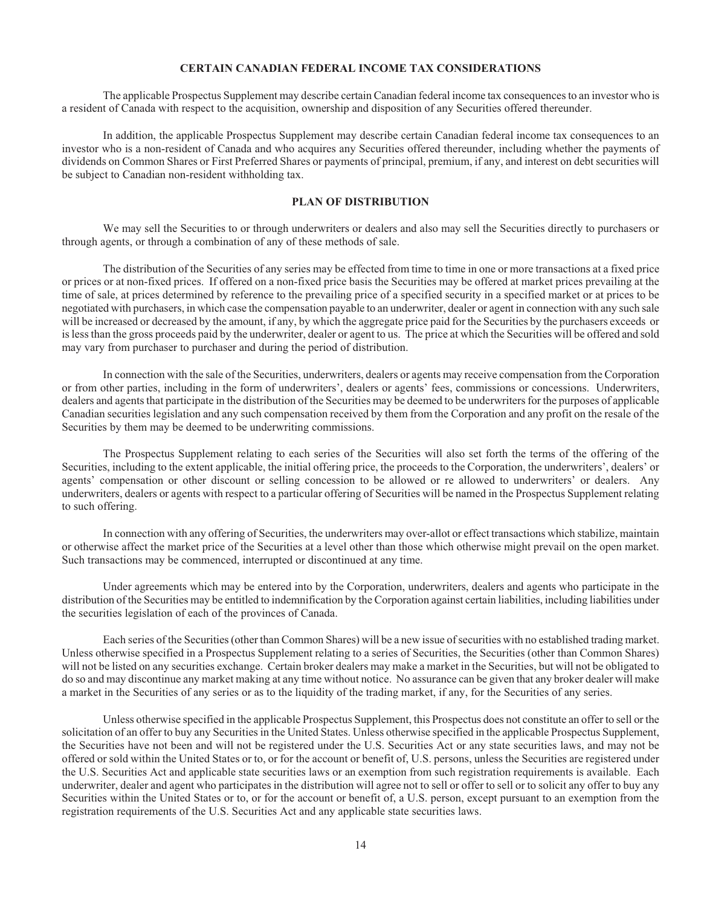## CERTAIN CANADIAN FEDERAL INCOME TAX CONSIDERATIONS

The applicable Prospectus Supplement may describe certain Canadian federal income tax consequences to an investor who is a resident of Canada with respect to the acquisition, ownership and disposition of any Securities offered thereunder.

In addition, the applicable Prospectus Supplement may describe certain Canadian federal income tax consequences to an investor who is a non-resident of Canada and who acquires any Securities offered thereunder, including whether the payments of dividends on Common Shares or First Preferred Shares or payments of principal, premium, if any, and interest on debt securities will be subject to Canadian non-resident withholding tax.

## PLAN OF DISTRIBUTION

We may sell the Securities to or through underwriters or dealers and also may sell the Securities directly to purchasers or through agents, or through a combination of any of these methods of sale.

The distribution of the Securities of any series may be effected from time to time in one or more transactions at a fixed price or prices or at non-fixed prices. If offered on a non-fixed price basis the Securities may be offered at market prices prevailing at the time of sale, at prices determined by reference to the prevailing price of a specified security in a specified market or at prices to be negotiated with purchasers, in which case the compensation payable to an underwriter, dealer or agent in connection with any such sale will be increased or decreased by the amount, if any, by which the aggregate price paid for the Securities by the purchasers exceeds or is less than the gross proceeds paid by the underwriter, dealer or agent to us. The price at which the Securities will be offered and sold may vary from purchaser to purchaser and during the period of distribution.

In connection with the sale of the Securities, underwriters, dealers or agents may receive compensation from the Corporation or from other parties, including in the form of underwriters', dealers or agents' fees, commissions or concessions. Underwriters, dealers and agents that participate in the distribution of the Securities may be deemed to be underwriters for the purposes of applicable Canadian securities legislation and any such compensation received by them from the Corporation and any profit on the resale of the Securities by them may be deemed to be underwriting commissions.

The Prospectus Supplement relating to each series of the Securities will also set forth the terms of the offering of the Securities, including to the extent applicable, the initial offering price, the proceeds to the Corporation, the underwriters', dealers' or agents' compensation or other discount or selling concession to be allowed or re allowed to underwriters' or dealers. Any underwriters, dealers or agents with respect to a particular offering of Securities will be named in the Prospectus Supplement relating to such offering.

In connection with any offering of Securities, the underwriters may over-allot or effect transactions which stabilize, maintain or otherwise affect the market price of the Securities at a level other than those which otherwise might prevail on the open market. Such transactions may be commenced, interrupted or discontinued at any time.

Under agreements which may be entered into by the Corporation, underwriters, dealers and agents who participate in the distribution of the Securities may be entitled to indemnification by the Corporation against certain liabilities, including liabilities under the securities legislation of each of the provinces of Canada.

Each series of the Securities (other than Common Shares) will be a new issue of securities with no established trading market. Unless otherwise specified in a Prospectus Supplement relating to a series of Securities, the Securities (other than Common Shares) will not be listed on any securities exchange. Certain broker dealers may make a market in the Securities, but will not be obligated to do so and may discontinue any market making at any time without notice. No assurance can be given that any broker dealer will make a market in the Securities of any series or as to the liquidity of the trading market, if any, for the Securities of any series.

Unless otherwise specified in the applicable Prospectus Supplement, this Prospectus does not constitute an offer to sell or the solicitation of an offer to buy any Securities in the United States. Unless otherwise specified in the applicable Prospectus Supplement, the Securities have not been and will not be registered under the U.S. Securities Act or any state securities laws, and may not be offered or sold within the United States or to, or for the account or benefit of, U.S. persons, unless the Securities are registered under the U.S. Securities Act and applicable state securities laws or an exemption from such registration requirements is available. Each underwriter, dealer and agent who participates in the distribution will agree not to sell or offer to sell or to solicit any offer to buy any Securities within the United States or to, or for the account or benefit of, a U.S. person, except pursuant to an exemption from the registration requirements of the U.S. Securities Act and any applicable state securities laws.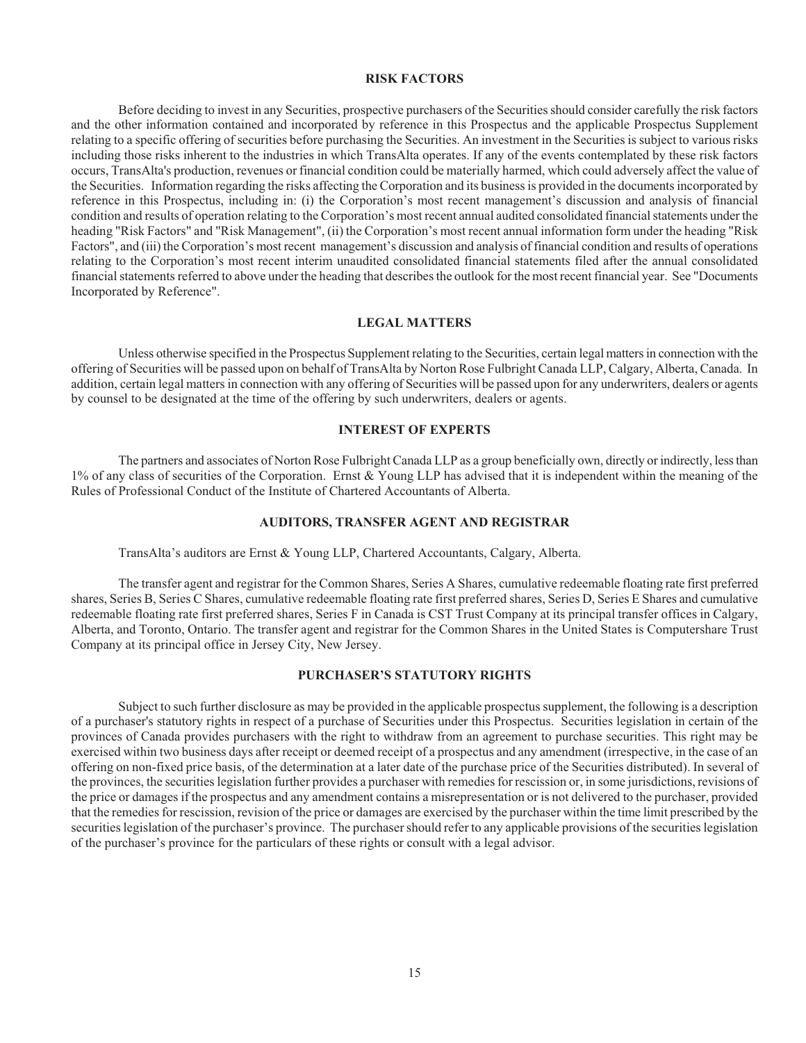## RISK FACTORS

Before deciding to invest in any Securities, prospective purchasers of the Securities should consider carefully the risk factors and the other information contained and incorporated by reference in this Prospectus and the applicable Prospectus Supplement relating to a specific offering of securities before purchasing the Securities. An investment in the Securities is subject to various risks including those risks inherent to the industries in which TransAlta operates. If any of the events contemplated by these risk factors occurs, TransAlta's production, revenues or financial condition could be materially harmed, which could adversely affect the value of the Securities. Information regarding the risks affecting the Corporation and its business is provided in the documents incorporated by reference in this Prospectus, including in: (i) the Corporation's most recent management's discussion and analysis of financial condition and results of operation relating to the Corporation's most recent annual audited consolidated financial statements under the heading "Risk Factors" and "Risk Management", (ii) the Corporation's most recent annual information form under the heading "Risk Factors", and (iii) the Corporation's most recent management's discussion and analysis of financial condition and results of operations relating to the Corporation's most recent interim unaudited consolidated financial statements filed after the annual consolidated financial statements referred to above under the heading that describes the outlook for the most recent financial year. See "Documents Incorporated by Reference".

## LEGAL MATTERS

Unless otherwise specified in the Prospectus Supplement relating to the Securities, certain legal matters in connection with the offering of Securities will be passed upon on behalf of TransAlta by Norton Rose Fulbright Canada LLP, Calgary, Alberta, Canada. In addition, certain legal matters in connection with any offering of Securities will be passed upon for any underwriters, dealers or agents by counsel to be designated at the time of the offering by such underwriters, dealers or agents.

## INTEREST OF EXPERTS

The partners and associates of Norton Rose Fulbright Canada LLP as a group beneficially own, directly or indirectly, less than 1% of any class of securities of the Corporation. Ernst & Young LLP has advised that it is independent within the meaning of the Rules of Professional Conduct of the Institute of Chartered Accountants of Alberta.

## AUDITORS, TRANSFER AGENT AND REGISTRAR

TransAlta's auditors are Ernst & Young LLP, Chartered Accountants, Calgary, Alberta.

The transfer agent and registrar for the Common Shares, Series A Shares, cumulative redeemable floating rate first preferred shares, Series B, Series C Shares, cumulative redeemable floating rate first preferred shares, Series D, Series E Shares and cumulative redeemable floating rate first preferred shares, Series F in Canada is CST Trust Company at its principal transfer offices in Calgary, Alberta, and Toronto, Ontario. The transfer agent and registrar for the Common Shares in the United States is Computershare Trust Company at its principal office in Jersey City, New Jersey.

## PURCHASER'S STATUTORY RIGHTS

Subject to such further disclosure as may be provided in the applicable prospectus supplement, the following is a description of a purchaser's statutory rights in respect of a purchase of Securities under this Prospectus. Securities legislation in certain of the provinces of Canada provides purchasers with the right to withdraw from an agreement to purchase securities. This right may be exercised within two business days after receipt or deemed receipt of a prospectus and any amendment (irrespective, in the case of an offering on non-fixed price basis, of the determination at a later date of the purchase price of the Securities distributed). In several of the provinces, the securities legislation further provides a purchaser with remedies for rescission or, in some jurisdictions, revisions of the price or damages if the prospectus and any amendment contains a misrepresentation or is not delivered to the purchaser, provided that the remedies for rescission, revision of the price or damages are exercised by the purchaser within the time limit prescribed by the securities legislation of the purchaser's province. The purchaser should refer to any applicable provisions of the securities legislation of the purchaser's province for the particulars of these rights or consult with a legal advisor.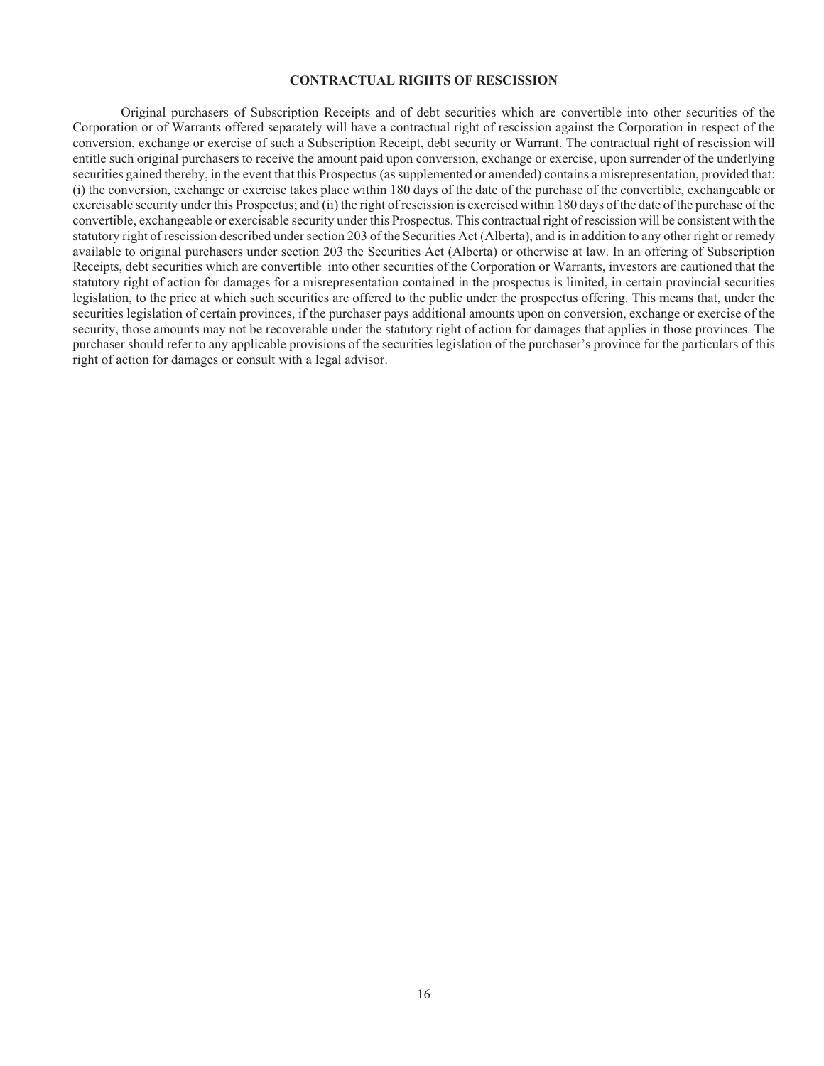## CONTRACTUAL RIGHTS OF RESCISSION

Original purchasers of Subscription Receipts and of debt securities which are convertible into other securities of the Corporation or of Warrants offered separately will have a contractual right of rescission against the Corporation in respect of the conversion, exchange or exercise of such a Subscription Receipt, debt security or Warrant. The contractual right of rescission will entitle such original purchasers to receive the amount paid upon conversion, exchange or exercise, upon surrender of the underlying securities gained thereby, in the event that this Prospectus (as supplemented or amended) contains a misrepresentation, provided that: (i) the conversion, exchange or exercise takes place within 180 days of the date of the purchase of the convertible, exchangeable or exercisable security under this Prospectus; and (ii) the right of rescission is exercised within 180 days of the date of the purchase of the convertible, exchangeable or exercisable security under this Prospectus. This contractual right of rescission will be consistent with the statutory right of rescission described under section 203 of the Securities Act (Alberta), and is in addition to any other right or remedy available to original purchasers under section 203 the Securities Act (Alberta) or otherwise at law. In an offering of Subscription Receipts, debt securities which are convertible into other securities of the Corporation or Warrants, investors are cautioned that the statutory right of action for damages for a misrepresentation contained in the prospectus is limited, in certain provincial securities legislation, to the price at which such securities are offered to the public under the prospectus offering. This means that, under the securities legislation of certain provinces, if the purchaser pays additional amounts upon on conversion, exchange or exercise of the security, those amounts may not be recoverable under the statutory right of action for damages that applies in those provinces. The purchaser should refer to any applicable provisions of the securities legislation of the purchaser's province for the particulars of this right of action for damages or consult with a legal advisor.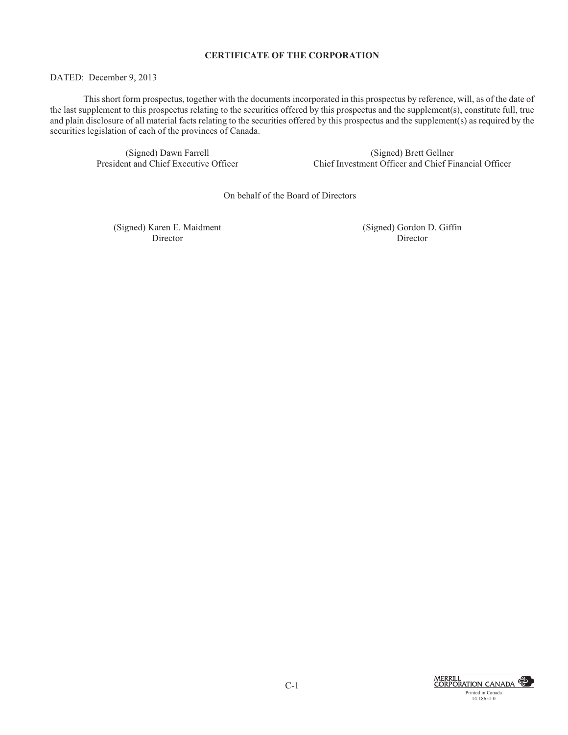**CERTIFICATE OF THE CORPORATION**

DATED: December 9, 2013

This short form prospectus, together with the documents incorporated in this prospectus by reference, will, as of the date of the last supplement to this prospectus relating to the securities offered by this prospectus and the supplement(s), constitute full, true and plain disclosure of all material facts relating to the securities offered by this prospectus and the supplement(s) as required by the securities legislation of each of the provinces of Canada.

(Signed) Dawn Farrell
President and Chief Executive Officer

(Signed) Brett Gellner
Chief Investment Officer and Chief Financial Officer

On behalf of the Board of Directors

(Signed) Karen E. Maidment
Director

(Signed) Gordon D. Giffin
Director